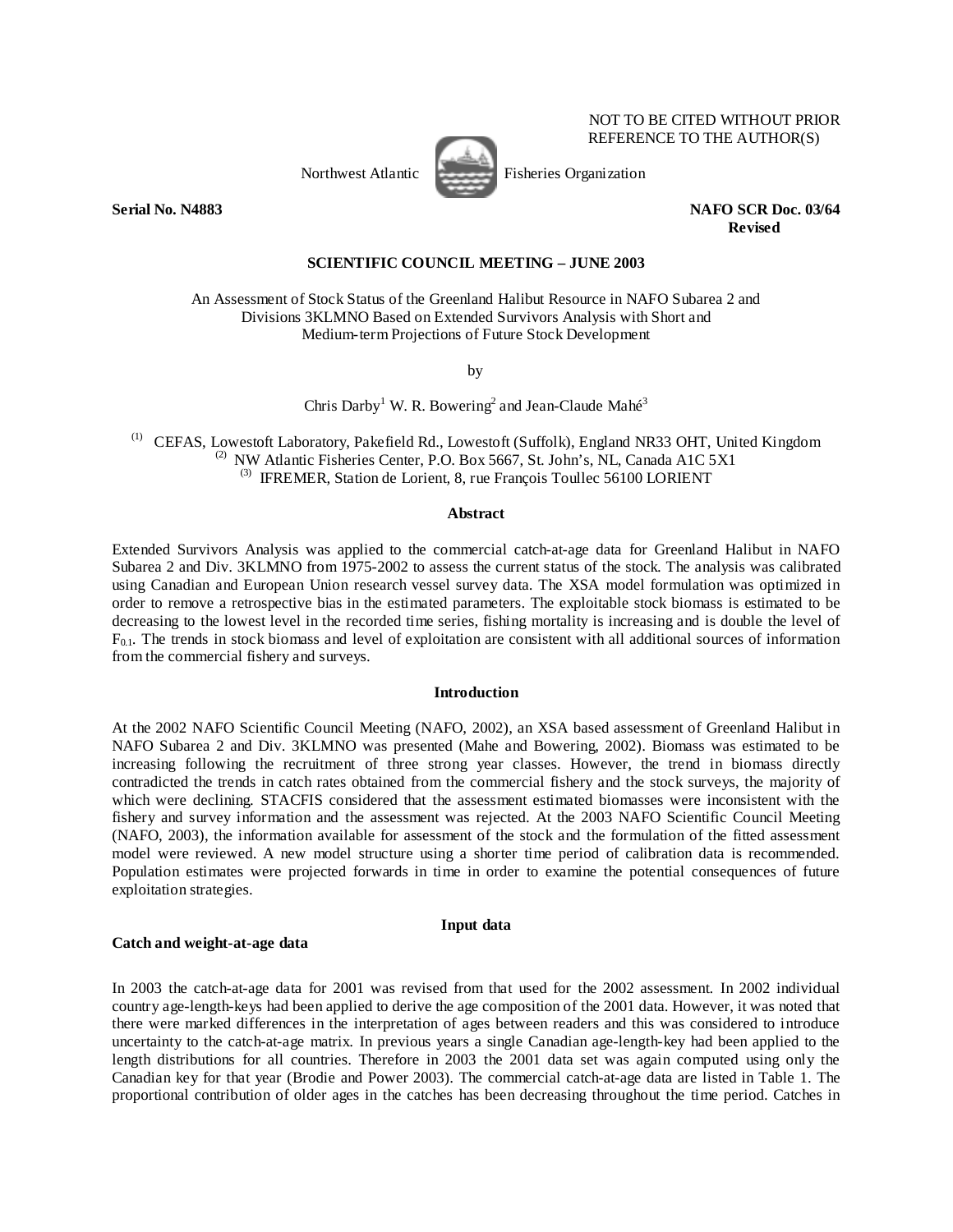NOT TO BE CITED WITHOUT PRIOR REFERENCE TO THE AUTHOR(S)

Northwest Atlantic Fisheries Organization

**Serial No. N4883** **NAFO SCR Doc. 03/64 Revised**

**SCIENTIFIC COUNCIL MEETING – JUNE 2003**

An Assessment of Stock Status of the Greenland Halibut Resource in NAFO Subarea 2 and Divisions 3KLMNO Based on Extended Survivors Analysis with Short and Medium-term Projections of Future Stock Development

by

Chris Darby[1] W. R. Bowering[2] and Jean-Claude Mahé[3]

[1] CEFAS, Lowestoft Laboratory, Pakefield Rd., Lowestoft (Suffolk), England NR33 OHT, United Kingdom
[2] NW Atlantic Fisheries Center, P.O. Box 5667, St. John's, NL, Canada A1C 5X1
[3] IFREMER, Station de Lorient, 8, rue François Toullec 56100 LORIENT

## Abstract

Extended Survivors Analysis was applied to the commercial catch-at-age data for Greenland Halibut in NAFO Subarea 2 and Div. 3KLMNO from 1975-2002 to assess the current status of the stock. The analysis was calibrated using Canadian and European Union research vessel survey data. The XSA model formulation was optimized in order to remove a retrospective bias in the estimated parameters. The exploitable stock biomass is estimated to be decreasing to the lowest level in the recorded time series, fishing mortality is increasing and is double the level of $F_{0.1}$. The trends in stock biomass and level of exploitation are consistent with all additional sources of information from the commercial fishery and surveys.

## Introduction

At the 2002 NAFO Scientific Council Meeting (NAFO, 2002), an XSA based assessment of Greenland Halibut in NAFO Subarea 2 and Div. 3KLMNO was presented (Mahe and Bowering, 2002). Biomass was estimated to be increasing following the recruitment of three strong year classes. However, the trend in biomass directly contradicted the trends in catch rates obtained from the commercial fishery and the stock surveys, the majority of which were declining. STACFIS considered that the assessment estimated biomasses were inconsistent with the fishery and survey information and the assessment was rejected. At the 2003 NAFO Scientific Council Meeting (NAFO, 2003), the information available for assessment of the stock and the formulation of the fitted assessment model were reviewed. A new model structure using a shorter time period of calibration data is recommended. Population estimates were projected forwards in time in order to examine the potential consequences of future exploitation strategies.

## Input data

### Catch and weight-at-age data

In 2003 the catch-at-age data for 2001 was revised from that used for the 2002 assessment. In 2002 individual country age-length-keys had been applied to derive the age composition of the 2001 data. However, it was noted that there were marked differences in the interpretation of ages between readers and this was considered to introduce uncertainty to the catch-at-age matrix. In previous years a single Canadian age-length-key had been applied to the length distributions for all countries. Therefore in 2003 the 2001 data set was again computed using only the Canadian key for that year (Brodie and Power 2003). The commercial catch-at-age data are listed in Table 1. The proportional contribution of older ages in the catches has been decreasing throughout the time period. Catches in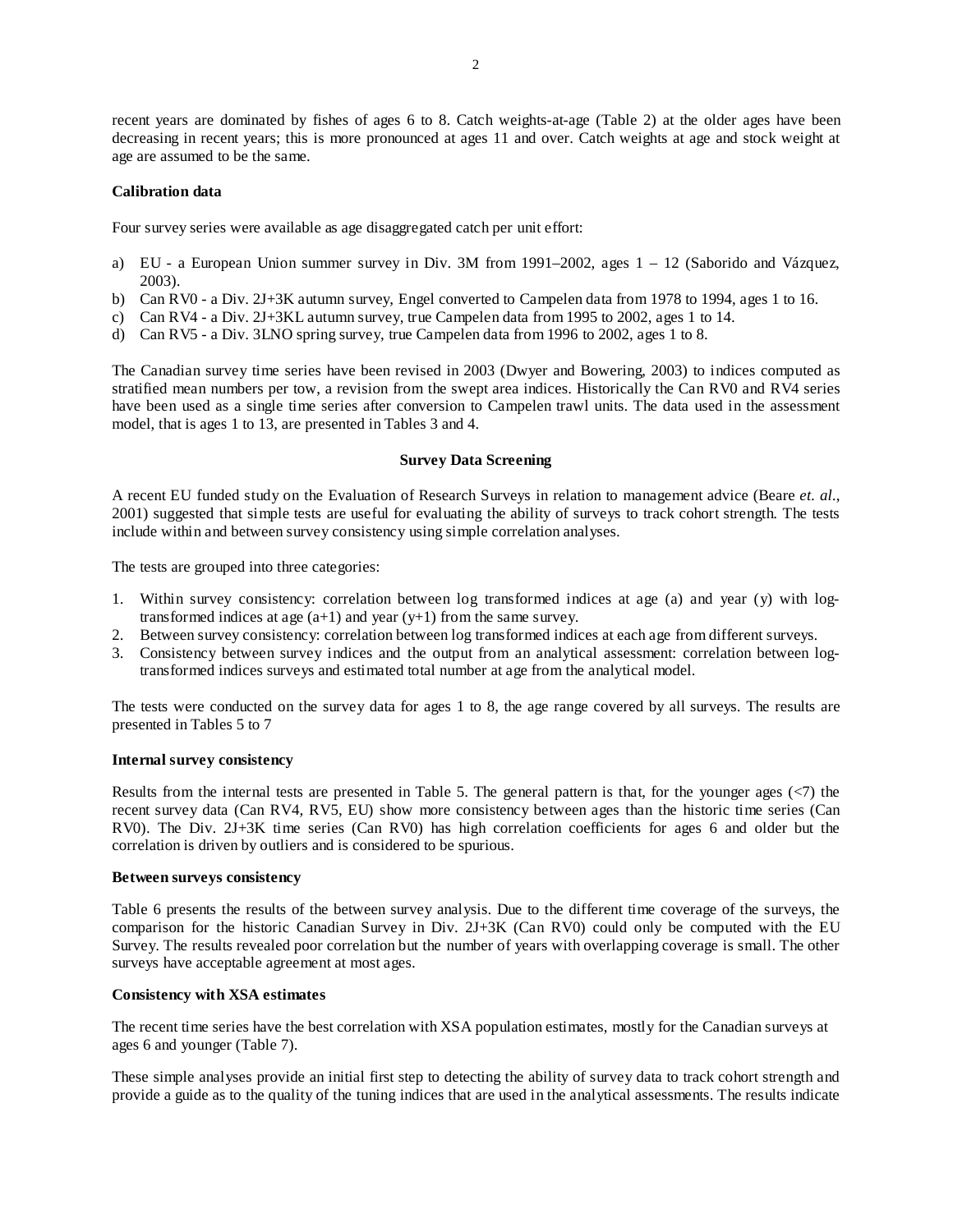recent years are dominated by fishes of ages 6 to 8. Catch weights-at-age (Table 2) at the older ages have been decreasing in recent years; this is more pronounced at ages 11 and over. Catch weights at age and stock weight at age are assumed to be the same.

**Calibration data**

Four survey series were available as age disaggregated catch per unit effort:

a) EU - a European Union summer survey in Div. 3M from 1991–2002, ages 1 – 12 (Saborido and Vázquez, 2003).
b) Can RV0 - a Div. 2J+3K autumn survey, Engel converted to Campelen data from 1978 to 1994, ages 1 to 16.
c) Can RV4 - a Div. 2J+3KL autumn survey, true Campelen data from 1995 to 2002, ages 1 to 14.
d) Can RV5 - a Div. 3LNO spring survey, true Campelen data from 1996 to 2002, ages 1 to 8.

The Canadian survey time series have been revised in 2003 (Dwyer and Bowering, 2003) to indices computed as stratified mean numbers per tow, a revision from the swept area indices. Historically the Can RV0 and RV4 series have been used as a single time series after conversion to Campelen trawl units. The data used in the assessment model, that is ages 1 to 13, are presented in Tables 3 and 4.

## Survey Data Screening

A recent EU funded study on the Evaluation of Research Surveys in relation to management advice (Beare *et. al.*, 2001) suggested that simple tests are useful for evaluating the ability of surveys to track cohort strength. The tests include within and between survey consistency using simple correlation analyses.

The tests are grouped into three categories:

1. Within survey consistency: correlation between log transformed indices at age (a) and year (y) with log-transformed indices at age (a+1) and year (y+1) from the same survey.
2. Between survey consistency: correlation between log transformed indices at each age from different surveys.
3. Consistency between survey indices and the output from an analytical assessment: correlation between log-transformed indices surveys and estimated total number at age from the analytical model.

The tests were conducted on the survey data for ages 1 to 8, the age range covered by all surveys. The results are presented in Tables 5 to 7

**Internal survey consistency**

Results from the internal tests are presented in Table 5. The general pattern is that, for the younger ages (<7) the recent survey data (Can RV4, RV5, EU) show more consistency between ages than the historic time series (Can RV0). The Div. 2J+3K time series (Can RV0) has high correlation coefficients for ages 6 and older but the correlation is driven by outliers and is considered to be spurious.

**Between surveys consistency**

Table 6 presents the results of the between survey analysis. Due to the different time coverage of the surveys, the comparison for the historic Canadian Survey in Div. 2J+3K (Can RV0) could only be computed with the EU Survey. The results revealed poor correlation but the number of years with overlapping coverage is small. The other surveys have acceptable agreement at most ages.

**Consistency with XSA estimates**

The recent time series have the best correlation with XSA population estimates, mostly for the Canadian surveys at ages 6 and younger (Table 7).

These simple analyses provide an initial first step to detecting the ability of survey data to track cohort strength and provide a guide as to the quality of the tuning indices that are used in the analytical assessments. The results indicate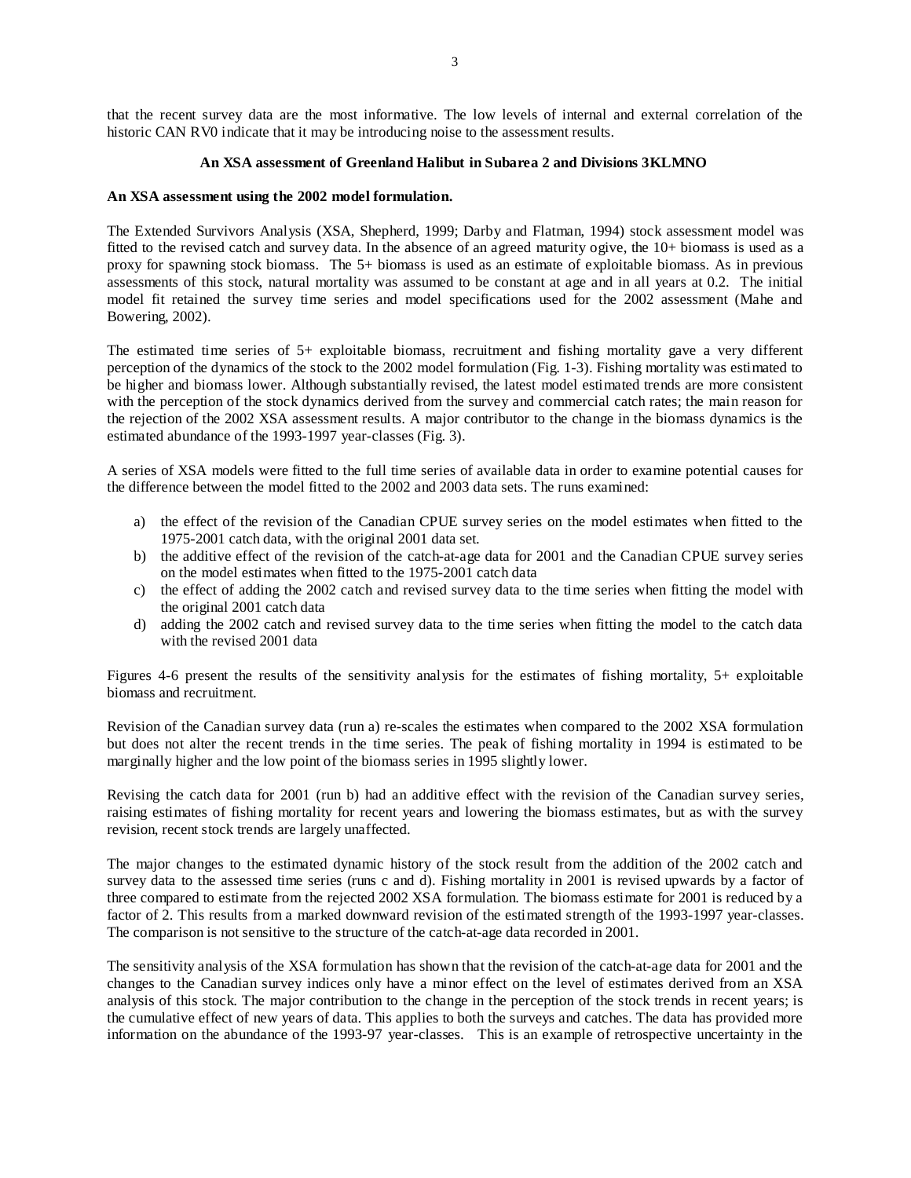that the recent survey data are the most informative. The low levels of internal and external correlation of the historic CAN RV0 indicate that it may be introducing noise to the assessment results.

## An XSA assessment of Greenland Halibut in Subarea 2 and Divisions 3KLMNO

### An XSA assessment using the 2002 model formulation.

The Extended Survivors Analysis (XSA, Shepherd, 1999; Darby and Flatman, 1994) stock assessment model was fitted to the revised catch and survey data. In the absence of an agreed maturity ogive, the 10+ biomass is used as a proxy for spawning stock biomass. The 5+ biomass is used as an estimate of exploitable biomass. As in previous assessments of this stock, natural mortality was assumed to be constant at age and in all years at 0.2. The initial model fit retained the survey time series and model specifications used for the 2002 assessment (Mahe and Bowering, 2002).

The estimated time series of 5+ exploitable biomass, recruitment and fishing mortality gave a very different perception of the dynamics of the stock to the 2002 model formulation (Fig. 1-3). Fishing mortality was estimated to be higher and biomass lower. Although substantially revised, the latest model estimated trends are more consistent with the perception of the stock dynamics derived from the survey and commercial catch rates; the main reason for the rejection of the 2002 XSA assessment results. A major contributor to the change in the biomass dynamics is the estimated abundance of the 1993-1997 year-classes (Fig. 3).

A series of XSA models were fitted to the full time series of available data in order to examine potential causes for the difference between the model fitted to the 2002 and 2003 data sets. The runs examined:

a) the effect of the revision of the Canadian CPUE survey series on the model estimates when fitted to the 1975-2001 catch data, with the original 2001 data set.
b) the additive effect of the revision of the catch-at-age data for 2001 and the Canadian CPUE survey series on the model estimates when fitted to the 1975-2001 catch data
c) the effect of adding the 2002 catch and revised survey data to the time series when fitting the model with the original 2001 catch data
d) adding the 2002 catch and revised survey data to the time series when fitting the model to the catch data with the revised 2001 data

Figures 4-6 present the results of the sensitivity analysis for the estimates of fishing mortality, 5+ exploitable biomass and recruitment.

Revision of the Canadian survey data (run a) re-scales the estimates when compared to the 2002 XSA formulation but does not alter the recent trends in the time series. The peak of fishing mortality in 1994 is estimated to be marginally higher and the low point of the biomass series in 1995 slightly lower.

Revising the catch data for 2001 (run b) had an additive effect with the revision of the Canadian survey series, raising estimates of fishing mortality for recent years and lowering the biomass estimates, but as with the survey revision, recent stock trends are largely unaffected.

The major changes to the estimated dynamic history of the stock result from the addition of the 2002 catch and survey data to the assessed time series (runs c and d). Fishing mortality in 2001 is revised upwards by a factor of three compared to estimate from the rejected 2002 XSA formulation. The biomass estimate for 2001 is reduced by a factor of 2. This results from a marked downward revision of the estimated strength of the 1993-1997 year-classes. The comparison is not sensitive to the structure of the catch-at-age data recorded in 2001.

The sensitivity analysis of the XSA formulation has shown that the revision of the catch-at-age data for 2001 and the changes to the Canadian survey indices only have a minor effect on the level of estimates derived from an XSA analysis of this stock. The major contribution to the change in the perception of the stock trends in recent years; is the cumulative effect of new years of data. This applies to both the surveys and catches. The data has provided more information on the abundance of the 1993-97 year-classes. This is an example of retrospective uncertainty in the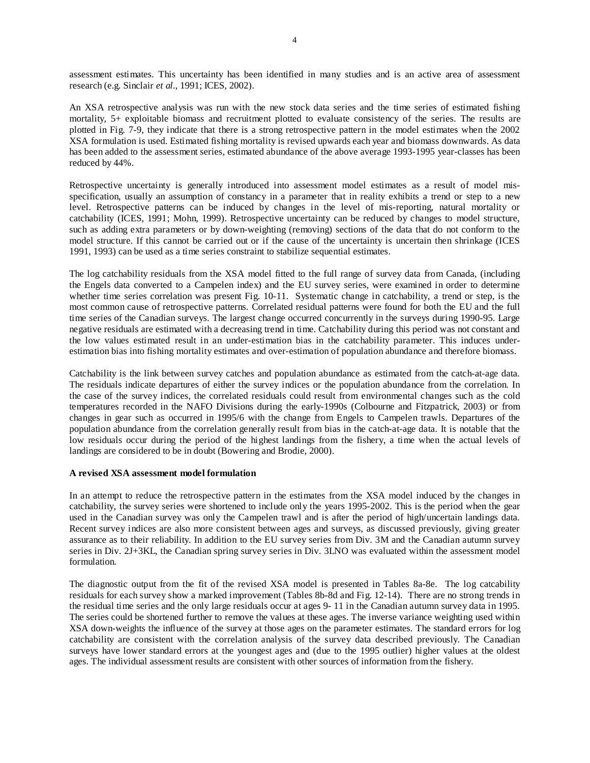assessment estimates. This uncertainty has been identified in many studies and is an active area of assessment research (e.g. Sinclair *et al*., 1991; ICES, 2002).

An XSA retrospective analysis was run with the new stock data series and the time series of estimated fishing mortality, 5+ exploitable biomass and recruitment plotted to evaluate consistency of the series. The results are plotted in Fig. 7-9, they indicate that there is a strong retrospective pattern in the model estimates when the 2002 XSA formulation is used. Estimated fishing mortality is revised upwards each year and biomass downwards. As data has been added to the assessment series, estimated abundance of the above average 1993-1995 year-classes has been reduced by 44%.

Retrospective uncertainty is generally introduced into assessment model estimates as a result of model mis-specification, usually an assumption of constancy in a parameter that in reality exhibits a trend or step to a new level. Retrospective patterns can be induced by changes in the level of mis-reporting, natural mortality or catchability (ICES, 1991; Mohn, 1999). Retrospective uncertainty can be reduced by changes to model structure, such as adding extra parameters or by down-weighting (removing) sections of the data that do not conform to the model structure. If this cannot be carried out or if the cause of the uncertainty is uncertain then shrinkage (ICES 1991, 1993) can be used as a time series constraint to stabilize sequential estimates.

The log catchability residuals from the XSA model fitted to the full range of survey data from Canada, (including the Engels data converted to a Campelen index) and the EU survey series, were examined in order to determine whether time series correlation was present Fig. 10-11. Systematic change in catchability, a trend or step, is the most common cause of retrospective patterns. Correlated residual patterns were found for both the EU and the full time series of the Canadian surveys. The largest change occurred concurrently in the surveys during 1990-95. Large negative residuals are estimated with a decreasing trend in time. Catchability during this period was not constant and the low values estimated result in an under-estimation bias in the catchability parameter. This induces under-estimation bias into fishing mortality estimates and over-estimation of population abundance and therefore biomass.

Catchability is the link between survey catches and population abundance as estimated from the catch-at-age data. The residuals indicate departures of either the survey indices or the population abundance from the correlation. In the case of the survey indices, the correlated residuals could result from environmental changes such as the cold temperatures recorded in the NAFO Divisions during the early-1990s (Colbourne and Fitzpatrick, 2003) or from changes in gear such as occurred in 1995/6 with the change from Engels to Campelen trawls. Departures of the population abundance from the correlation generally result from bias in the catch-at-age data. It is notable that the low residuals occur during the period of the highest landings from the fishery, a time when the actual levels of landings are considered to be in doubt (Bowering and Brodie, 2000).

**A revised XSA assessment model formulation**

In an attempt to reduce the retrospective pattern in the estimates from the XSA model induced by the changes in catchability, the survey series were shortened to include only the years 1995-2002. This is the period when the gear used in the Canadian survey was only the Campelen trawl and is after the period of high/uncertain landings data. Recent survey indices are also more consistent between ages and surveys, as discussed previously, giving greater assurance as to their reliability. In addition to the EU survey series from Div. 3M and the Canadian autumn survey series in Div. 2J+3KL, the Canadian spring survey series in Div. 3LNO was evaluated within the assessment model formulation.

The diagnostic output from the fit of the revised XSA model is presented in Tables 8a-8e. The log catcability residuals for each survey show a marked improvement (Tables 8b-8d and Fig. 12-14). There are no strong trends in the residual time series and the only large residuals occur at ages 9- 11 in the Canadian autumn survey data in 1995. The series could be shortened further to remove the values at these ages. The inverse variance weighting used within XSA down-weights the influence of the survey at those ages on the parameter estimates. The standard errors for log catchability are consistent with the correlation analysis of the survey data described previously. The Canadian surveys have lower standard errors at the youngest ages and (due to the 1995 outlier) higher values at the oldest ages. The individual assessment results are consistent with other sources of information from the fishery.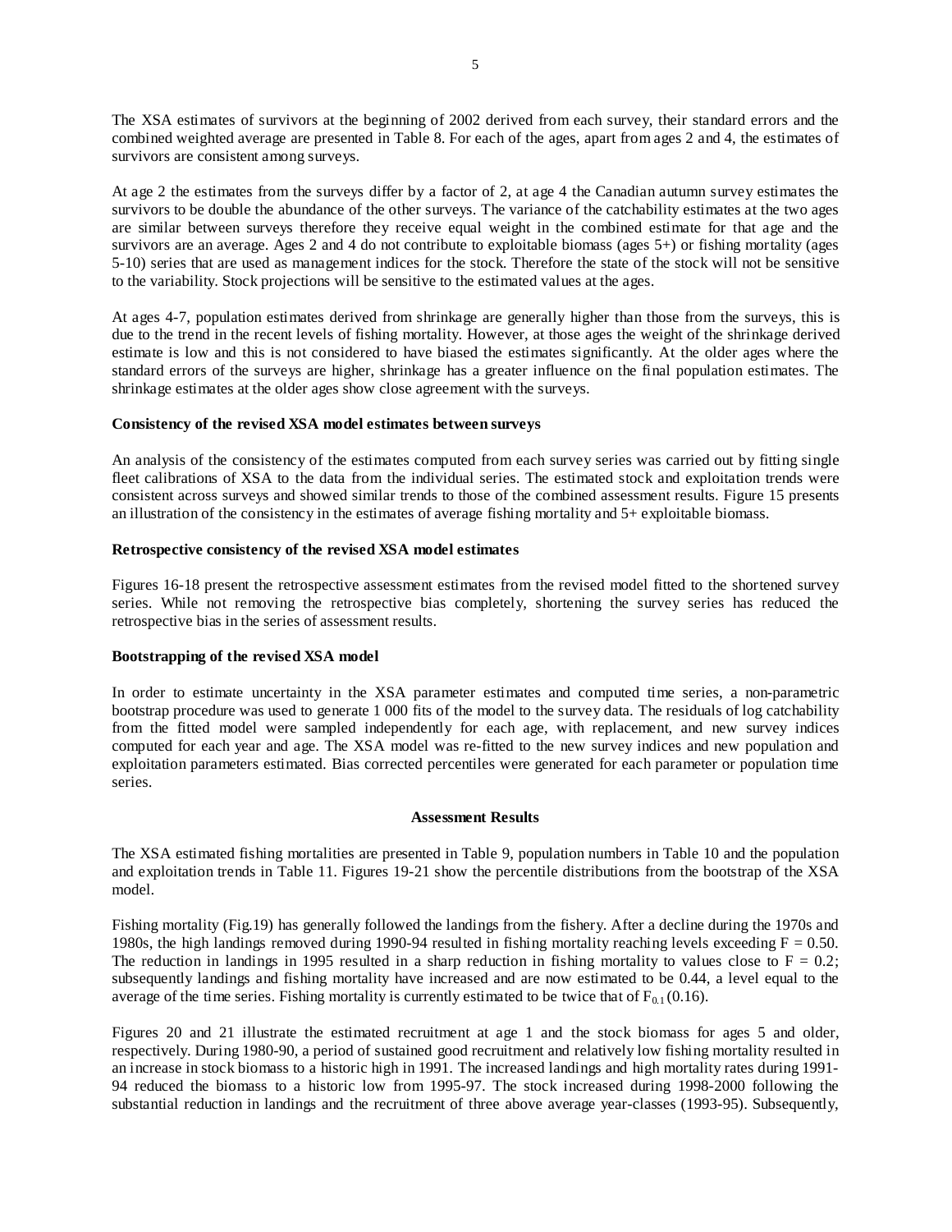The XSA estimates of survivors at the beginning of 2002 derived from each survey, their standard errors and the combined weighted average are presented in Table 8. For each of the ages, apart from ages 2 and 4, the estimates of survivors are consistent among surveys.

At age 2 the estimates from the surveys differ by a factor of 2, at age 4 the Canadian autumn survey estimates the survivors to be double the abundance of the other surveys. The variance of the catchability estimates at the two ages are similar between surveys therefore they receive equal weight in the combined estimate for that age and the survivors are an average. Ages 2 and 4 do not contribute to exploitable biomass (ages 5+) or fishing mortality (ages 5-10) series that are used as management indices for the stock. Therefore the state of the stock will not be sensitive to the variability. Stock projections will be sensitive to the estimated values at the ages.

At ages 4-7, population estimates derived from shrinkage are generally higher than those from the surveys, this is due to the trend in the recent levels of fishing mortality. However, at those ages the weight of the shrinkage derived estimate is low and this is not considered to have biased the estimates significantly. At the older ages where the standard errors of the surveys are higher, shrinkage has a greater influence on the final population estimates. The shrinkage estimates at the older ages show close agreement with the surveys.

**Consistency of the revised XSA model estimates between surveys**

An analysis of the consistency of the estimates computed from each survey series was carried out by fitting single fleet calibrations of XSA to the data from the individual series. The estimated stock and exploitation trends were consistent across surveys and showed similar trends to those of the combined assessment results. Figure 15 presents an illustration of the consistency in the estimates of average fishing mortality and 5+ exploitable biomass.

**Retrospective consistency of the revised XSA model estimates**

Figures 16-18 present the retrospective assessment estimates from the revised model fitted to the shortened survey series. While not removing the retrospective bias completely, shortening the survey series has reduced the retrospective bias in the series of assessment results.

**Bootstrapping of the revised XSA model**

In order to estimate uncertainty in the XSA parameter estimates and computed time series, a non-parametric bootstrap procedure was used to generate 1 000 fits of the model to the survey data. The residuals of log catchability from the fitted model were sampled independently for each age, with replacement, and new survey indices computed for each year and age. The XSA model was re-fitted to the new survey indices and new population and exploitation parameters estimated. Bias corrected percentiles were generated for each parameter or population time series.

## Assessment Results

The XSA estimated fishing mortalities are presented in Table 9, population numbers in Table 10 and the population and exploitation trends in Table 11. Figures 19-21 show the percentile distributions from the bootstrap of the XSA model.

Fishing mortality (Fig.19) has generally followed the landings from the fishery. After a decline during the 1970s and 1980s, the high landings removed during 1990-94 resulted in fishing mortality reaching levels exceeding $F = 0.50$. The reduction in landings in 1995 resulted in a sharp reduction in fishing mortality to values close to $F = 0.2$; subsequently landings and fishing mortality have increased and are now estimated to be 0.44, a level equal to the average of the time series. Fishing mortality is currently estimated to be twice that of $F_{0.1}$ (0.16).

Figures 20 and 21 illustrate the estimated recruitment at age 1 and the stock biomass for ages 5 and older, respectively. During 1980-90, a period of sustained good recruitment and relatively low fishing mortality resulted in an increase in stock biomass to a historic high from 1991. The increased landings and high mortality rates during 1991-94 reduced the biomass to a historic low from 1995-97. The stock increased during 1998-2000 following the substantial reduction in landings and the recruitment of three above average year-classes (1993-95). Subsequently,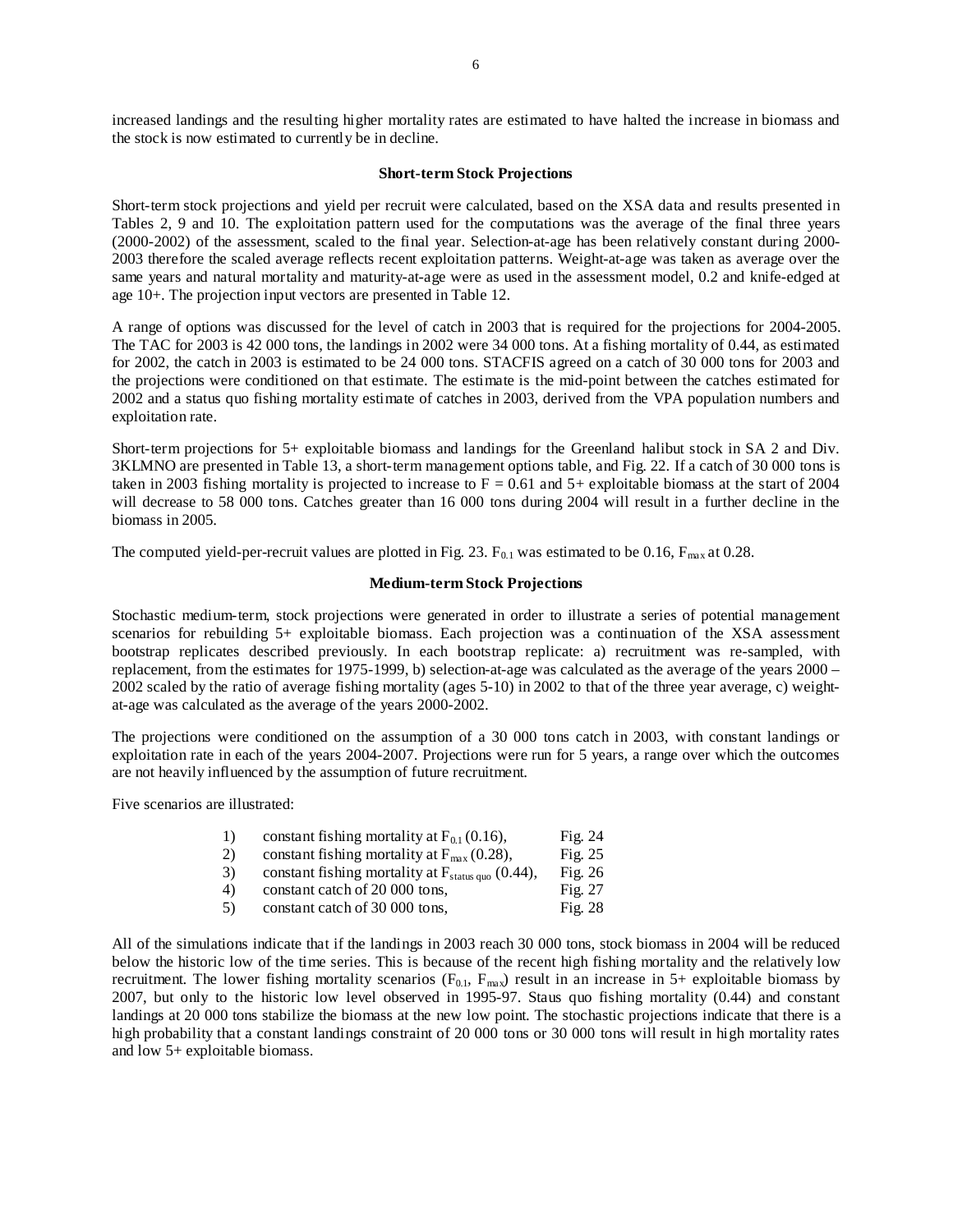increased landings and the resulting higher mortality rates are estimated to have halted the increase in biomass and the stock is now estimated to currently be in decline.

### Short-term Stock Projections

Short-term stock projections and yield per recruit were calculated, based on the XSA data and results presented in Tables 2, 9 and 10. The exploitation pattern used for the computations was the average of the final three years (2000-2002) of the assessment, scaled to the final year. Selection-at-age has been relatively constant during 2000-2003 therefore the scaled average reflects recent exploitation patterns. Weight-at-age was taken as average over the same years and natural mortality and maturity-at-age were as used in the assessment model, 0.2 and knife-edged at age 10+. The projection input vectors are presented in Table 12.

A range of options was discussed for the level of catch in 2003 that is required for the projections for 2004-2005. The TAC for 2003 is 42 000 tons, the landings in 2002 were 34 000 tons. At a fishing mortality of 0.44, as estimated for 2002, the catch in 2003 is estimated to be 24 000 tons. STACFIS agreed on a catch of 30 000 tons for 2003 and the projections were conditioned on that estimate. The estimate is the mid-point between the catches estimated for 2002 and a status quo fishing mortality estimate of catches in 2003, derived from the VPA population numbers and exploitation rate.

Short-term projections for 5+ exploitable biomass and landings for the Greenland halibut stock in SA 2 and Div. 3KLMNO are presented in Table 13, a short-term management options table, and Fig. 22. If a catch of 30 000 tons is taken in 2003 fishing mortality is projected to increase to $F = 0.61$ and 5+ exploitable biomass at the start of 2004 will decrease to 58 000 tons. Catches greater than 16 000 tons during 2004 will result in a further decline in the biomass in 2005.

The computed yield-per-recruit values are plotted in Fig. 23. $F_{0.1}$ was estimated to be 0.16, $F_{max}$ at 0.28.

### Medium-term Stock Projections

Stochastic medium-term, stock projections were generated in order to illustrate a series of potential management scenarios for rebuilding 5+ exploitable biomass. Each projection was a continuation of the XSA assessment bootstrap replicates described previously. In each bootstrap replicate: a) recruitment was re-sampled, with replacement, from the estimates for 1975-1999, b) selection-at-age was calculated as the average of the years 2000 – 2002 scaled by the ratio of average fishing mortality (ages 5-10) in 2002 to that of the three year average, c) weight-at-age was calculated as the average of the years 2000-2002.

The projections were conditioned on the assumption of a 30 000 tons catch in 2003, with constant landings or exploitation rate in each of the years 2004-2007. Projections were run for 5 years, a range over which the outcomes are not heavily influenced by the assumption of future recruitment.

Five scenarios are illustrated:

1) constant fishing mortality at $F_{0.1}$ (0.16), Fig. 24
2) constant fishing mortality at $F_{max}$ (0.28), Fig. 25
3) constant fishing mortality at $F_{status\ quo}$ (0.44), Fig. 26
4) constant catch of 20 000 tons, Fig. 27
5) constant catch of 30 000 tons, Fig. 28

All of the simulations indicate that if the landings in 2003 reach 30 000 tons, stock biomass in 2004 will be reduced below the historic low of the time series. This is because of the recent high fishing mortality and the relatively low recruitment. The lower fishing mortality scenarios ($F_{0.1}$, $F_{max}$) result in an increase in 5+ exploitable biomass by 2007, but only to the historic low level observed in 1995-97. Staus quo fishing mortality (0.44) and constant landings at 20 000 tons stabilize the biomass at the new low point. The stochastic projections indicate that there is a high probability that a constant landings constraint of 20 000 tons or 30 000 tons will result in high mortality rates and low 5+ exploitable biomass.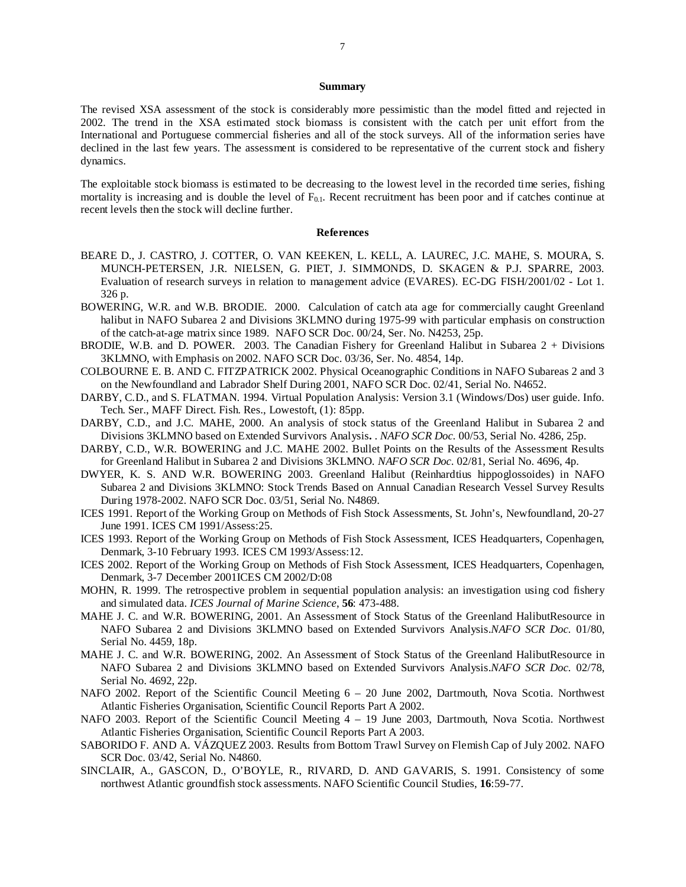## Summary

The revised XSA assessment of the stock is considerably more pessimistic than the model fitted and rejected in 2002. The trend in the XSA estimated stock biomass is consistent with the catch per unit effort from the International and Portuguese commercial fisheries and all of the stock surveys. All of the information series have declined in the last few years. The assessment is considered to be representative of the current stock and fishery dynamics.

The exploitable stock biomass is estimated to be decreasing to the lowest level in the recorded time series, fishing mortality is increasing and is double the level of $F_{0.1}$. Recent recruitment has been poor and if catches continue at recent levels then the stock will decline further.

## References

BEARE D., J. CASTRO, J. COTTER, O. VAN KEEKEN, L. KELL, A. LAUREC, J.C. MAHE, S. MOURA, S. MUNCH-PETERSEN, J.R. NIELSEN, G. PIET, J. SIMMONDS, D. SKAGEN & P.J. SPARRE, 2003. Evaluation of research surveys in relation to management advice (EVARES). EC-DG FISH/2001/02 - Lot 1. 326 p.

BOWERING, W.R. and W.B. BRODIE. 2000. Calculation of catch ata age for commercially caught Greenland halibut in NAFO Subarea 2 and Divisions 3KLMNO during 1975-99 with particular emphasis on construction of the catch-at-age matrix since 1989. NAFO SCR Doc. 00/24, Ser. No. N4253, 25p.

BRODIE, W.B. and D. POWER. 2003. The Canadian Fishery for Greenland Halibut in Subarea 2 + Divisions 3KLMNO, with Emphasis on 2002. NAFO SCR Doc. 03/36, Ser. No. 4854, 14p.

COLBOURNE E. B. AND C. FITZPATRICK 2002. Physical Oceanographic Conditions in NAFO Subareas 2 and 3 on the Newfoundland and Labrador Shelf During 2001, NAFO SCR Doc. 02/41, Serial No. N4652.

DARBY, C.D., and S. FLATMAN. 1994. Virtual Population Analysis: Version 3.1 (Windows/Dos) user guide. Info. Tech. Ser., MAFF Direct. Fish. Res., Lowestoft, (1): 85pp.

DARBY, C.D., and J.C. MAHE, 2000. An analysis of stock status of the Greenland Halibut in Subarea 2 and Divisions 3KLMNO based on Extended Survivors Analysis**.** . *NAFO SCR Doc.* 00/53, Serial No. 4286, 25p.

DARBY, C.D., W.R. BOWERING and J.C. MAHE 2002. Bullet Points on the Results of the Assessment Results for Greenland Halibut in Subarea 2 and Divisions 3KLMNO. *NAFO SCR Doc.* 02/81, Serial No. 4696, 4p.

DWYER, K. S. AND W.R. BOWERING 2003. Greenland Halibut (Reinhardtius hippoglossoides) in NAFO Subarea 2 and Divisions 3KLMNO: Stock Trends Based on Annual Canadian Research Vessel Survey Results During 1978-2002. NAFO SCR Doc. 03/51, Serial No. N4869.

ICES 1991. Report of the Working Group on Methods of Fish Stock Assessments, St. John's, Newfoundland, 20-27 June 1991. ICES CM 1991/Assess:25.

ICES 1993. Report of the Working Group on Methods of Fish Stock Assessment, ICES Headquarters, Copenhagen, Denmark, 3-10 February 1993. ICES CM 1993/Assess:12.

ICES 2002. Report of the Working Group on Methods of Fish Stock Assessment, ICES Headquarters, Copenhagen, Denmark, 3-7 December 2001ICES CM 2002/D:08

MOHN, R. 1999. The retrospective problem in sequential population analysis: an investigation using cod fishery and simulated data. *ICES Journal of Marine Science*, **56**: 473-488.

MAHE J. C. and W.R. BOWERING, 2001. An Assessment of Stock Status of the Greenland HalibutResource in NAFO Subarea 2 and Divisions 3KLMNO based on Extended Survivors Analysis.*NAFO SCR Doc.* 01/80, Serial No. 4459, 18p.

MAHE J. C. and W.R. BOWERING, 2002. An Assessment of Stock Status of the Greenland HalibutResource in NAFO Subarea 2 and Divisions 3KLMNO based on Extended Survivors Analysis.*NAFO SCR Doc.* 02/78, Serial No. 4692, 22p.

NAFO 2002. Report of the Scientific Council Meeting 6 – 20 June 2002, Dartmouth, Nova Scotia. Northwest Atlantic Fisheries Organisation, Scientific Council Reports Part A 2002.

NAFO 2003. Report of the Scientific Council Meeting 4 – 19 June 2003, Dartmouth, Nova Scotia. Northwest Atlantic Fisheries Organisation, Scientific Council Reports Part A 2003.

SABORIDO F. AND A. VÁZQUEZ 2003. Results from Bottom Trawl Survey on Flemish Cap of July 2002. NAFO SCR Doc. 03/42, Serial No. N4860.

SINCLAIR, A., GASCON, D., O'BOYLE, R., RIVARD, D. AND GAVARIS, S. 1991. Consistency of some northwest Atlantic groundfish stock assessments. NAFO Scientific Council Studies, **16**:59-77.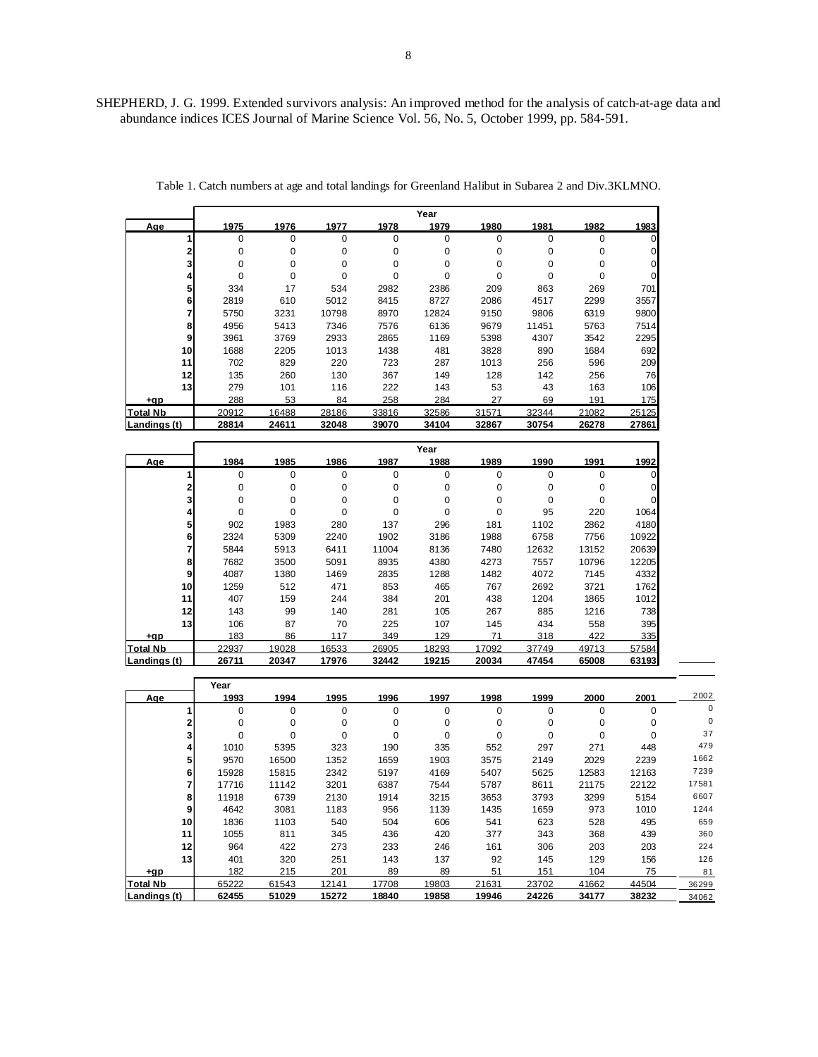SHEPHERD, J. G. 1999. Extended survivors analysis: An improved method for the analysis of catch-at-age data and abundance indices ICES Journal of Marine Science Vol. 56, No. 5, October 1999, pp. 584-591.

Table 1. Catch numbers at age and total landings for Greenland Halibut in Subarea 2 and Div.3KLMNO.

| Age | 1975 | 1976 | 1977 | 1978 | 1979 | 1980 | 1981 | 1982 | 1983 |
|---|---|---|---|---|---|---|---|---|---|
| 1 | 0 | 0 | 0 | 0 | 0 | 0 | 0 | 0 | 0 |
| 2 | 0 | 0 | 0 | 0 | 0 | 0 | 0 | 0 | 0 |
| 3 | 0 | 0 | 0 | 0 | 0 | 0 | 0 | 0 | 0 |
| 4 | 0 | 0 | 0 | 0 | 0 | 0 | 0 | 0 | 0 |
| 5 | 334 | 17 | 534 | 2982 | 2386 | 209 | 863 | 269 | 701 |
| 6 | 2819 | 610 | 5012 | 8415 | 8727 | 2086 | 4517 | 2299 | 3557 |
| 7 | 5750 | 3231 | 10798 | 8970 | 12824 | 9150 | 9806 | 6319 | 9800 |
| 8 | 4956 | 5413 | 7346 | 7576 | 6136 | 9679 | 11451 | 5763 | 7514 |
| 9 | 3961 | 3769 | 2933 | 2865 | 1169 | 5398 | 4307 | 3542 | 2295 |
| 10 | 1688 | 2205 | 1013 | 1438 | 481 | 3828 | 890 | 1684 | 692 |
| 11 | 702 | 829 | 220 | 723 | 287 | 1013 | 256 | 596 | 209 |
| 12 | 135 | 260 | 130 | 367 | 149 | 128 | 142 | 256 | 76 |
| 13 | 279 | 101 | 116 | 222 | 143 | 53 | 43 | 163 | 106 |
| +gp | 288 | 53 | 84 | 258 | 284 | 27 | 69 | 191 | 175 |
| **Total Nb** | 20912 | 16488 | 28186 | 33816 | 32586 | 31571 | 32344 | 21082 | 25125 |
| **Landings (t)** | 28814 | 24611 | 32048 | 39070 | 34104 | 32867 | 30754 | 26278 | 27861 |

| Age | 1984 | 1985 | 1986 | 1987 | 1988 | 1989 | 1990 | 1991 | 1992 |
|---|---|---|---|---|---|---|---|---|---|
| 1 | 0 | 0 | 0 | 0 | 0 | 0 | 0 | 0 | 0 |
| 2 | 0 | 0 | 0 | 0 | 0 | 0 | 0 | 0 | 0 |
| 3 | 0 | 0 | 0 | 0 | 0 | 0 | 0 | 0 | 0 |
| 4 | 0 | 0 | 0 | 0 | 0 | 0 | 95 | 220 | 1064 |
| 5 | 902 | 1983 | 280 | 137 | 296 | 181 | 1102 | 2862 | 4180 |
| 6 | 2324 | 5309 | 2240 | 1902 | 3186 | 1988 | 6758 | 7756 | 10922 |
| 7 | 5844 | 5913 | 6411 | 11004 | 8136 | 7480 | 12632 | 13152 | 20639 |
| 8 | 7682 | 3500 | 5091 | 8935 | 4380 | 4273 | 7557 | 10796 | 12205 |
| 9 | 4087 | 1380 | 1469 | 2835 | 1288 | 1482 | 4072 | 7145 | 4332 |
| 10 | 1259 | 512 | 471 | 853 | 465 | 767 | 2692 | 3721 | 1762 |
| 11 | 407 | 159 | 244 | 384 | 201 | 438 | 1204 | 1865 | 1012 |
| 12 | 143 | 99 | 140 | 281 | 105 | 267 | 885 | 1216 | 738 |
| 13 | 106 | 87 | 70 | 225 | 107 | 145 | 434 | 558 | 395 |
| +gp | 183 | 86 | 117 | 349 | 129 | 71 | 318 | 422 | 335 |
| **Total Nb** | 22937 | 19028 | 16533 | 26905 | 18293 | 17092 | 37749 | 49713 | 57584 |
| **Landings (t)** | 26711 | 20347 | 17976 | 32442 | 19215 | 20034 | 47454 | 65008 | 63193 |

| Age | 1993 | 1994 | 1995 | 1996 | 1997 | 1998 | 1999 | 2000 | 2001 | 2002 |
|---|---|---|---|---|---|---|---|---|---|---|
| 1 | 0 | 0 | 0 | 0 | 0 | 0 | 0 | 0 | 0 | 0 |
| 2 | 0 | 0 | 0 | 0 | 0 | 0 | 0 | 0 | 0 | 0 |
| 3 | 0 | 0 | 0 | 0 | 0 | 0 | 0 | 0 | 0 | 37 |
| 4 | 1010 | 5395 | 323 | 190 | 335 | 552 | 297 | 271 | 448 | 479 |
| 5 | 9570 | 16500 | 1352 | 1659 | 1903 | 3575 | 2149 | 2029 | 2239 | 1662 |
| 6 | 15928 | 15815 | 2342 | 5197 | 4169 | 5407 | 5625 | 12583 | 12163 | 7239 |
| 7 | 17716 | 11142 | 3201 | 6387 | 7544 | 5787 | 8611 | 21175 | 22122 | 17581 |
| 8 | 11918 | 6739 | 2130 | 1914 | 3215 | 3653 | 3793 | 3299 | 5154 | 6607 |
| 9 | 4642 | 3081 | 1183 | 956 | 1139 | 1435 | 1659 | 973 | 1010 | 1244 |
| 10 | 1836 | 1103 | 540 | 504 | 606 | 541 | 623 | 528 | 495 | 659 |
| 11 | 1055 | 811 | 345 | 436 | 420 | 377 | 343 | 368 | 439 | 360 |
| 12 | 964 | 422 | 273 | 233 | 246 | 161 | 306 | 203 | 203 | 224 |
| 13 | 401 | 320 | 251 | 143 | 137 | 92 | 145 | 129 | 156 | 126 |
| +gp | 182 | 215 | 201 | 89 | 89 | 51 | 151 | 104 | 75 | 81 |
| **Total Nb** | 65222 | 61543 | 12141 | 17708 | 19803 | 21631 | 23702 | 41662 | 44504 | 36299 |
| **Landings (t)** | 62455 | 51029 | 15272 | 18840 | 19858 | 19946 | 24226 | 34177 | 38232 | 34062 |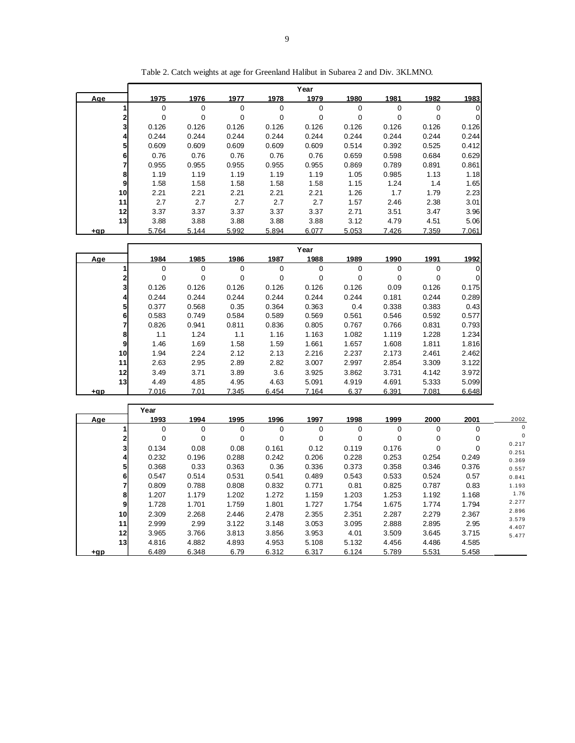Table 2. Catch weights at age for Greenland Halibut in Subarea 2 and Div. 3KLMNO.

| Age | Year 1975 | 1976 | 1977 | 1978 | 1979 | 1980 | 1981 | 1982 | 1983 |
|---|---|---|---|---|---|---|---|---|---|
| 1 | 0 | 0 | 0 | 0 | 0 | 0 | 0 | 0 | 0 |
| 2 | 0 | 0 | 0 | 0 | 0 | 0 | 0 | 0 | 0 |
| 3 | 0.126 | 0.126 | 0.126 | 0.126 | 0.126 | 0.126 | 0.126 | 0.126 | 0.126 |
| 4 | 0.244 | 0.244 | 0.244 | 0.244 | 0.244 | 0.244 | 0.244 | 0.244 | 0.244 |
| 5 | 0.609 | 0.609 | 0.609 | 0.609 | 0.609 | 0.514 | 0.392 | 0.525 | 0.412 |
| 6 | 0.76 | 0.76 | 0.76 | 0.76 | 0.76 | 0.659 | 0.598 | 0.684 | 0.629 |
| 7 | 0.955 | 0.955 | 0.955 | 0.955 | 0.955 | 0.869 | 0.789 | 0.891 | 0.861 |
| 8 | 1.19 | 1.19 | 1.19 | 1.19 | 1.19 | 1.05 | 0.985 | 1.13 | 1.18 |
| 9 | 1.58 | 1.58 | 1.58 | 1.58 | 1.58 | 1.15 | 1.24 | 1.4 | 1.65 |
| 10 | 2.21 | 2.21 | 2.21 | 2.21 | 2.21 | 1.26 | 1.7 | 1.79 | 2.23 |
| 11 | 2.7 | 2.7 | 2.7 | 2.7 | 2.7 | 1.57 | 2.46 | 2.38 | 3.01 |
| 12 | 3.37 | 3.37 | 3.37 | 3.37 | 3.37 | 2.71 | 3.51 | 3.47 | 3.96 |
| 13 | 3.88 | 3.88 | 3.88 | 3.88 | 3.88 | 3.12 | 4.79 | 4.51 | 5.06 |
| +gp | 5.764 | 5.144 | 5.992 | 5.894 | 6.077 | 5.053 | 7.426 | 7.359 | 7.061 |

| Age | Year 1984 | 1985 | 1986 | 1987 | 1988 | 1989 | 1990 | 1991 | 1992 |
|---|---|---|---|---|---|---|---|---|---|
| 1 | 0 | 0 | 0 | 0 | 0 | 0 | 0 | 0 | 0 |
| 2 | 0 | 0 | 0 | 0 | 0 | 0 | 0 | 0 | 0 |
| 3 | 0.126 | 0.126 | 0.126 | 0.126 | 0.126 | 0.126 | 0.09 | 0.126 | 0.175 |
| 4 | 0.244 | 0.244 | 0.244 | 0.244 | 0.244 | 0.244 | 0.181 | 0.244 | 0.289 |
| 5 | 0.377 | 0.568 | 0.35 | 0.364 | 0.363 | 0.4 | 0.338 | 0.383 | 0.43 |
| 6 | 0.583 | 0.749 | 0.584 | 0.589 | 0.569 | 0.561 | 0.546 | 0.592 | 0.577 |
| 7 | 0.826 | 0.941 | 0.811 | 0.836 | 0.805 | 0.767 | 0.766 | 0.831 | 0.793 |
| 8 | 1.1 | 1.24 | 1.1 | 1.16 | 1.163 | 1.082 | 1.119 | 1.228 | 1.234 |
| 9 | 1.46 | 1.69 | 1.58 | 1.59 | 1.661 | 1.657 | 1.608 | 1.811 | 1.816 |
| 10 | 1.94 | 2.24 | 2.12 | 2.13 | 2.216 | 2.237 | 2.173 | 2.461 | 2.462 |
| 11 | 2.63 | 2.95 | 2.89 | 2.82 | 3.007 | 2.997 | 2.854 | 3.309 | 3.122 |
| 12 | 3.49 | 3.71 | 3.89 | 3.6 | 3.925 | 3.862 | 3.731 | 4.142 | 3.972 |
| 13 | 4.49 | 4.85 | 4.95 | 4.63 | 5.091 | 4.919 | 4.691 | 5.333 | 5.099 |
| +gp | 7.016 | 7.01 | 7.345 | 6.454 | 7.164 | 6.37 | 6.391 | 7.081 | 6.648 |

| Age | Year 1993 | 1994 | 1995 | 1996 | 1997 | 1998 | 1999 | 2000 | 2001 | 2002 |
|---|---|---|---|---|---|---|---|---|---|---|
| 1 | 0 | 0 | 0 | 0 | 0 | 0 | 0 | 0 | 0 | 0 |
| 2 | 0 | 0 | 0 | 0 | 0 | 0 | 0 | 0 | 0 | 0 |
| 3 | 0.134 | 0.08 | 0.08 | 0.161 | 0.12 | 0.119 | 0.176 | 0 | 0 | 0.217 |
| 4 | 0.232 | 0.196 | 0.288 | 0.242 | 0.206 | 0.228 | 0.253 | 0.254 | 0.249 | 0.251 |
| 5 | 0.368 | 0.33 | 0.363 | 0.36 | 0.336 | 0.373 | 0.358 | 0.346 | 0.376 | 0.369 |
| 6 | 0.547 | 0.514 | 0.531 | 0.541 | 0.489 | 0.543 | 0.533 | 0.524 | 0.57 | 0.557 |
| 7 | 0.809 | 0.788 | 0.808 | 0.832 | 0.771 | 0.81 | 0.825 | 0.787 | 0.83 | 0.841 |
| 8 | 1.207 | 1.179 | 1.202 | 1.272 | 1.159 | 1.203 | 1.253 | 1.192 | 1.168 | 1.193 |
| 9 | 1.728 | 1.701 | 1.759 | 1.801 | 1.727 | 1.754 | 1.675 | 1.774 | 1.794 | 1.76 |
| 10 | 2.309 | 2.268 | 2.446 | 2.478 | 2.355 | 2.351 | 2.287 | 2.279 | 2.367 | 2.277 |
| 11 | 2.999 | 2.99 | 3.122 | 3.148 | 3.053 | 3.095 | 2.888 | 2.895 | 2.95 | 2.896 |
| 12 | 3.965 | 3.766 | 3.813 | 3.856 | 3.953 | 4.01 | 3.509 | 3.645 | 3.715 | 3.579 |
| 13 | 4.816 | 4.882 | 4.893 | 4.953 | 5.108 | 5.132 | 4.456 | 4.486 | 4.585 | 4.407 |
| +gp | 6.489 | 6.348 | 6.79 | 6.312 | 6.317 | 6.124 | 5.789 | 5.531 | 5.458 | 5.477 |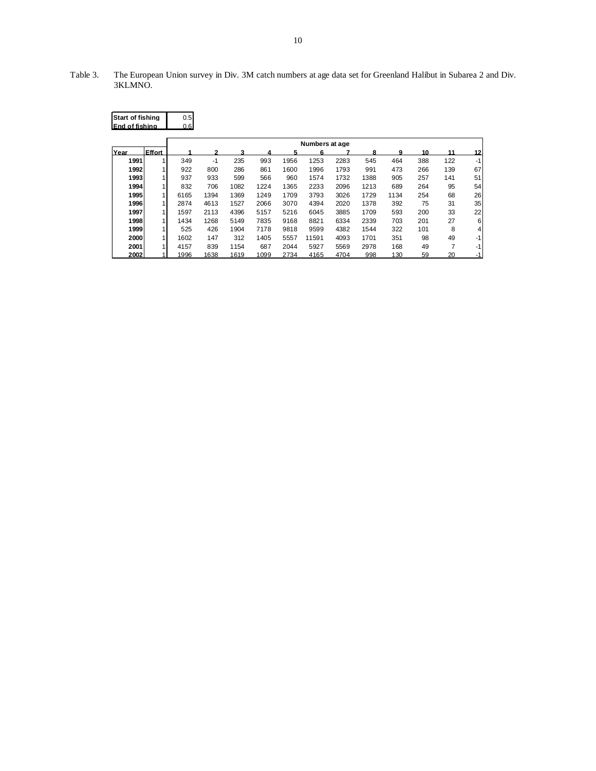Table 3. The European Union survey in Div. 3M catch numbers at age data set for Greenland Halibut in Subarea 2 and Div. 3KLMNO.

| Start of fishing | 0.5 |
|---|---|
| End of fishing | 0.6 |

| | | Numbers at age | | | | | | | | | | | |
|---|---|---|---|---|---|---|---|---|---|---|---|---|---|
| Year | Effort | 1 | 2 | 3 | 4 | 5 | 6 | 7 | 8 | 9 | 10 | 11 | 12 |
| 1991 | 1 | 349 | -1 | 235 | 993 | 1956 | 1253 | 2283 | 545 | 464 | 388 | 122 | -1 |
| 1992 | 1 | 922 | 800 | 286 | 861 | 1600 | 1996 | 1793 | 991 | 473 | 266 | 139 | 67 |
| 1993 | 1 | 937 | 933 | 599 | 566 | 960 | 1574 | 1732 | 1388 | 905 | 257 | 141 | 51 |
| 1994 | 1 | 832 | 706 | 1082 | 1224 | 1365 | 2233 | 2096 | 1213 | 689 | 264 | 95 | 54 |
| 1995 | 1 | 6165 | 1394 | 1369 | 1249 | 1709 | 3793 | 3026 | 1729 | 1134 | 254 | 68 | 26 |
| 1996 | 1 | 2874 | 4613 | 1527 | 2066 | 3070 | 4394 | 2020 | 1378 | 392 | 75 | 31 | 35 |
| 1997 | 1 | 1597 | 2113 | 4396 | 5157 | 5216 | 6045 | 3885 | 1709 | 593 | 200 | 33 | 22 |
| 1998 | 1 | 1434 | 1268 | 5149 | 7835 | 9168 | 8821 | 6334 | 2339 | 703 | 201 | 27 | 6 |
| 1999 | 1 | 525 | 426 | 1904 | 7178 | 9818 | 9599 | 4382 | 1544 | 322 | 101 | 8 | 4 |
| 2000 | 1 | 1602 | 147 | 312 | 1405 | 5557 | 11591 | 4093 | 1701 | 351 | 98 | 49 | -1 |
| 2001 | 1 | 4157 | 839 | 1154 | 687 | 2044 | 5927 | 5569 | 2978 | 168 | 49 | 7 | -1 |
| 2002 | 1 | 1996 | 1638 | 1619 | 1099 | 2734 | 4165 | 4704 | 998 | 130 | 59 | 20 | -1 |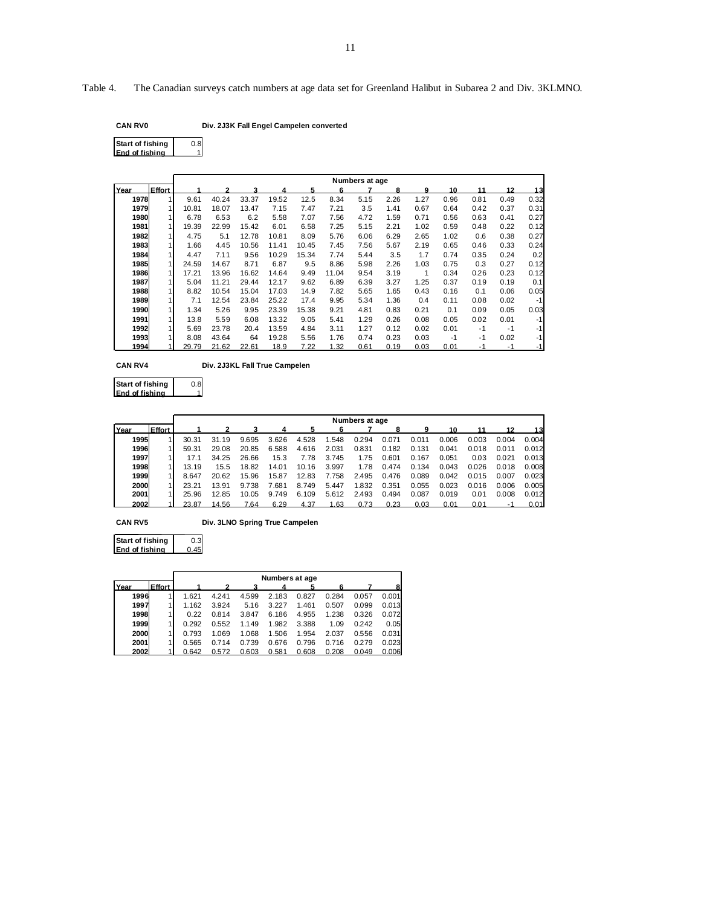Table 4. The Canadian surveys catch numbers at age data set for Greenland Halibut in Subarea 2 and Div. 3KLMNO.

**CAN RV0** **Div. 2J3K Fall Engel Campelen converted**

| | |
|---|---|
| **Start of fishing** | 0.8 |
| **End of fishing** | 1 |

| | | Numbers at age | | | | | | | | | | | | |
|---|---|---|---|---|---|---|---|---|---|---|---|---|---|---|
| **Year** | **Effort** | **1** | **2** | **3** | **4** | **5** | **6** | **7** | **8** | **9** | **10** | **11** | **12** | **13** |
| **1978** | 1 | 9.61 | 40.24 | 33.37 | 19.52 | 12.5 | 8.34 | 5.15 | 2.26 | 1.27 | 0.96 | 0.81 | 0.49 | 0.32 |
| **1979** | 1 | 10.81 | 18.07 | 13.47 | 7.15 | 7.47 | 7.21 | 3.5 | 1.41 | 0.67 | 0.64 | 0.42 | 0.37 | 0.31 |
| **1980** | 1 | 6.78 | 6.53 | 6.2 | 5.58 | 7.07 | 7.56 | 4.72 | 1.59 | 0.71 | 0.56 | 0.63 | 0.41 | 0.27 |
| **1981** | 1 | 19.39 | 22.99 | 15.42 | 6.01 | 6.58 | 7.25 | 5.15 | 2.21 | 1.02 | 0.59 | 0.48 | 0.22 | 0.12 |
| **1982** | 1 | 4.75 | 5.1 | 12.78 | 10.81 | 8.09 | 5.76 | 6.06 | 6.29 | 2.65 | 1.02 | 0.6 | 0.38 | 0.27 |
| **1983** | 1 | 1.66 | 4.45 | 10.56 | 11.41 | 10.45 | 7.45 | 7.56 | 5.67 | 2.19 | 0.65 | 0.46 | 0.33 | 0.24 |
| **1984** | 1 | 4.47 | 7.11 | 9.56 | 10.29 | 15.34 | 7.74 | 5.44 | 3.5 | 1.7 | 0.74 | 0.35 | 0.24 | 0.2 |
| **1985** | 1 | 24.59 | 14.67 | 8.71 | 6.87 | 9.5 | 8.86 | 5.98 | 2.26 | 1.03 | 0.75 | 0.3 | 0.27 | 0.12 |
| **1986** | 1 | 17.21 | 13.96 | 16.62 | 14.64 | 9.49 | 11.04 | 9.54 | 3.19 | 1 | 0.34 | 0.26 | 0.23 | 0.12 |
| **1987** | 1 | 5.04 | 11.21 | 29.44 | 12.17 | 9.62 | 6.89 | 6.39 | 3.27 | 1.25 | 0.37 | 0.19 | 0.19 | 0.1 |
| **1988** | 1 | 8.82 | 10.54 | 15.04 | 17.03 | 14.9 | 7.82 | 5.65 | 1.65 | 0.43 | 0.16 | 0.1 | 0.06 | 0.05 |
| **1989** | 1 | 7.1 | 12.54 | 23.84 | 25.22 | 17.4 | 9.95 | 5.34 | 1.36 | 0.4 | 0.11 | 0.08 | 0.02 | -1 |
| **1990** | 1 | 1.34 | 5.26 | 9.95 | 23.39 | 15.38 | 9.21 | 4.81 | 0.83 | 0.21 | 0.1 | 0.09 | 0.05 | 0.03 |
| **1991** | 1 | 13.8 | 5.59 | 6.08 | 13.32 | 9.05 | 5.41 | 1.29 | 0.26 | 0.08 | 0.05 | 0.02 | 0.01 | -1 |
| **1992** | 1 | 5.69 | 23.78 | 20.4 | 13.59 | 4.84 | 3.11 | 1.27 | 0.12 | 0.02 | 0.01 | -1 | -1 | -1 |
| **1993** | 1 | 8.08 | 43.64 | 64 | 19.28 | 5.56 | 1.76 | 0.74 | 0.23 | 0.03 | -1 | -1 | 0.02 | -1 |
| **1994** | 1 | 29.79 | 21.62 | 22.61 | 18.9 | 7.22 | 1.32 | 0.61 | 0.19 | 0.03 | 0.01 | -1 | -1 | -1 |

**CAN RV4** **Div. 2J3KL Fall True Campelen**

| | |
|---|---|
| **Start of fishing** | 0.8 |
| **End of fishing** | 1 |

| | | Numbers at age | | | | | | | | | | | | |
|---|---|---|---|---|---|---|---|---|---|---|---|---|---|---|
| **Year** | **Effort** | **1** | **2** | **3** | **4** | **5** | **6** | **7** | **8** | **9** | **10** | **11** | **12** | **13** |
| **1995** | 1 | 30.31 | 31.19 | 9.695 | 3.626 | 4.528 | 1.548 | 0.294 | 0.071 | 0.011 | 0.006 | 0.003 | 0.004 | 0.004 |
| **1996** | 1 | 59.31 | 29.08 | 20.85 | 6.588 | 4.616 | 2.031 | 0.831 | 0.182 | 0.131 | 0.041 | 0.018 | 0.011 | 0.012 |
| **1997** | 1 | 17.1 | 34.25 | 26.66 | 15.3 | 7.78 | 3.745 | 1.75 | 0.601 | 0.167 | 0.051 | 0.03 | 0.021 | 0.013 |
| **1998** | 1 | 13.19 | 15.5 | 18.82 | 14.01 | 10.16 | 3.997 | 1.78 | 0.474 | 0.134 | 0.043 | 0.026 | 0.018 | 0.008 |
| **1999** | 1 | 8.647 | 20.62 | 15.96 | 15.87 | 12.83 | 7.758 | 2.495 | 0.476 | 0.089 | 0.042 | 0.015 | 0.007 | 0.023 |
| **2000** | 1 | 23.21 | 13.91 | 9.738 | 7.681 | 8.749 | 5.447 | 1.832 | 0.351 | 0.055 | 0.023 | 0.016 | 0.006 | 0.005 |
| **2001** | 1 | 25.96 | 12.85 | 10.05 | 9.749 | 6.109 | 5.612 | 2.493 | 0.494 | 0.087 | 0.019 | 0.01 | 0.008 | 0.012 |
| **2002** | 1 | 23.87 | 14.56 | 7.64 | 6.29 | 4.37 | 1.63 | 0.73 | 0.23 | 0.03 | 0.01 | 0.01 | -1 | 0.01 |

**CAN RV5** **Div. 3LNO Spring True Campelen**

| | |
|---|---|
| **Start of fishing** | 0.3 |
| **End of fishing** | 0.45 |

| | | Numbers at age | | | | | | | |
|---|---|---|---|---|---|---|---|---|---|
| **Year** | **Effort** | **1** | **2** | **3** | **4** | **5** | **6** | **7** | **8** |
| **1996** | 1 | 1.621 | 4.241 | 4.599 | 2.183 | 0.827 | 0.284 | 0.057 | 0.001 |
| **1997** | 1 | 1.162 | 3.924 | 5.16 | 3.227 | 1.461 | 0.507 | 0.099 | 0.013 |
| **1998** | 1 | 0.22 | 0.814 | 3.847 | 6.186 | 4.955 | 1.238 | 0.326 | 0.072 |
| **1999** | 1 | 0.292 | 0.552 | 1.149 | 1.982 | 3.388 | 1.09 | 0.242 | 0.05 |
| **2000** | 1 | 0.793 | 1.069 | 1.068 | 1.506 | 1.954 | 2.037 | 0.556 | 0.031 |
| **2001** | 1 | 0.565 | 0.714 | 0.739 | 0.676 | 0.796 | 0.716 | 0.279 | 0.023 |
| **2002** | 1 | 0.642 | 0.572 | 0.603 | 0.581 | 0.608 | 0.208 | 0.049 | 0.006 |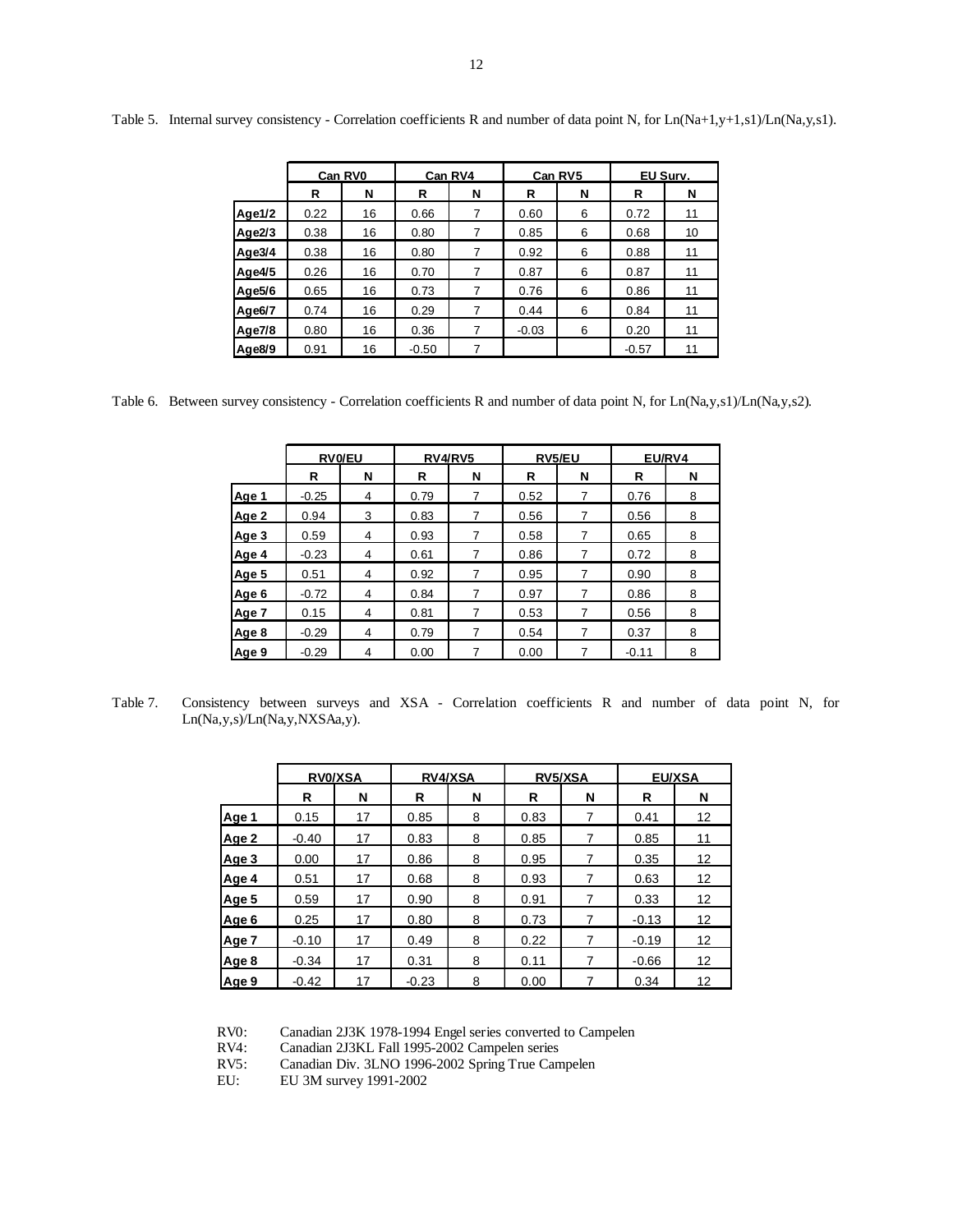Table 5. Internal survey consistency - Correlation coefficients R and number of data point N, for Ln(Na+1,y+1,s1)/Ln(Na,y,s1).

| | Can RV0 | | Can RV4 | | Can RV5 | | EU Surv. | |
|---|---|---|---|---|---|---|---|---|
| | R | N | R | N | R | N | R | N |
| Age1/2 | 0.22 | 16 | 0.66 | 7 | 0.60 | 6 | 0.72 | 11 |
| Age2/3 | 0.38 | 16 | 0.80 | 7 | 0.85 | 6 | 0.68 | 10 |
| Age3/4 | 0.38 | 16 | 0.80 | 7 | 0.92 | 6 | 0.88 | 11 |
| Age4/5 | 0.26 | 16 | 0.70 | 7 | 0.87 | 6 | 0.87 | 11 |
| Age5/6 | 0.65 | 16 | 0.73 | 7 | 0.76 | 6 | 0.86 | 11 |
| Age6/7 | 0.74 | 16 | 0.29 | 7 | 0.44 | 6 | 0.84 | 11 |
| Age7/8 | 0.80 | 16 | 0.36 | 7 | -0.03 | 6 | 0.20 | 11 |
| Age8/9 | 0.91 | 16 | -0.50 | 7 | | | -0.57 | 11 |

Table 6. Between survey consistency - Correlation coefficients R and number of data point N, for Ln(Na,y,s1)/Ln(Na,y,s2).

| | RV0/EU | | RV4/RV5 | | RV5/EU | | EU/RV4 | |
|---|---|---|---|---|---|---|---|---|
| | R | N | R | N | R | N | R | N |
| Age 1 | -0.25 | 4 | 0.79 | 7 | 0.52 | 7 | 0.76 | 8 |
| Age 2 | 0.94 | 3 | 0.83 | 7 | 0.56 | 7 | 0.56 | 8 |
| Age 3 | 0.59 | 4 | 0.93 | 7 | 0.58 | 7 | 0.65 | 8 |
| Age 4 | -0.23 | 4 | 0.61 | 7 | 0.86 | 7 | 0.72 | 8 |
| Age 5 | 0.51 | 4 | 0.92 | 7 | 0.95 | 7 | 0.90 | 8 |
| Age 6 | -0.72 | 4 | 0.84 | 7 | 0.97 | 7 | 0.86 | 8 |
| Age 7 | 0.15 | 4 | 0.81 | 7 | 0.53 | 7 | 0.56 | 8 |
| Age 8 | -0.29 | 4 | 0.79 | 7 | 0.54 | 7 | 0.37 | 8 |
| Age 9 | -0.29 | 4 | 0.00 | 7 | 0.00 | 7 | -0.11 | 8 |

Table 7. Consistency between surveys and XSA - Correlation coefficients R and number of data point N, for Ln(Na,y,s)/Ln(Na,y,NXSAa,y).

| | RV0/XSA | | RV4/XSA | | RV5/XSA | | EU/XSA | |
|---|---|---|---|---|---|---|---|---|
| | R | N | R | N | R | N | R | N |
| Age 1 | 0.15 | 17 | 0.85 | 8 | 0.83 | 7 | 0.41 | 12 |
| Age 2 | -0.40 | 17 | 0.83 | 8 | 0.85 | 7 | 0.85 | 11 |
| Age 3 | 0.00 | 17 | 0.86 | 8 | 0.95 | 7 | 0.35 | 12 |
| Age 4 | 0.51 | 17 | 0.68 | 8 | 0.93 | 7 | 0.63 | 12 |
| Age 5 | 0.59 | 17 | 0.90 | 8 | 0.91 | 7 | 0.33 | 12 |
| Age 6 | 0.25 | 17 | 0.80 | 8 | 0.73 | 7 | -0.13 | 12 |
| Age 7 | -0.10 | 17 | 0.49 | 8 | 0.22 | 7 | -0.19 | 12 |
| Age 8 | -0.34 | 17 | 0.31 | 8 | 0.11 | 7 | -0.66 | 12 |
| Age 9 | -0.42 | 17 | -0.23 | 8 | 0.00 | 7 | 0.34 | 12 |

RV0: Canadian 2J3K 1978-1994 Engel series converted to Campelen
RV4: Canadian 2J3KL Fall 1995-2002 Campelen series
RV5: Canadian Div. 3LNO 1996-2002 Spring True Campelen
EU: EU 3M survey 1991-2002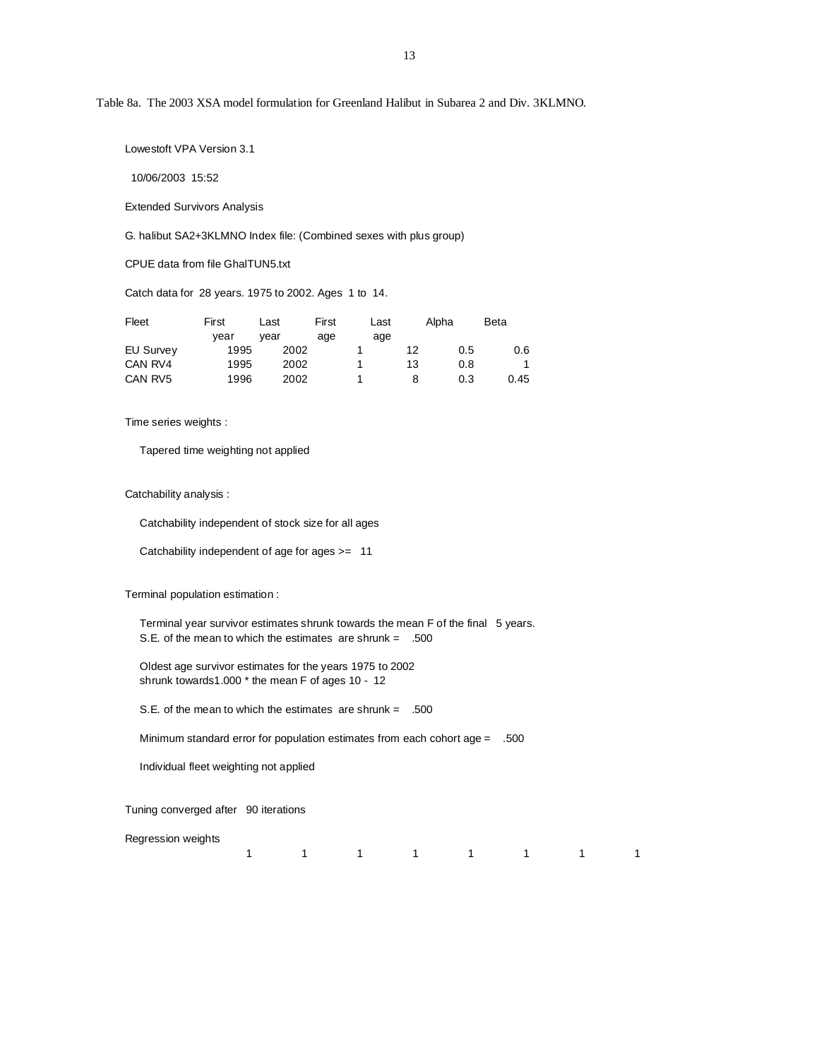Table 8a. The 2003 XSA model formulation for Greenland Halibut in Subarea 2 and Div. 3KLMNO.

Lowestoft VPA Version 3.1

10/06/2003 15:52

Extended Survivors Analysis

G. halibut SA2+3KLMNO Index file: (Combined sexes with plus group)

CPUE data from file GhalTUN5.txt

Catch data for 28 years. 1975 to 2002. Ages 1 to 14.

| Fleet | First year | Last year | First age | Last age | Alpha | Beta |
|---|---|---|---|---|---|---|
| EU Survey | 1995 | 2002 | 1 | 12 | 0.5 | 0.6 |
| CAN RV4 | 1995 | 2002 | 1 | 13 | 0.8 | 1 |
| CAN RV5 | 1996 | 2002 | 1 | 8 | 0.3 | 0.45 |

Time series weights :

Tapered time weighting not applied

Catchability analysis :

Catchability independent of stock size for all ages

Catchability independent of age for ages >= 11

Terminal population estimation :

Terminal year survivor estimates shrunk towards the mean F of the final 5 years.
S.E. of the mean to which the estimates are shrunk = .500

Oldest age survivor estimates for the years 1975 to 2002
shrunk towards1.000 * the mean F of ages 10 - 12

S.E. of the mean to which the estimates are shrunk = .500

Minimum standard error for population estimates from each cohort age = .500

Individual fleet weighting not applied

Tuning converged after 90 iterations

Regression weights

| | | | | | | | |
|---|---|---|---|---|---|---|---|
| 1 | 1 | 1 | 1 | 1 | 1 | 1 | 1 |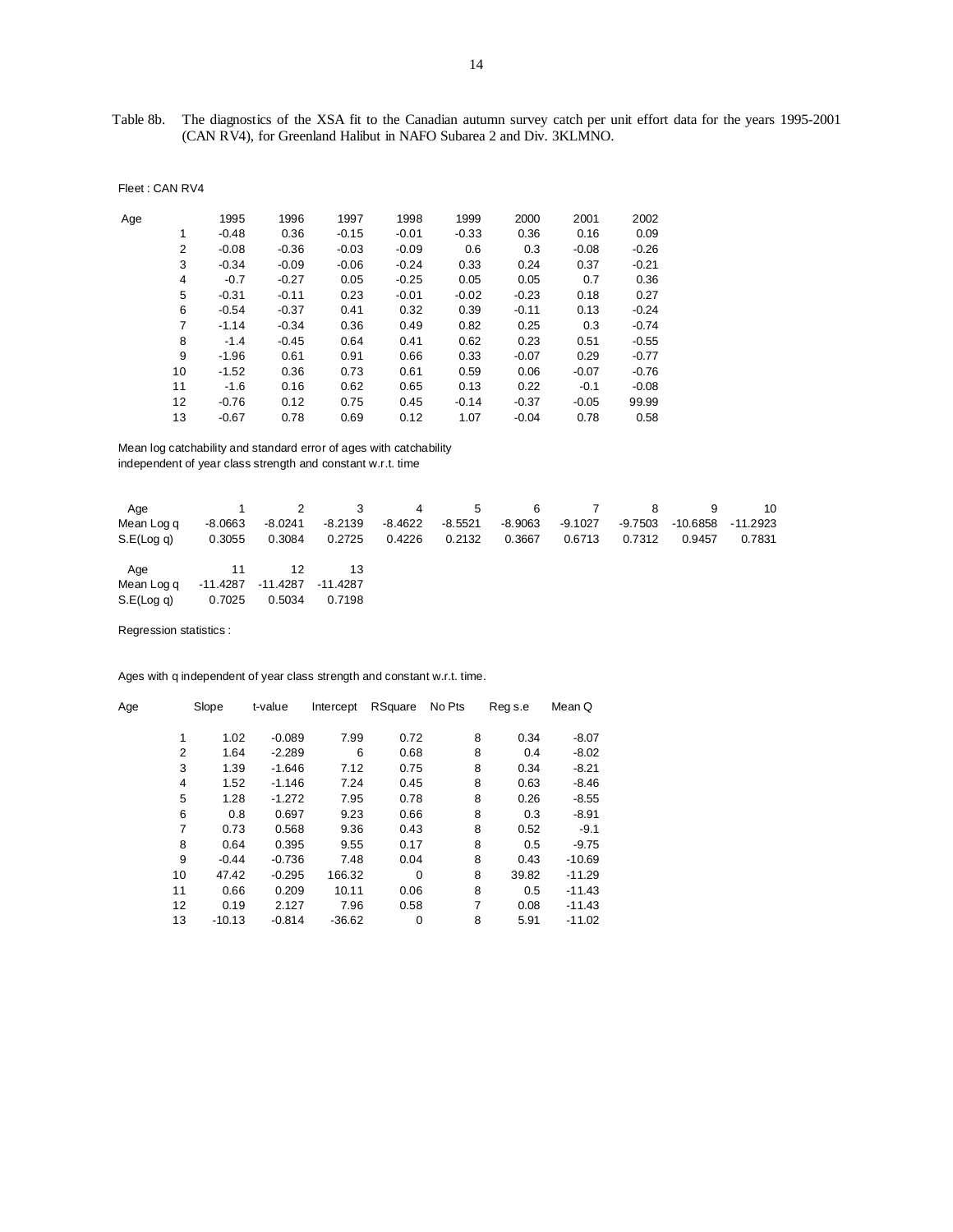Table 8b. The diagnostics of the XSA fit to the Canadian autumn survey catch per unit effort data for the years 1995-2001 (CAN RV4), for Greenland Halibut in NAFO Subarea 2 and Div. 3KLMNO.

Fleet : CAN RV4

| Age | 1995 | 1996 | 1997 | 1998 | 1999 | 2000 | 2001 | 2002 |
|---|---|---|---|---|---|---|---|---|
| 1 | -0.48 | 0.36 | -0.15 | -0.01 | -0.33 | 0.36 | 0.16 | 0.09 |
| 2 | -0.08 | -0.36 | -0.03 | -0.09 | 0.6 | 0.3 | -0.08 | -0.26 |
| 3 | -0.34 | -0.09 | -0.06 | -0.24 | 0.33 | 0.24 | 0.37 | -0.21 |
| 4 | -0.7 | -0.27 | 0.05 | -0.25 | 0.05 | 0.05 | 0.7 | 0.36 |
| 5 | -0.31 | -0.11 | 0.23 | -0.01 | -0.02 | -0.23 | 0.18 | 0.27 |
| 6 | -0.54 | -0.37 | 0.41 | 0.32 | 0.39 | -0.11 | 0.13 | -0.24 |
| 7 | -1.14 | -0.34 | 0.36 | 0.49 | 0.82 | 0.25 | 0.3 | -0.74 |
| 8 | -1.4 | -0.45 | 0.64 | 0.41 | 0.62 | 0.23 | 0.51 | -0.55 |
| 9 | -1.96 | 0.61 | 0.91 | 0.66 | 0.33 | -0.07 | 0.29 | -0.77 |
| 10 | -1.52 | 0.36 | 0.73 | 0.61 | 0.59 | 0.06 | -0.07 | -0.76 |
| 11 | -1.6 | 0.16 | 0.62 | 0.65 | 0.13 | 0.22 | -0.1 | -0.08 |
| 12 | -0.76 | 0.12 | 0.75 | 0.45 | -0.14 | -0.37 | -0.05 | 99.99 |
| 13 | -0.67 | 0.78 | 0.69 | 0.12 | 1.07 | -0.04 | 0.78 | 0.58 |

Mean log catchability and standard error of ages with catchability independent of year class strength and constant w.r.t. time

| Age | 1 | 2 | 3 | 4 | 5 | 6 | 7 | 8 | 9 | 10 |
|---|---|---|---|---|---|---|---|---|---|---|
| Mean Log q | -8.0663 | -8.0241 | -8.2139 | -8.4622 | -8.5521 | -8.9063 | -9.1027 | -9.7503 | -10.6858 | -11.2923 |
| S.E(Log q) | 0.3055 | 0.3084 | 0.2725 | 0.4226 | 0.2132 | 0.3667 | 0.6713 | 0.7312 | 0.9457 | 0.7831 |

| Age | 11 | 12 | 13 |
|---|---|---|---|
| Mean Log q | -11.4287 | -11.4287 | -11.4287 |
| S.E(Log q) | 0.7025 | 0.5034 | 0.7198 |

Regression statistics :

Ages with q independent of year class strength and constant w.r.t. time.

| Age | Slope | t-value | Intercept | RSquare | No Pts | Reg s.e | Mean Q |
|---|---|---|---|---|---|---|---|
| 1 | 1.02 | -0.089 | 7.99 | 0.72 | 8 | 0.34 | -8.07 |
| 2 | 1.64 | -2.289 | 6 | 0.68 | 8 | 0.4 | -8.02 |
| 3 | 1.39 | -1.646 | 7.12 | 0.75 | 8 | 0.34 | -8.21 |
| 4 | 1.52 | -1.146 | 7.24 | 0.45 | 8 | 0.63 | -8.46 |
| 5 | 1.28 | -1.272 | 7.95 | 0.78 | 8 | 0.26 | -8.55 |
| 6 | 0.8 | 0.697 | 9.23 | 0.66 | 8 | 0.3 | -8.91 |
| 7 | 0.73 | 0.568 | 9.36 | 0.43 | 8 | 0.52 | -9.1 |
| 8 | 0.64 | 0.395 | 9.55 | 0.17 | 8 | 0.5 | -9.75 |
| 9 | -0.44 | -0.736 | 7.48 | 0.04 | 8 | 0.43 | -10.69 |
| 10 | 47.42 | -0.295 | 166.32 | 0 | 8 | 39.82 | -11.29 |
| 11 | 0.66 | 0.209 | 10.11 | 0.06 | 8 | 0.5 | -11.43 |
| 12 | 0.19 | 2.127 | 7.96 | 0.58 | 7 | 0.08 | -11.43 |
| 13 | -10.13 | -0.814 | -36.62 | 0 | 8 | 5.91 | -11.02 |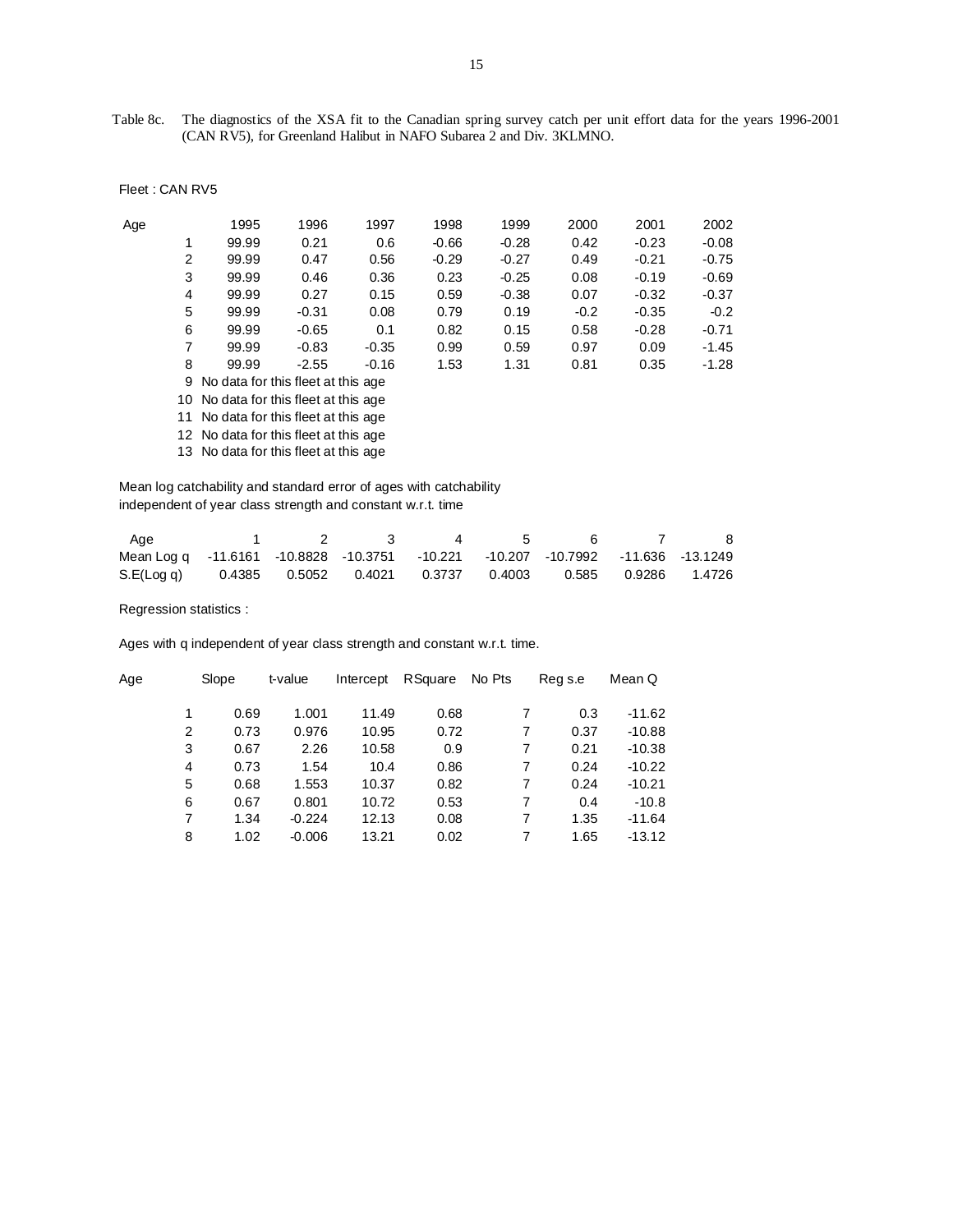Table 8c. The diagnostics of the XSA fit to the Canadian spring survey catch per unit effort data for the years 1996-2001 (CAN RV5), for Greenland Halibut in NAFO Subarea 2 and Div. 3KLMNO.

Fleet : CAN RV5

| Age | 1995 | 1996 | 1997 | 1998 | 1999 | 2000 | 2001 | 2002 |
|---|---|---|---|---|---|---|---|---|
| 1 | 99.99 | 0.21 | 0.6 | -0.66 | -0.28 | 0.42 | -0.23 | -0.08 |
| 2 | 99.99 | 0.47 | 0.56 | -0.29 | -0.27 | 0.49 | -0.21 | -0.75 |
| 3 | 99.99 | 0.46 | 0.36 | 0.23 | -0.25 | 0.08 | -0.19 | -0.69 |
| 4 | 99.99 | 0.27 | 0.15 | 0.59 | -0.38 | 0.07 | -0.32 | -0.37 |
| 5 | 99.99 | -0.31 | 0.08 | 0.79 | 0.19 | -0.2 | -0.35 | -0.2 |
| 6 | 99.99 | -0.65 | 0.1 | 0.82 | 0.15 | 0.58 | -0.28 | -0.71 |
| 7 | 99.99 | -0.83 | -0.35 | 0.99 | 0.59 | 0.97 | 0.09 | -1.45 |
| 8 | 99.99 | -2.55 | -0.16 | 1.53 | 1.31 | 0.81 | 0.35 | -1.28 |
| 9 | No data for this fleet at this age | | | | | | | |
| 10 | No data for this fleet at this age | | | | | | | |
| 11 | No data for this fleet at this age | | | | | | | |
| 12 | No data for this fleet at this age | | | | | | | |
| 13 | No data for this fleet at this age | | | | | | | |

Mean log catchability and standard error of ages with catchability independent of year class strength and constant w.r.t. time

| Age | 1 | 2 | 3 | 4 | 5 | 6 | 7 | 8 |
|---|---|---|---|---|---|---|---|---|
| Mean Log q | -11.6161 | -10.8828 | -10.3751 | -10.221 | -10.207 | -10.7992 | -11.636 | -13.1249 |
| S.E(Log q) | 0.4385 | 0.5052 | 0.4021 | 0.3737 | 0.4003 | 0.585 | 0.9286 | 1.4726 |

Regression statistics :

Ages with q independent of year class strength and constant w.r.t. time.

| Age | Slope | t-value | Intercept | RSquare | No Pts | Reg s.e | Mean Q |
|---|---|---|---|---|---|---|---|
| 1 | 0.69 | 1.001 | 11.49 | 0.68 | 7 | 0.3 | -11.62 |
| 2 | 0.73 | 0.976 | 10.95 | 0.72 | 7 | 0.37 | -10.88 |
| 3 | 0.67 | 2.26 | 10.58 | 0.9 | 7 | 0.21 | -10.38 |
| 4 | 0.73 | 1.54 | 10.4 | 0.86 | 7 | 0.24 | -10.22 |
| 5 | 0.68 | 1.553 | 10.37 | 0.82 | 7 | 0.24 | -10.21 |
| 6 | 0.67 | 0.801 | 10.72 | 0.53 | 7 | 0.4 | -10.8 |
| 7 | 1.34 | -0.224 | 12.13 | 0.08 | 7 | 1.35 | -11.64 |
| 8 | 1.02 | -0.006 | 13.21 | 0.02 | 7 | 1.65 | -13.12 |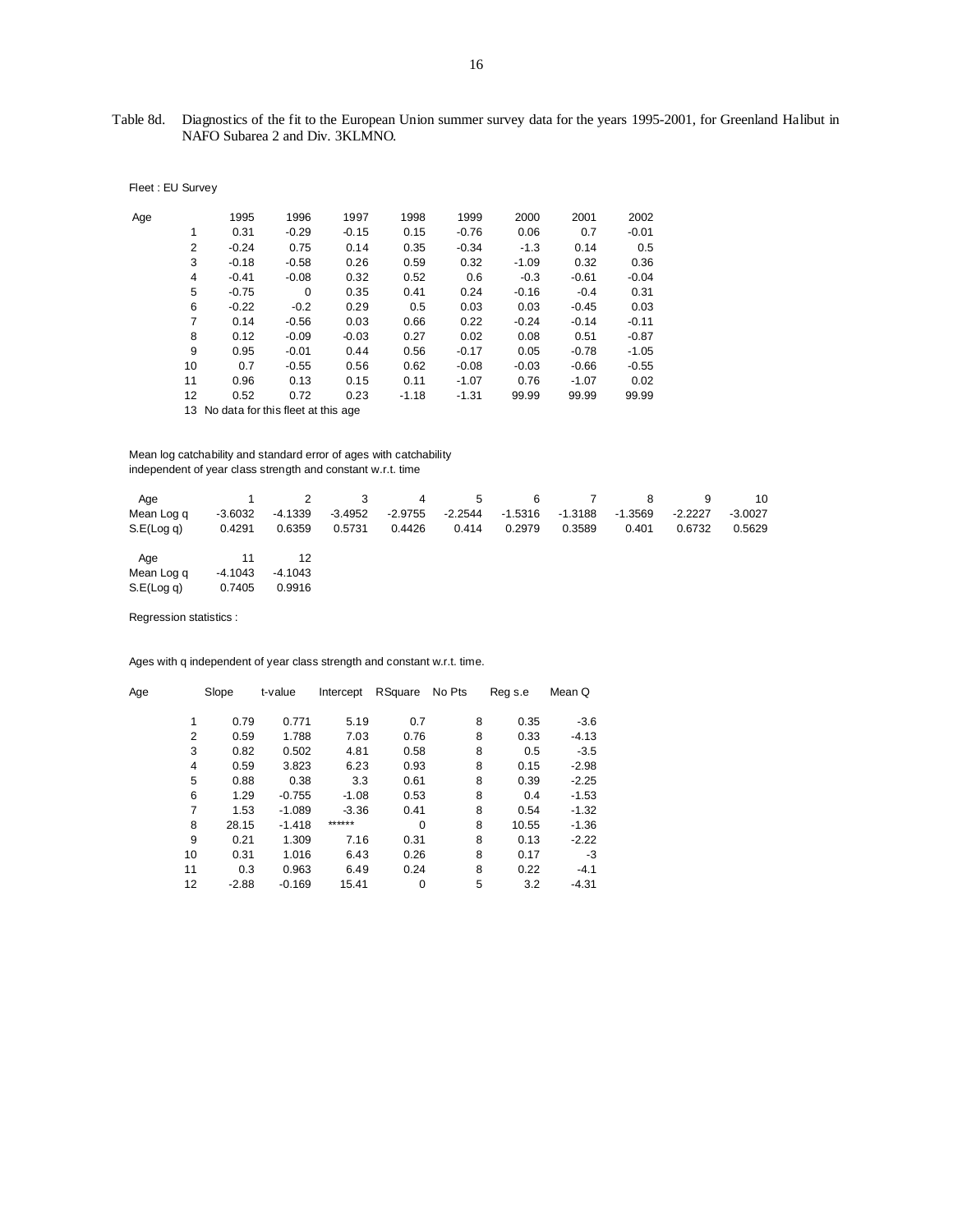Table 8d. Diagnostics of the fit to the European Union summer survey data for the years 1995-2001, for Greenland Halibut in NAFO Subarea 2 and Div. 3KLMNO.

Fleet : EU Survey

| Age | 1995 | 1996 | 1997 | 1998 | 1999 | 2000 | 2001 | 2002 |
|---|---|---|---|---|---|---|---|---|
| 1 | 0.31 | -0.29 | -0.15 | 0.15 | -0.76 | 0.06 | 0.7 | -0.01 |
| 2 | -0.24 | 0.75 | 0.14 | 0.35 | -0.34 | -1.3 | 0.14 | 0.5 |
| 3 | -0.18 | -0.58 | 0.26 | 0.59 | 0.32 | -1.09 | 0.32 | 0.36 |
| 4 | -0.41 | -0.08 | 0.32 | 0.52 | 0.6 | -0.3 | -0.61 | -0.04 |
| 5 | -0.75 | 0 | 0.35 | 0.41 | 0.24 | -0.16 | -0.4 | 0.31 |
| 6 | -0.22 | -0.2 | 0.29 | 0.5 | 0.03 | 0.03 | -0.45 | 0.03 |
| 7 | 0.14 | -0.56 | 0.03 | 0.66 | 0.22 | -0.24 | -0.14 | -0.11 |
| 8 | 0.12 | -0.09 | -0.03 | 0.27 | 0.02 | 0.08 | 0.51 | -0.87 |
| 9 | 0.95 | -0.01 | 0.44 | 0.56 | -0.17 | 0.05 | -0.78 | -1.05 |
| 10 | 0.7 | -0.55 | 0.56 | 0.62 | -0.08 | -0.03 | -0.66 | -0.55 |
| 11 | 0.96 | 0.13 | 0.15 | 0.11 | -1.07 | 0.76 | -1.07 | 0.02 |
| 12 | 0.52 | 0.72 | 0.23 | -1.18 | -1.31 | 99.99 | 99.99 | 99.99 |
| 13 | No data for this fleet at this age | | | | | | | |

Mean log catchability and standard error of ages with catchability independent of year class strength and constant w.r.t. time

| Age | 1 | 2 | 3 | 4 | 5 | 6 | 7 | 8 | 9 | 10 |
|---|---|---|---|---|---|---|---|---|---|---|
| Mean Log q | -3.6032 | -4.1339 | -3.4952 | -2.9755 | -2.2544 | -1.5316 | -1.3188 | -1.3569 | -2.2227 | -3.0027 |
| S.E(Log q) | 0.4291 | 0.6359 | 0.5731 | 0.4426 | 0.414 | 0.2979 | 0.3589 | 0.401 | 0.6732 | 0.5629 |

| Age | 11 | 12 |
|---|---|---|
| Mean Log q | -4.1043 | -4.1043 |
| S.E(Log q) | 0.7405 | 0.9916 |

Regression statistics :

Ages with q independent of year class strength and constant w.r.t. time.

| Age | Slope | t-value | Intercept | RSquare | No Pts | Reg s.e | Mean Q |
|---|---|---|---|---|---|---|---|
| 1 | 0.79 | 0.771 | 5.19 | 0.7 | 8 | 0.35 | -3.6 |
| 2 | 0.59 | 1.788 | 7.03 | 0.76 | 8 | 0.33 | -4.13 |
| 3 | 0.82 | 0.502 | 4.81 | 0.58 | 8 | 0.5 | -3.5 |
| 4 | 0.59 | 3.823 | 6.23 | 0.93 | 8 | 0.15 | -2.98 |
| 5 | 0.88 | 0.38 | 3.3 | 0.61 | 8 | 0.39 | -2.25 |
| 6 | 1.29 | -0.755 | -1.08 | 0.53 | 8 | 0.4 | -1.53 |
| 7 | 1.53 | -1.089 | -3.36 | 0.41 | 8 | 0.54 | -1.32 |
| 8 | 28.15 | -1.418 | ****** | 0 | 8 | 10.55 | -1.36 |
| 9 | 0.21 | 1.309 | 7.16 | 0.31 | 8 | 0.13 | -2.22 |
| 10 | 0.31 | 1.016 | 6.43 | 0.26 | 8 | 0.17 | -3 |
| 11 | 0.3 | 0.963 | 6.49 | 0.24 | 8 | 0.22 | -4.1 |
| 12 | -2.88 | -0.169 | 15.41 | 0 | 5 | 3.2 | -4.31 |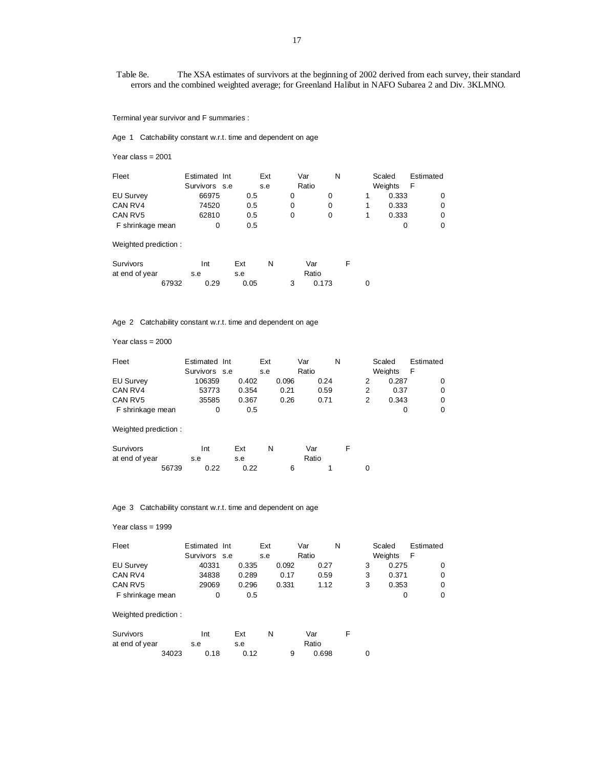Table 8e. The XSA estimates of survivors at the beginning of 2002 derived from each survey, their standard errors and the combined weighted average; for Greenland Halibut in NAFO Subarea 2 and Div. 3KLMNO.

Terminal year survivor and F summaries :

Age 1 Catchability constant w.r.t. time and dependent on age

Year class = 2001

| Fleet | Estimated Survivors | Int s.e | Ext s.e | Var Ratio | N | Scaled Weights | Estimated F |
|---|---|---|---|---|---|---|---|
| EU Survey | 66975 | 0.5 | 0 | 0 | 1 | 0.333 | 0 |
| CAN RV4 | 74520 | 0.5 | 0 | 0 | 1 | 0.333 | 0 |
| CAN RV5 | 62810 | 0.5 | 0 | 0 | 1 | 0.333 | 0 |
| F shrinkage mean | 0 | 0.5 | | | | 0 | 0 |

Weighted prediction :

| Survivors at end of year | Int s.e | Ext s.e | N | Var Ratio | F |
|---|---|---|---|---|---|
| 67932 | 0.29 | 0.05 | 3 | 0.173 | 0 |

Age 2 Catchability constant w.r.t. time and dependent on age

Year class = 2000

| Fleet | Estimated Survivors | Int s.e | Ext s.e | Var Ratio | N | Scaled Weights | Estimated F |
|---|---|---|---|---|---|---|---|
| EU Survey | 106359 | 0.402 | 0.096 | 0.24 | 2 | 0.287 | 0 |
| CAN RV4 | 53773 | 0.354 | 0.21 | 0.59 | 2 | 0.37 | 0 |
| CAN RV5 | 35585 | 0.367 | 0.26 | 0.71 | 2 | 0.343 | 0 |
| F shrinkage mean | 0 | 0.5 | | | | 0 | 0 |

Weighted prediction :

| Survivors at end of year | Int s.e | Ext s.e | N | Var Ratio | F |
|---|---|---|---|---|---|
| 56739 | 0.22 | 0.22 | 6 | 1 | 0 |

Age 3 Catchability constant w.r.t. time and dependent on age

Year class = 1999

| Fleet | Estimated Survivors | Int s.e | Ext s.e | Var Ratio | N | Scaled Weights | Estimated F |
|---|---|---|---|---|---|---|---|
| EU Survey | 40331 | 0.335 | 0.092 | 0.27 | 3 | 0.275 | 0 |
| CAN RV4 | 34838 | 0.289 | 0.17 | 0.59 | 3 | 0.371 | 0 |
| CAN RV5 | 29069 | 0.296 | 0.331 | 1.12 | 3 | 0.353 | 0 |
| F shrinkage mean | 0 | 0.5 | | | | 0 | 0 |

Weighted prediction :

| Survivors at end of year | Int s.e | Ext s.e | N | Var Ratio | F |
|---|---|---|---|---|---|
| 34023 | 0.18 | 0.12 | 9 | 0.698 | 0 |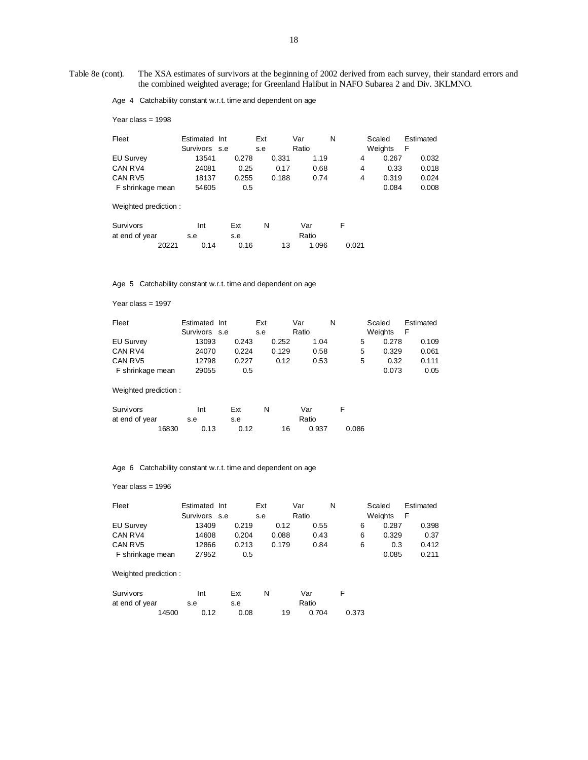Table 8e (cont). The XSA estimates of survivors at the beginning of 2002 derived from each survey, their standard errors and the combined weighted average; for Greenland Halibut in NAFO Subarea 2 and Div. 3KLMNO.

Age 4 Catchability constant w.r.t. time and dependent on age

Year class = 1998

| Fleet | Estimated Survivors | Int s.e | Ext s.e | Var Ratio | N | Scaled Weights | Estimated F |
|---|---|---|---|---|---|---|---|
| EU Survey | 13541 | 0.278 | 0.331 | 1.19 | 4 | 0.267 | 0.032 |
| CAN RV4 | 24081 | 0.25 | 0.17 | 0.68 | 4 | 0.33 | 0.018 |
| CAN RV5 | 18137 | 0.255 | 0.188 | 0.74 | 4 | 0.319 | 0.024 |
| F shrinkage mean | 54605 | 0.5 | | | | 0.084 | 0.008 |

Weighted prediction :

| Survivors at end of year | Int s.e | Ext s.e | N | Var Ratio | F |
|---|---|---|---|---|---|
| 20221 | 0.14 | 0.16 | 13 | 1.096 | 0.021 |

Age 5 Catchability constant w.r.t. time and dependent on age

Year class = 1997

| Fleet | Estimated Survivors | Int s.e | Ext s.e | Var Ratio | N | Scaled Weights | Estimated F |
|---|---|---|---|---|---|---|---|
| EU Survey | 13093 | 0.243 | 0.252 | 1.04 | 5 | 0.278 | 0.109 |
| CAN RV4 | 24070 | 0.224 | 0.129 | 0.58 | 5 | 0.329 | 0.061 |
| CAN RV5 | 12798 | 0.227 | 0.12 | 0.53 | 5 | 0.32 | 0.111 |
| F shrinkage mean | 29055 | 0.5 | | | | 0.073 | 0.05 |

Weighted prediction :

| Survivors at end of year | Int s.e | Ext s.e | N | Var Ratio | F |
|---|---|---|---|---|---|
| 16830 | 0.13 | 0.12 | 16 | 0.937 | 0.086 |

Age 6 Catchability constant w.r.t. time and dependent on age

Year class = 1996

| Fleet | Estimated Survivors | Int s.e | Ext s.e | Var Ratio | N | Scaled Weights | Estimated F |
|---|---|---|---|---|---|---|---|
| EU Survey | 13409 | 0.219 | 0.12 | 0.55 | 6 | 0.287 | 0.398 |
| CAN RV4 | 14608 | 0.204 | 0.088 | 0.43 | 6 | 0.329 | 0.37 |
| CAN RV5 | 12866 | 0.213 | 0.179 | 0.84 | 6 | 0.3 | 0.412 |
| F shrinkage mean | 27952 | 0.5 | | | | 0.085 | 0.211 |

Weighted prediction :

| Survivors at end of year | Int s.e | Ext s.e | N | Var Ratio | F |
|---|---|---|---|---|---|
| 14500 | 0.12 | 0.08 | 19 | 0.704 | 0.373 |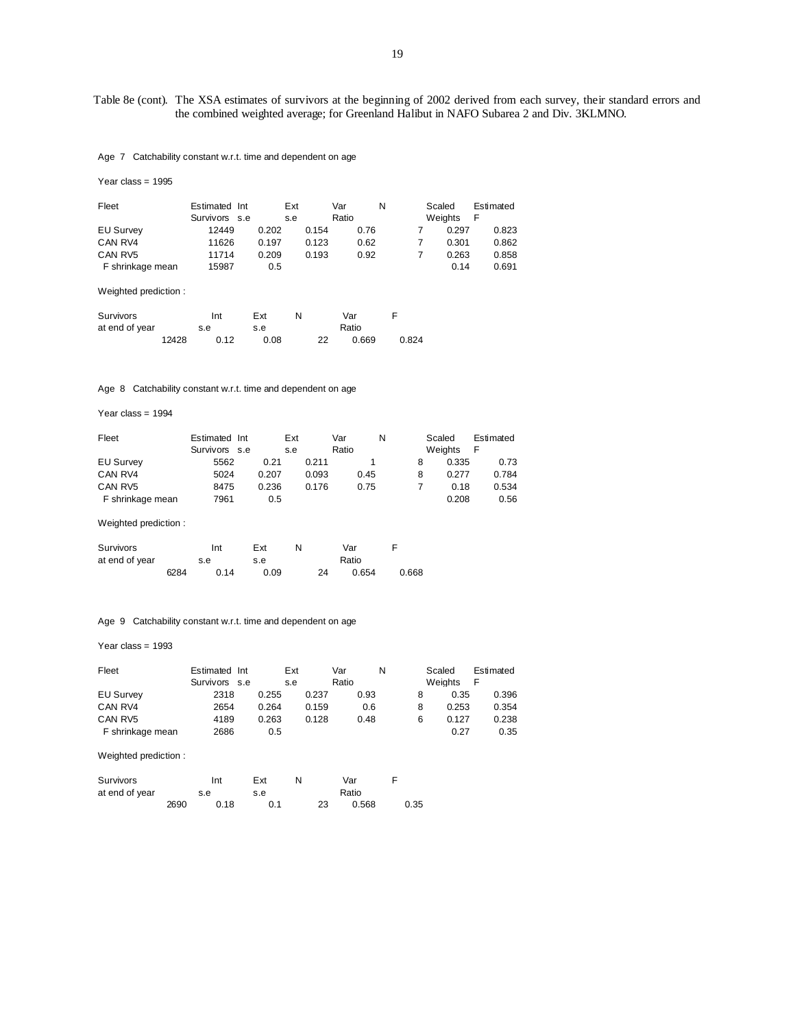Table 8e (cont). The XSA estimates of survivors at the beginning of 2002 derived from each survey, their standard errors and the combined weighted average; for Greenland Halibut in NAFO Subarea 2 and Div. 3KLMNO.

Age 7 Catchability constant w.r.t. time and dependent on age

Year class = 1995

| Fleet | Estimated Survivors | Int s.e | Ext s.e | Var Ratio | N | Scaled Weights | Estimated F |
|---|---|---|---|---|---|---|---|
| EU Survey | 12449 | 0.202 | 0.154 | 0.76 | 7 | 0.297 | 0.823 |
| CAN RV4 | 11626 | 0.197 | 0.123 | 0.62 | 7 | 0.301 | 0.862 |
| CAN RV5 | 11714 | 0.209 | 0.193 | 0.92 | 7 | 0.263 | 0.858 |
| F shrinkage mean | 15987 | 0.5 | | | | 0.14 | 0.691 |

Weighted prediction :

| Survivors at end of year | Int s.e | Ext s.e | N | Var Ratio | F |
|---|---|---|---|---|---|
| 12428 | 0.12 | 0.08 | 22 | 0.669 | 0.824 |

Age 8 Catchability constant w.r.t. time and dependent on age

Year class = 1994

| Fleet | Estimated Survivors | Int s.e | Ext s.e | Var Ratio | N | Scaled Weights | Estimated F |
|---|---|---|---|---|---|---|---|
| EU Survey | 5562 | 0.21 | 0.211 | 1 | 8 | 0.335 | 0.73 |
| CAN RV4 | 5024 | 0.207 | 0.093 | 0.45 | 8 | 0.277 | 0.784 |
| CAN RV5 | 8475 | 0.236 | 0.176 | 0.75 | 7 | 0.18 | 0.534 |
| F shrinkage mean | 7961 | 0.5 | | | | 0.208 | 0.56 |

Weighted prediction :

| Survivors at end of year | Int s.e | Ext s.e | N | Var Ratio | F |
|---|---|---|---|---|---|
| 6284 | 0.14 | 0.09 | 24 | 0.654 | 0.668 |

Age 9 Catchability constant w.r.t. time and dependent on age

Year class = 1993

| Fleet | Estimated Survivors | Int s.e | Ext s.e | Var Ratio | N | Scaled Weights | Estimated F |
|---|---|---|---|---|---|---|---|
| EU Survey | 2318 | 0.255 | 0.237 | 0.93 | 8 | 0.35 | 0.396 |
| CAN RV4 | 2654 | 0.264 | 0.159 | 0.6 | 8 | 0.253 | 0.354 |
| CAN RV5 | 4189 | 0.263 | 0.128 | 0.48 | 6 | 0.127 | 0.238 |
| F shrinkage mean | 2686 | 0.5 | | | | 0.27 | 0.35 |

Weighted prediction :

| Survivors at end of year | Int s.e | Ext s.e | N | Var Ratio | F |
|---|---|---|---|---|---|
| 2690 | 0.18 | 0.1 | 23 | 0.568 | 0.35 |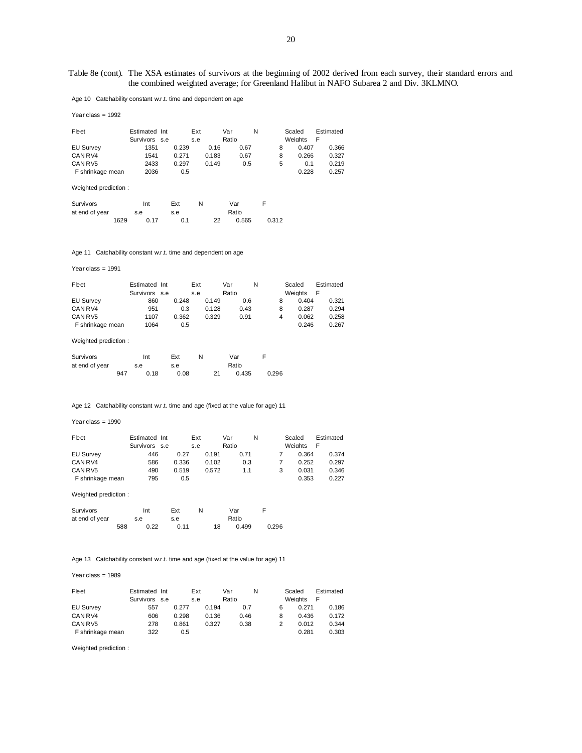Table 8e (cont). The XSA estimates of survivors at the beginning of 2002 derived from each survey, their standard errors and the combined weighted average; for Greenland Halibut in NAFO Subarea 2 and Div. 3KLMNO.

Age 10 Catchability constant w.r.t. time and dependent on age

Year class = 1992

| Fleet | Estimated Survivors | Int s.e | Ext s.e | Var Ratio | N | Scaled Weights | Estimated F |
|---|---|---|---|---|---|---|---|
| EU Survey | 1351 | 0.239 | 0.16 | 0.67 | 8 | 0.407 | 0.366 |
| CAN RV4 | 1541 | 0.271 | 0.183 | 0.67 | 8 | 0.266 | 0.327 |
| CAN RV5 | 2433 | 0.297 | 0.149 | 0.5 | 5 | 0.1 | 0.219 |
| F shrinkage mean | 2036 | 0.5 | | | | 0.228 | 0.257 |

Weighted prediction :

| Survivors at end of year | Int s.e | Ext s.e | N | Var Ratio | F |
|---|---|---|---|---|---|
| 1629 | 0.17 | 0.1 | 22 | 0.565 | 0.312 |

Age 11 Catchability constant w.r.t. time and dependent on age

Year class = 1991

| Fleet | Estimated Survivors | Int s.e | Ext s.e | Var Ratio | N | Scaled Weights | Estimated F |
|---|---|---|---|---|---|---|---|
| EU Survey | 860 | 0.248 | 0.149 | 0.6 | 8 | 0.404 | 0.321 |
| CAN RV4 | 951 | 0.3 | 0.128 | 0.43 | 8 | 0.287 | 0.294 |
| CAN RV5 | 1107 | 0.362 | 0.329 | 0.91 | 4 | 0.062 | 0.258 |
| F shrinkage mean | 1064 | 0.5 | | | | 0.246 | 0.267 |

Weighted prediction :

| Survivors at end of year | Int s.e | Ext s.e | N | Var Ratio | F |
|---|---|---|---|---|---|
| 947 | 0.18 | 0.08 | 21 | 0.435 | 0.296 |

Age 12 Catchability constant w.r.t. time and age (fixed at the value for age) 11

Year class = 1990

| Fleet | Estimated Survivors | Int s.e | Ext s.e | Var Ratio | N | Scaled Weights | Estimated F |
|---|---|---|---|---|---|---|---|
| EU Survey | 446 | 0.27 | 0.191 | 0.71 | 7 | 0.364 | 0.374 |
| CAN RV4 | 586 | 0.336 | 0.102 | 0.3 | 7 | 0.252 | 0.297 |
| CAN RV5 | 490 | 0.519 | 0.572 | 1.1 | 3 | 0.031 | 0.346 |
| F shrinkage mean | 795 | 0.5 | | | | 0.353 | 0.227 |

Weighted prediction :

| Survivors at end of year | Int s.e | Ext s.e | N | Var Ratio | F |
|---|---|---|---|---|---|
| 588 | 0.22 | 0.11 | 18 | 0.499 | 0.296 |

Age 13 Catchability constant w.r.t. time and age (fixed at the value for age) 11

Year class = 1989

| Fleet | Estimated Survivors | Int s.e | Ext s.e | Var Ratio | N | Scaled Weights | Estimated F |
|---|---|---|---|---|---|---|---|
| EU Survey | 557 | 0.277 | 0.194 | 0.7 | 6 | 0.271 | 0.186 |
| CAN RV4 | 606 | 0.298 | 0.136 | 0.46 | 8 | 0.436 | 0.172 |
| CAN RV5 | 278 | 0.861 | 0.327 | 0.38 | 2 | 0.012 | 0.344 |
| F shrinkage mean | 322 | 0.5 | | | | 0.281 | 0.303 |

Weighted prediction :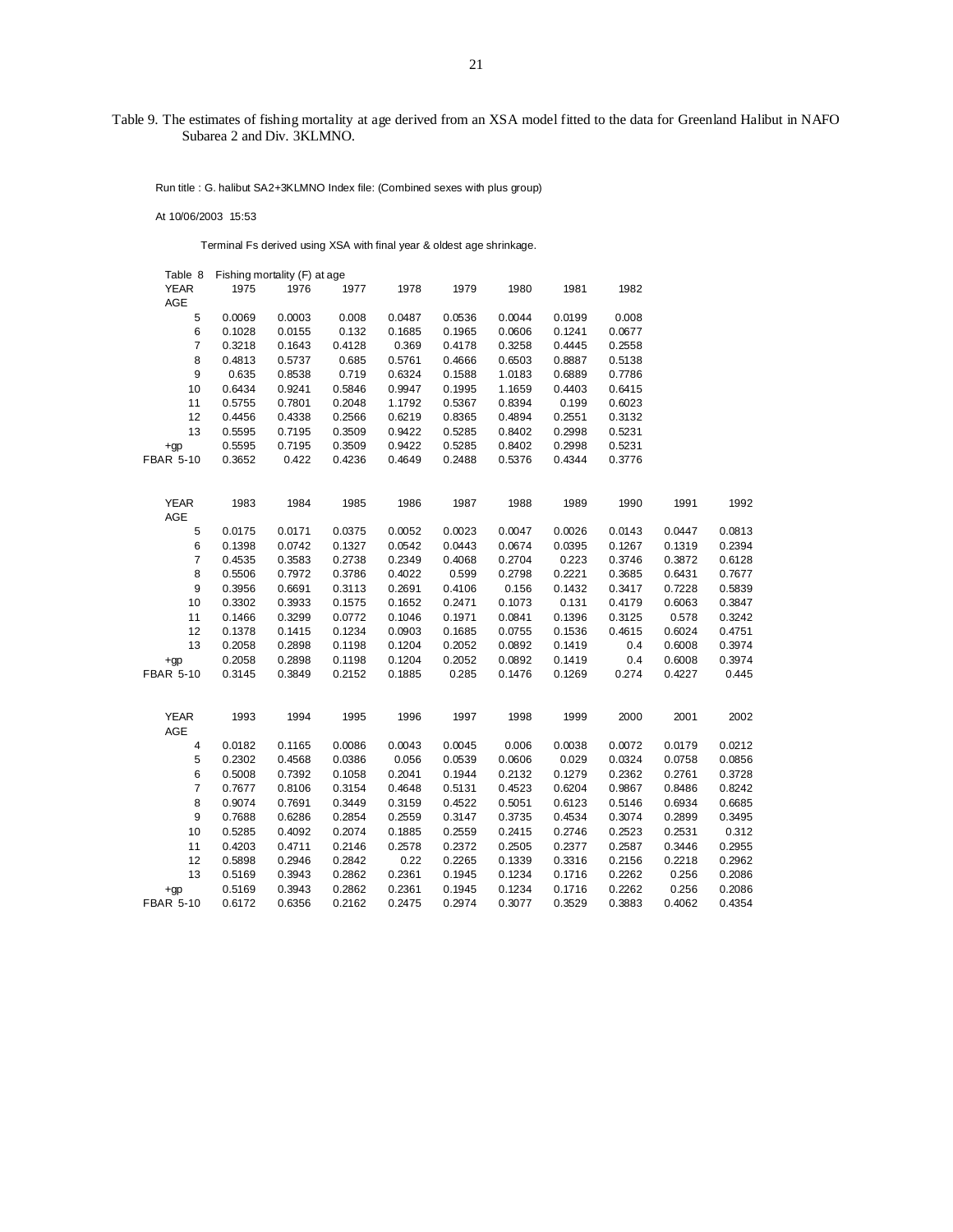Table 9. The estimates of fishing mortality at age derived from an XSA model fitted to the data for Greenland Halibut in NAFO Subarea 2 and Div. 3KLMNO.

Run title : G. halibut SA2+3KLMNO Index file: (Combined sexes with plus group)

At 10/06/2003 15:53

Terminal Fs derived using XSA with final year & oldest age shrinkage.

Table 8 Fishing mortality (F) at age

| YEAR | 1975 | 1976 | 1977 | 1978 | 1979 | 1980 | 1981 | 1982 |
|---|---|---|---|---|---|---|---|---|
| AGE | | | | | | | | |
| 5 | 0.0069 | 0.0003 | 0.008 | 0.0487 | 0.0536 | 0.0044 | 0.0199 | 0.008 |
| 6 | 0.1028 | 0.0155 | 0.132 | 0.1685 | 0.1965 | 0.0606 | 0.1241 | 0.0677 |
| 7 | 0.3218 | 0.1643 | 0.4128 | 0.369 | 0.4178 | 0.3258 | 0.4445 | 0.2558 |
| 8 | 0.4813 | 0.5737 | 0.685 | 0.5761 | 0.4666 | 0.6503 | 0.8887 | 0.5138 |
| 9 | 0.635 | 0.8538 | 0.719 | 0.6324 | 0.1588 | 1.0183 | 0.6889 | 0.7786 |
| 10 | 0.6434 | 0.9241 | 0.5846 | 0.9947 | 0.1995 | 1.1659 | 0.4403 | 0.6415 |
| 11 | 0.5755 | 0.7801 | 0.2048 | 1.1792 | 0.5367 | 0.8394 | 0.199 | 0.6023 |
| 12 | 0.4456 | 0.4338 | 0.2566 | 0.6219 | 0.8365 | 0.4894 | 0.2551 | 0.3132 |
| 13 | 0.5595 | 0.7195 | 0.3509 | 0.9422 | 0.5285 | 0.8402 | 0.2998 | 0.5231 |
| +gp | 0.5595 | 0.7195 | 0.3509 | 0.9422 | 0.5285 | 0.8402 | 0.2998 | 0.5231 |
| FBAR 5-10 | 0.3652 | 0.422 | 0.4236 | 0.4649 | 0.2488 | 0.5376 | 0.4344 | 0.3776 |

| YEAR | 1983 | 1984 | 1985 | 1986 | 1987 | 1988 | 1989 | 1990 | 1991 | 1992 |
|---|---|---|---|---|---|---|---|---|---|---|
| AGE | | | | | | | | | | |
| 5 | 0.0175 | 0.0171 | 0.0375 | 0.0052 | 0.0023 | 0.0047 | 0.0026 | 0.0143 | 0.0447 | 0.0813 |
| 6 | 0.1398 | 0.0742 | 0.1327 | 0.0542 | 0.0443 | 0.0674 | 0.0395 | 0.1267 | 0.1319 | 0.2394 |
| 7 | 0.4535 | 0.3583 | 0.2738 | 0.2349 | 0.4068 | 0.2704 | 0.223 | 0.3746 | 0.3872 | 0.6128 |
| 8 | 0.5506 | 0.7972 | 0.3786 | 0.4022 | 0.599 | 0.2798 | 0.2221 | 0.3685 | 0.6431 | 0.7677 |
| 9 | 0.3956 | 0.6691 | 0.3113 | 0.2691 | 0.4106 | 0.156 | 0.1432 | 0.3417 | 0.7228 | 0.5839 |
| 10 | 0.3302 | 0.3933 | 0.1575 | 0.1652 | 0.2471 | 0.1073 | 0.131 | 0.4179 | 0.6063 | 0.3847 |
| 11 | 0.1466 | 0.3299 | 0.0772 | 0.1046 | 0.1971 | 0.0841 | 0.1396 | 0.3125 | 0.578 | 0.3242 |
| 12 | 0.1378 | 0.1415 | 0.1234 | 0.0903 | 0.1685 | 0.0755 | 0.1536 | 0.4615 | 0.6024 | 0.4751 |
| 13 | 0.2058 | 0.2898 | 0.1198 | 0.1204 | 0.2052 | 0.0892 | 0.1419 | 0.4 | 0.6008 | 0.3974 |
| +gp | 0.2058 | 0.2898 | 0.1198 | 0.1204 | 0.2052 | 0.0892 | 0.1419 | 0.4 | 0.6008 | 0.3974 |
| FBAR 5-10 | 0.3145 | 0.3849 | 0.2152 | 0.1885 | 0.285 | 0.1476 | 0.1269 | 0.274 | 0.4227 | 0.445 |

| YEAR | 1993 | 1994 | 1995 | 1996 | 1997 | 1998 | 1999 | 2000 | 2001 | 2002 |
|---|---|---|---|---|---|---|---|---|---|---|
| AGE | | | | | | | | | | |
| 4 | 0.0182 | 0.1165 | 0.0086 | 0.0043 | 0.0045 | 0.006 | 0.0038 | 0.0072 | 0.0179 | 0.0212 |
| 5 | 0.2302 | 0.4568 | 0.0386 | 0.056 | 0.0539 | 0.0606 | 0.029 | 0.0324 | 0.0758 | 0.0856 |
| 6 | 0.5008 | 0.7392 | 0.1058 | 0.2041 | 0.1944 | 0.2132 | 0.1279 | 0.2362 | 0.2761 | 0.3728 |
| 7 | 0.7677 | 0.8106 | 0.3154 | 0.4648 | 0.5131 | 0.4523 | 0.6204 | 0.9867 | 0.8486 | 0.8242 |
| 8 | 0.9074 | 0.7691 | 0.3449 | 0.3159 | 0.4522 | 0.5051 | 0.6123 | 0.5146 | 0.6934 | 0.6685 |
| 9 | 0.7688 | 0.6286 | 0.2854 | 0.2559 | 0.3147 | 0.3735 | 0.4534 | 0.3074 | 0.2899 | 0.3495 |
| 10 | 0.5285 | 0.4092 | 0.2074 | 0.1885 | 0.2559 | 0.2415 | 0.2746 | 0.2523 | 0.2531 | 0.312 |
| 11 | 0.4203 | 0.4711 | 0.2146 | 0.2578 | 0.2372 | 0.2505 | 0.2377 | 0.2587 | 0.3446 | 0.2955 |
| 12 | 0.5898 | 0.2946 | 0.2842 | 0.22 | 0.2265 | 0.1339 | 0.3316 | 0.2156 | 0.2218 | 0.2962 |
| 13 | 0.5169 | 0.3943 | 0.2862 | 0.2361 | 0.1945 | 0.1234 | 0.1716 | 0.2262 | 0.256 | 0.2086 |
| +gp | 0.5169 | 0.3943 | 0.2862 | 0.2361 | 0.1945 | 0.1234 | 0.1716 | 0.2262 | 0.256 | 0.2086 |
| FBAR 5-10 | 0.6172 | 0.6356 | 0.2162 | 0.2475 | 0.2974 | 0.3077 | 0.3529 | 0.3883 | 0.4062 | 0.4354 |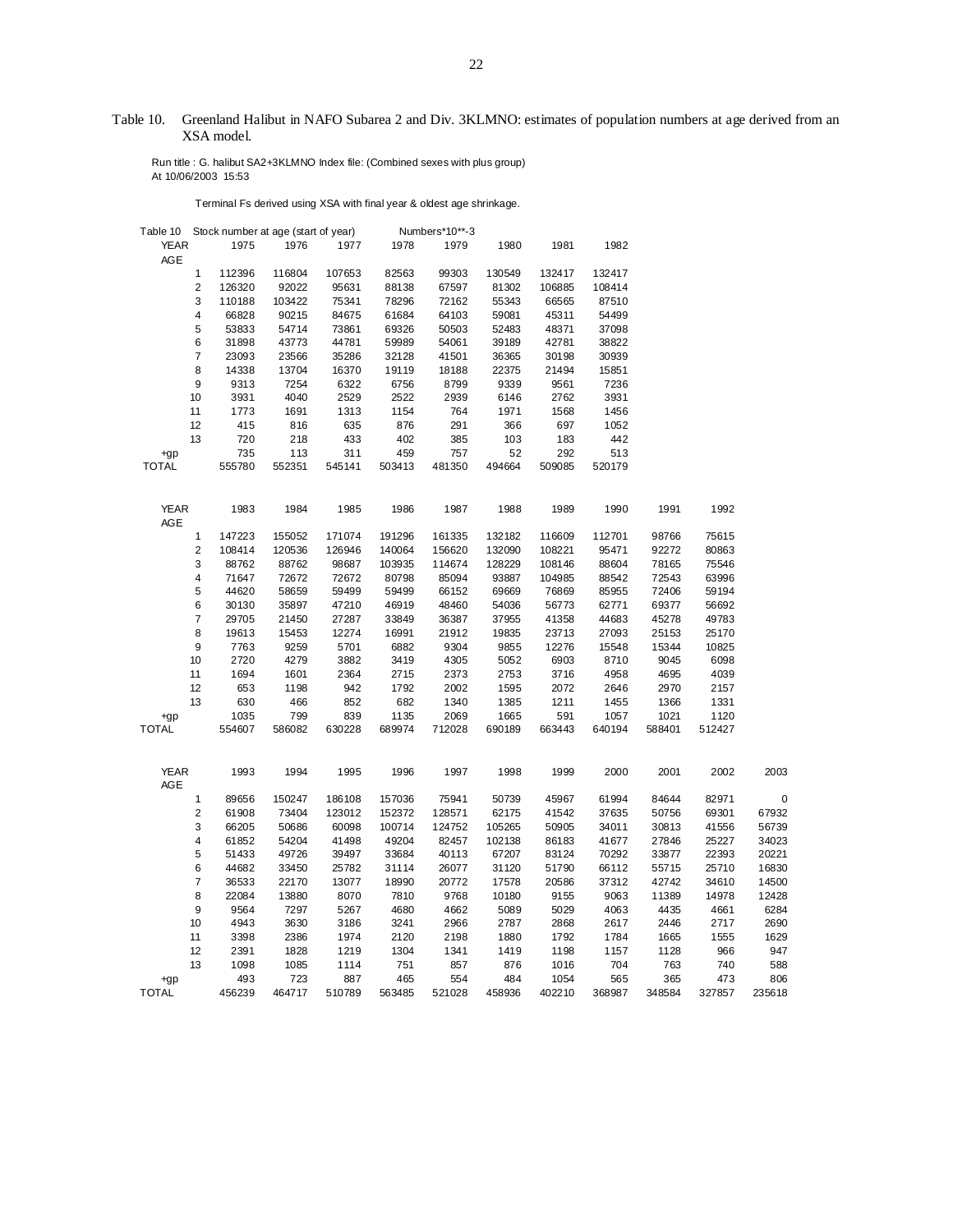Table 10. Greenland Halibut in NAFO Subarea 2 and Div. 3KLMNO: estimates of population numbers at age derived from an XSA model.

Run title : G. halibut SA2+3KLMNO Index file: (Combined sexes with plus group)
At 10/06/2003 15:53

Terminal Fs derived using XSA with final year & oldest age shrinkage.

Table 10 Stock number at age (start of year) Numbers*10**-3

| YEAR | 1975 | 1976 | 1977 | 1978 | 1979 | 1980 | 1981 | 1982 |
|---|---|---|---|---|---|---|---|---|
| AGE | | | | | | | | |
| 1 | 112396 | 116804 | 107653 | 82563 | 99303 | 130549 | 132417 | 132417 |
| 2 | 126320 | 92022 | 95631 | 88138 | 67597 | 81302 | 106885 | 108414 |
| 3 | 110188 | 103422 | 75341 | 78296 | 72162 | 55343 | 66565 | 87510 |
| 4 | 66828 | 90215 | 84675 | 61684 | 64103 | 59081 | 45311 | 54499 |
| 5 | 53833 | 54714 | 73861 | 69326 | 50503 | 52483 | 48371 | 37098 |
| 6 | 31898 | 43773 | 44781 | 59989 | 54061 | 39189 | 42781 | 38822 |
| 7 | 23093 | 23566 | 35286 | 32128 | 41501 | 36365 | 30198 | 30939 |
| 8 | 14338 | 13704 | 16370 | 19119 | 18188 | 22375 | 21494 | 15851 |
| 9 | 9313 | 7254 | 6322 | 6756 | 8799 | 9339 | 9561 | 7236 |
| 10 | 3931 | 4040 | 2529 | 2522 | 2939 | 6146 | 2762 | 3931 |
| 11 | 1773 | 1691 | 1313 | 1154 | 764 | 1971 | 1568 | 1456 |
| 12 | 415 | 816 | 635 | 876 | 291 | 366 | 697 | 1052 |
| 13 | 720 | 218 | 433 | 402 | 385 | 103 | 183 | 442 |
| +gp | 735 | 113 | 311 | 459 | 757 | 52 | 292 | 513 |
| TOTAL | 555780 | 552351 | 545141 | 503413 | 481350 | 494664 | 509085 | 520179 |

| YEAR | 1983 | 1984 | 1985 | 1986 | 1987 | 1988 | 1989 | 1990 | 1991 | 1992 |
|---|---|---|---|---|---|---|---|---|---|---|
| AGE | | | | | | | | | | |
| 1 | 147223 | 155052 | 171074 | 191296 | 161335 | 132182 | 116609 | 112701 | 98766 | 75615 |
| 2 | 108414 | 120536 | 126946 | 140064 | 156620 | 132090 | 108221 | 95471 | 92272 | 80863 |
| 3 | 88762 | 88762 | 98687 | 103935 | 114674 | 128229 | 108146 | 88604 | 78165 | 75546 |
| 4 | 71647 | 72672 | 72672 | 80798 | 85094 | 93887 | 104985 | 88542 | 72543 | 63996 |
| 5 | 44620 | 58659 | 59499 | 59499 | 66152 | 69669 | 76869 | 85955 | 72406 | 59194 |
| 6 | 30130 | 35897 | 47210 | 46919 | 48460 | 54036 | 56773 | 62771 | 69377 | 56692 |
| 7 | 29705 | 21450 | 27287 | 33849 | 36387 | 37955 | 41358 | 44683 | 45278 | 49783 |
| 8 | 19613 | 15453 | 12274 | 16991 | 21912 | 19835 | 23713 | 27093 | 25153 | 25170 |
| 9 | 7763 | 9259 | 5701 | 6882 | 9304 | 9855 | 12276 | 15548 | 15344 | 10825 |
| 10 | 2720 | 4279 | 3882 | 3419 | 4305 | 5052 | 6903 | 8710 | 9045 | 6098 |
| 11 | 1694 | 1601 | 2364 | 2715 | 2373 | 2753 | 3716 | 4958 | 4695 | 4039 |
| 12 | 653 | 1198 | 942 | 1792 | 2002 | 1595 | 2072 | 2646 | 2970 | 2157 |
| 13 | 630 | 466 | 852 | 682 | 1340 | 1385 | 1211 | 1455 | 1366 | 1331 |
| +gp | 1035 | 799 | 839 | 1135 | 2069 | 1665 | 591 | 1057 | 1021 | 1120 |
| TOTAL | 554607 | 586082 | 630228 | 689974 | 712028 | 690189 | 663443 | 640194 | 588401 | 512427 |

| YEAR | 1993 | 1994 | 1995 | 1996 | 1997 | 1998 | 1999 | 2000 | 2001 | 2002 | 2003 |
|---|---|---|---|---|---|---|---|---|---|---|---|
| AGE | | | | | | | | | | | |
| 1 | 89656 | 150247 | 186108 | 157036 | 75941 | 50739 | 45967 | 61994 | 84644 | 82971 | 0 |
| 2 | 61908 | 73404 | 123012 | 152372 | 128571 | 62175 | 41542 | 37635 | 50756 | 69301 | 67932 |
| 3 | 66205 | 50686 | 60098 | 100714 | 124752 | 105265 | 50905 | 34011 | 30813 | 41556 | 56739 |
| 4 | 61852 | 54204 | 41498 | 49204 | 82457 | 102138 | 86183 | 41677 | 27846 | 25227 | 34023 |
| 5 | 51433 | 49726 | 39497 | 33684 | 40113 | 67207 | 83124 | 70292 | 33877 | 22393 | 20221 |
| 6 | 44682 | 33450 | 25782 | 31114 | 26077 | 31120 | 51790 | 66112 | 55715 | 25710 | 16830 |
| 7 | 36533 | 22170 | 13077 | 18990 | 20772 | 17578 | 20586 | 37312 | 42742 | 34610 | 14500 |
| 8 | 22084 | 13880 | 8070 | 7810 | 9768 | 10180 | 9155 | 9063 | 11389 | 14978 | 12428 |
| 9 | 9564 | 7297 | 5267 | 4680 | 4662 | 5089 | 5029 | 4063 | 4435 | 4661 | 6284 |
| 10 | 4943 | 3630 | 3186 | 3241 | 2966 | 2787 | 2868 | 2617 | 2446 | 2717 | 2690 |
| 11 | 3398 | 2386 | 1974 | 2120 | 2198 | 1880 | 1792 | 1784 | 1665 | 1555 | 1629 |
| 12 | 2391 | 1828 | 1219 | 1304 | 1341 | 1419 | 1198 | 1157 | 1128 | 966 | 947 |
| 13 | 1098 | 1085 | 1114 | 751 | 857 | 876 | 1016 | 704 | 763 | 740 | 588 |
| +gp | 493 | 723 | 887 | 465 | 554 | 484 | 1054 | 565 | 365 | 473 | 806 |
| TOTAL | 456239 | 464717 | 510789 | 563485 | 521028 | 458936 | 402210 | 368987 | 348584 | 327857 | 235618 |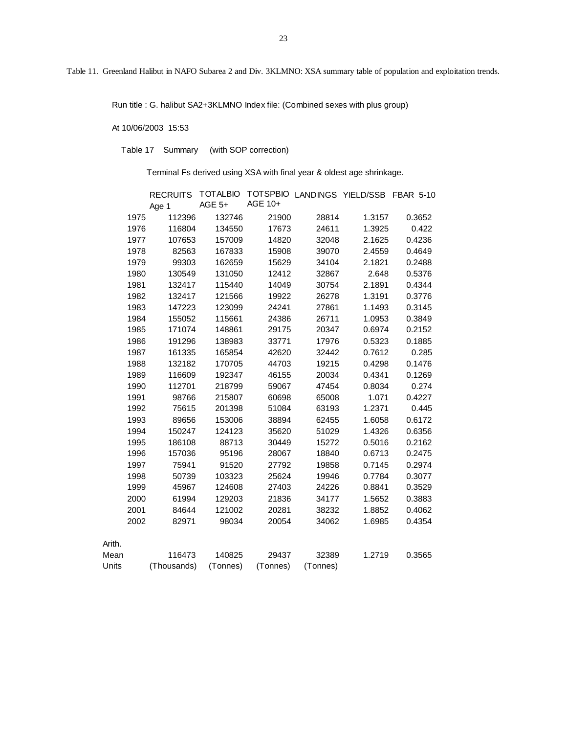Table 11. Greenland Halibut in NAFO Subarea 2 and Div. 3KLMNO: XSA summary table of population and exploitation trends.

Run title : G. halibut SA2+3KLMNO Index file: (Combined sexes with plus group)

At 10/06/2003 15:53

Table 17 Summary (with SOP correction)

Terminal Fs derived using XSA with final year & oldest age shrinkage.

| | RECRUITS Age 1 | TOTALBIO AGE 5+ | TOTSPBIO AGE 10+ | LANDINGS | YIELD/SSB | FBAR 5-10 |
|---|---|---|---|---|---|---|
| 1975 | 112396 | 132746 | 21900 | 28814 | 1.3157 | 0.3652 |
| 1976 | 116804 | 134550 | 17673 | 24611 | 1.3925 | 0.422 |
| 1977 | 107653 | 157009 | 14820 | 32048 | 2.1625 | 0.4236 |
| 1978 | 82563 | 167833 | 15908 | 39070 | 2.4559 | 0.4649 |
| 1979 | 99303 | 162659 | 15629 | 34104 | 2.1821 | 0.2488 |
| 1980 | 130549 | 131050 | 12412 | 32867 | 2.648 | 0.5376 |
| 1981 | 132417 | 115440 | 14049 | 30754 | 2.1891 | 0.4344 |
| 1982 | 132417 | 121566 | 19922 | 26278 | 1.3191 | 0.3776 |
| 1983 | 147223 | 123099 | 24241 | 27861 | 1.1493 | 0.3145 |
| 1984 | 155052 | 115661 | 24386 | 26711 | 1.0953 | 0.3849 |
| 1985 | 171074 | 148861 | 29175 | 20347 | 0.6974 | 0.2152 |
| 1986 | 191296 | 138983 | 33771 | 17976 | 0.5323 | 0.1885 |
| 1987 | 161335 | 165854 | 42620 | 32442 | 0.7612 | 0.285 |
| 1988 | 132182 | 170705 | 44703 | 19215 | 0.4298 | 0.1476 |
| 1989 | 116609 | 192347 | 46155 | 20034 | 0.4341 | 0.1269 |
| 1990 | 112701 | 218799 | 59067 | 47454 | 0.8034 | 0.274 |
| 1991 | 98766 | 215807 | 60698 | 65008 | 1.071 | 0.4227 |
| 1992 | 75615 | 201398 | 51084 | 63193 | 1.2371 | 0.445 |
| 1993 | 89656 | 153006 | 38894 | 62455 | 1.6058 | 0.6172 |
| 1994 | 150247 | 124123 | 35620 | 51029 | 1.4326 | 0.6356 |
| 1995 | 186108 | 88713 | 30449 | 15272 | 0.5016 | 0.2162 |
| 1996 | 157036 | 95196 | 28067 | 18840 | 0.6713 | 0.2475 |
| 1997 | 75941 | 91520 | 27792 | 19858 | 0.7145 | 0.2974 |
| 1998 | 50739 | 103323 | 25624 | 19946 | 0.7784 | 0.3077 |
| 1999 | 45967 | 124608 | 27403 | 24226 | 0.8841 | 0.3529 |
| 2000 | 61994 | 129203 | 21836 | 34177 | 1.5652 | 0.3883 |
| 2001 | 84644 | 121002 | 20281 | 38232 | 1.8852 | 0.4062 |
| 2002 | 82971 | 98034 | 20054 | 34062 | 1.6985 | 0.4354 |
| Arith. Mean | 116473 | 140825 | 29437 | 32389 | 1.2719 | 0.3565 |
| Units | (Thousands) | (Tonnes) | (Tonnes) | (Tonnes) | | |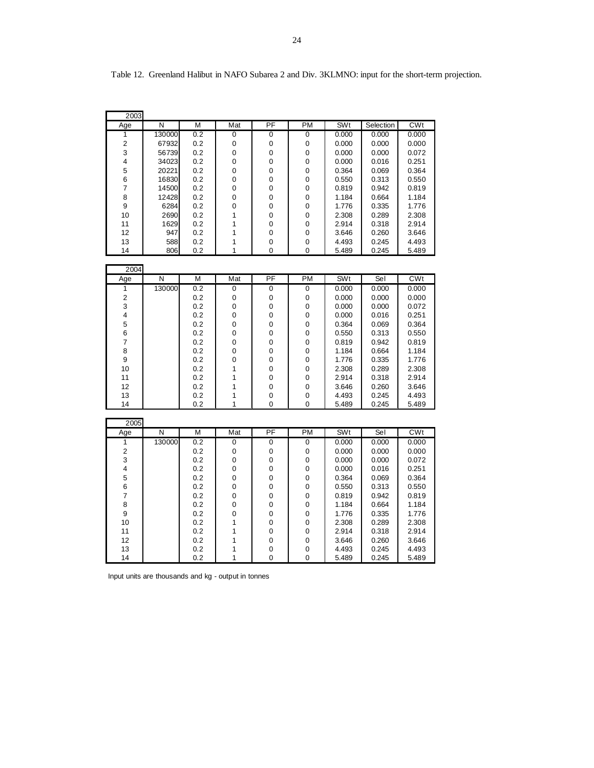Table 12. Greenland Halibut in NAFO Subarea 2 and Div. 3KLMNO: input for the short-term projection.

**2003**

| Age | N | M | Mat | PF | PM | SWt | Selection | CWt |
|---|---|---|---|---|---|---|---|---|
| 1 | 130000 | 0.2 | 0 | 0 | 0 | 0.000 | 0.000 | 0.000 |
| 2 | 67932 | 0.2 | 0 | 0 | 0 | 0.000 | 0.000 | 0.000 |
| 3 | 56739 | 0.2 | 0 | 0 | 0 | 0.000 | 0.000 | 0.072 |
| 4 | 34023 | 0.2 | 0 | 0 | 0 | 0.000 | 0.016 | 0.251 |
| 5 | 20221 | 0.2 | 0 | 0 | 0 | 0.364 | 0.069 | 0.364 |
| 6 | 16830 | 0.2 | 0 | 0 | 0 | 0.550 | 0.313 | 0.550 |
| 7 | 14500 | 0.2 | 0 | 0 | 0 | 0.819 | 0.942 | 0.819 |
| 8 | 12428 | 0.2 | 0 | 0 | 0 | 1.184 | 0.664 | 1.184 |
| 9 | 6284 | 0.2 | 0 | 0 | 0 | 1.776 | 0.335 | 1.776 |
| 10 | 2690 | 0.2 | 1 | 0 | 0 | 2.308 | 0.289 | 2.308 |
| 11 | 1629 | 0.2 | 1 | 0 | 0 | 2.914 | 0.318 | 2.914 |
| 12 | 947 | 0.2 | 1 | 0 | 0 | 3.646 | 0.260 | 3.646 |
| 13 | 588 | 0.2 | 1 | 0 | 0 | 4.493 | 0.245 | 4.493 |
| 14 | 806 | 0.2 | 1 | 0 | 0 | 5.489 | 0.245 | 5.489 |

**2004**

| Age | N | M | Mat | PF | PM | SWt | Sel | CWt |
|---|---|---|---|---|---|---|---|---|
| 1 | 130000 | 0.2 | 0 | 0 | 0 | 0.000 | 0.000 | 0.000 |
| 2 | | 0.2 | 0 | 0 | 0 | 0.000 | 0.000 | 0.000 |
| 3 | | 0.2 | 0 | 0 | 0 | 0.000 | 0.000 | 0.072 |
| 4 | | 0.2 | 0 | 0 | 0 | 0.000 | 0.016 | 0.251 |
| 5 | | 0.2 | 0 | 0 | 0 | 0.364 | 0.069 | 0.364 |
| 6 | | 0.2 | 0 | 0 | 0 | 0.550 | 0.313 | 0.550 |
| 7 | | 0.2 | 0 | 0 | 0 | 0.819 | 0.942 | 0.819 |
| 8 | | 0.2 | 0 | 0 | 0 | 1.184 | 0.664 | 1.184 |
| 9 | | 0.2 | 0 | 0 | 0 | 1.776 | 0.335 | 1.776 |
| 10 | | 0.2 | 1 | 0 | 0 | 2.308 | 0.289 | 2.308 |
| 11 | | 0.2 | 1 | 0 | 0 | 2.914 | 0.318 | 2.914 |
| 12 | | 0.2 | 1 | 0 | 0 | 3.646 | 0.260 | 3.646 |
| 13 | | 0.2 | 1 | 0 | 0 | 4.493 | 0.245 | 4.493 |
| 14 | | 0.2 | 1 | 0 | 0 | 5.489 | 0.245 | 5.489 |

**2005**

| Age | N | M | Mat | PF | PM | SWt | Sel | CWt |
|---|---|---|---|---|---|---|---|---|
| 1 | 130000 | 0.2 | 0 | 0 | 0 | 0.000 | 0.000 | 0.000 |
| 2 | | 0.2 | 0 | 0 | 0 | 0.000 | 0.000 | 0.000 |
| 3 | | 0.2 | 0 | 0 | 0 | 0.000 | 0.000 | 0.072 |
| 4 | | 0.2 | 0 | 0 | 0 | 0.000 | 0.016 | 0.251 |
| 5 | | 0.2 | 0 | 0 | 0 | 0.364 | 0.069 | 0.364 |
| 6 | | 0.2 | 0 | 0 | 0 | 0.550 | 0.313 | 0.550 |
| 7 | | 0.2 | 0 | 0 | 0 | 0.819 | 0.942 | 0.819 |
| 8 | | 0.2 | 0 | 0 | 0 | 1.184 | 0.664 | 1.184 |
| 9 | | 0.2 | 0 | 0 | 0 | 1.776 | 0.335 | 1.776 |
| 10 | | 0.2 | 1 | 0 | 0 | 2.308 | 0.289 | 2.308 |
| 11 | | 0.2 | 1 | 0 | 0 | 2.914 | 0.318 | 2.914 |
| 12 | | 0.2 | 1 | 0 | 0 | 3.646 | 0.260 | 3.646 |
| 13 | | 0.2 | 1 | 0 | 0 | 4.493 | 0.245 | 4.493 |
| 14 | | 0.2 | 1 | 0 | 0 | 5.489 | 0.245 | 5.489 |

Input units are thousands and kg - output in tonnes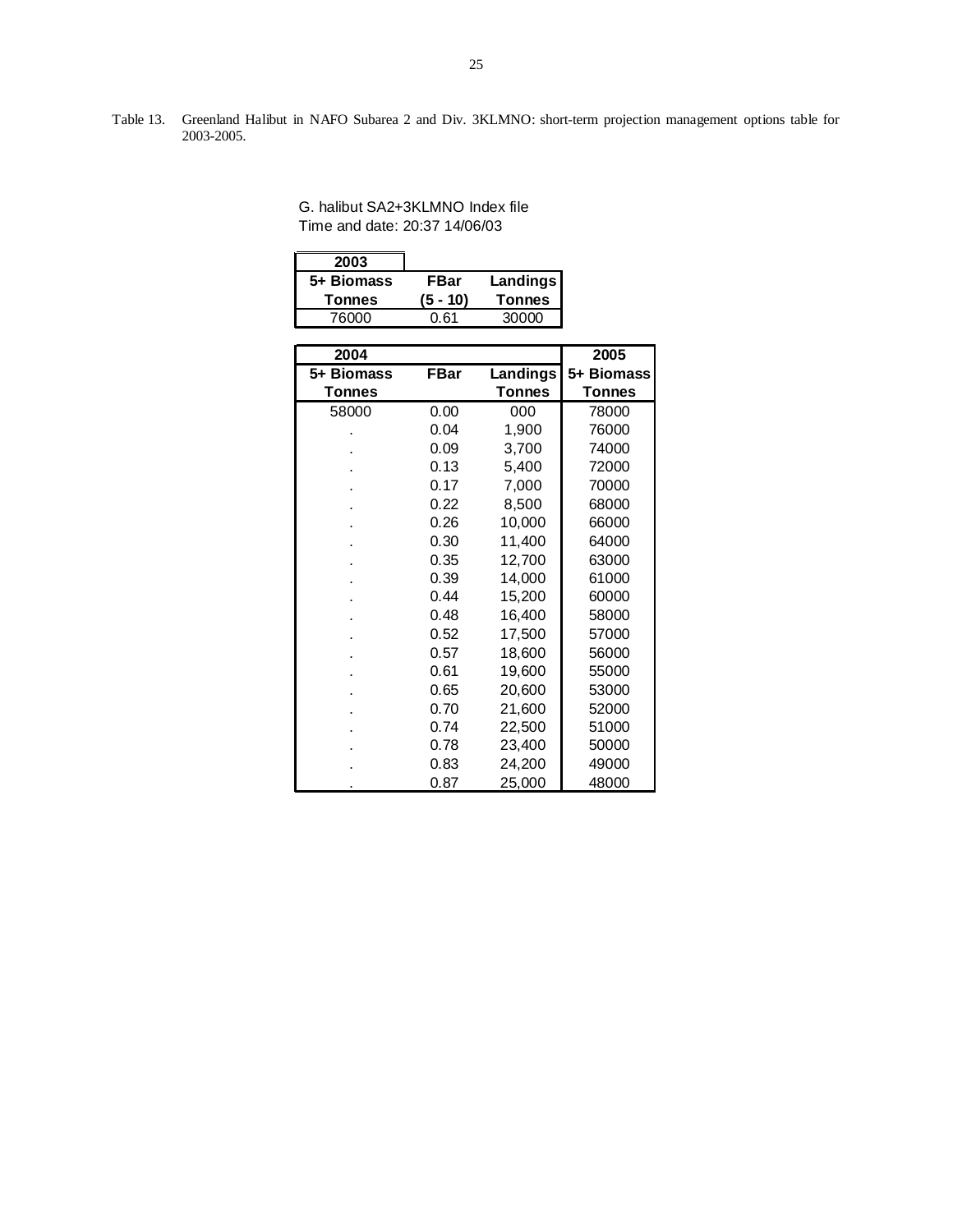Table 13. Greenland Halibut in NAFO Subarea 2 and Div. 3KLMNO: short-term projection management options table for 2003-2005.

G. halibut SA2+3KLMNO Index file
Time and date: 20:37 14/06/03

| 2003 | | |
|---|---|---|
| 5+ Biomass Tonnes | FBar (5 - 10) | Landings Tonnes |
| 76000 | 0.61 | 30000 |

| 2004 | | | 2005 |
|---|---|---|---|
| 5+ Biomass Tonnes | FBar | Landings Tonnes | 5+ Biomass Tonnes |
| 58000 | 0.00 | 000 | 78000 |
| . | 0.04 | 1,900 | 76000 |
| . | 0.09 | 3,700 | 74000 |
| . | 0.13 | 5,400 | 72000 |
| . | 0.17 | 7,000 | 70000 |
| . | 0.22 | 8,500 | 68000 |
| . | 0.26 | 10,000 | 66000 |
| . | 0.30 | 11,400 | 64000 |
| . | 0.35 | 12,700 | 63000 |
| . | 0.39 | 14,000 | 61000 |
| . | 0.44 | 15,200 | 60000 |
| . | 0.48 | 16,400 | 58000 |
| . | 0.52 | 17,500 | 57000 |
| . | 0.57 | 18,600 | 56000 |
| . | 0.61 | 19,600 | 55000 |
| . | 0.65 | 20,600 | 53000 |
| . | 0.70 | 21,600 | 52000 |
| . | 0.74 | 22,500 | 51000 |
| . | 0.78 | 23,400 | 50000 |
| . | 0.83 | 24,200 | 49000 |
| . | 0.87 | 25,000 | 48000 |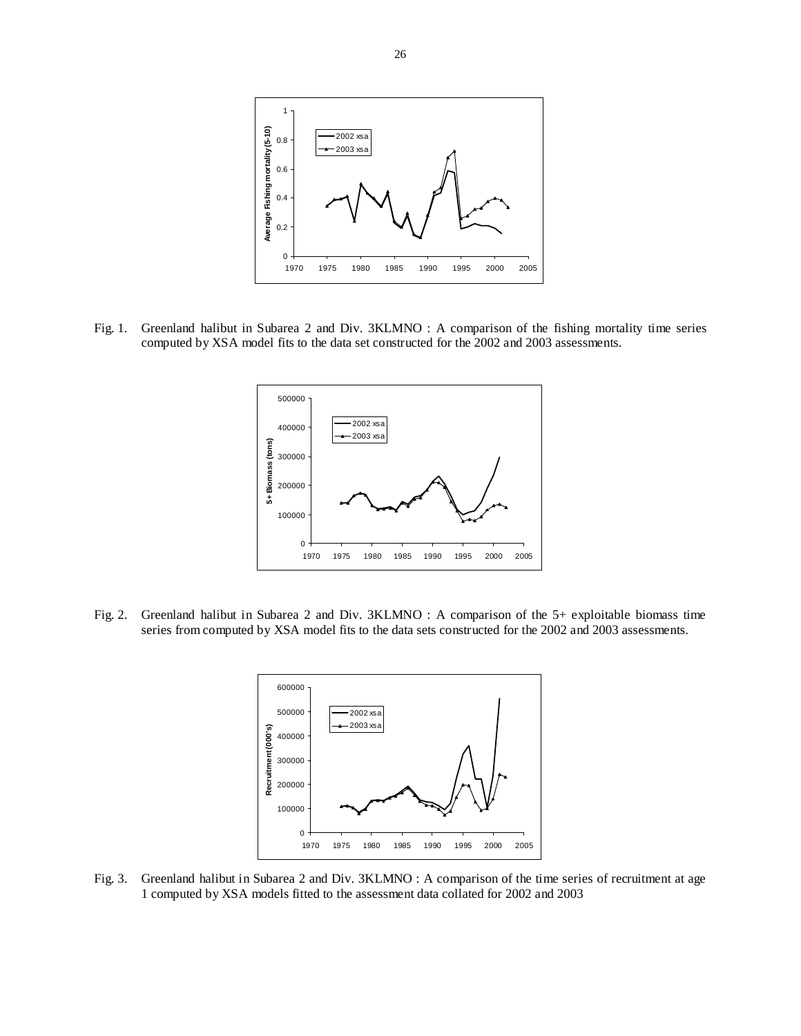Fig. 1. Greenland halibut in Subarea 2 and Div. 3KLMNO : A comparison of the fishing mortality time series computed by XSA model fits to the data set constructed for the 2002 and 2003 assessments.

Fig. 2. Greenland halibut in Subarea 2 and Div. 3KLMNO : A comparison of the 5+ exploitable biomass time series from computed by XSA model fits to the data sets constructed for the 2002 and 2003 assessments.

Fig. 3. Greenland halibut in Subarea 2 and Div. 3KLMNO : A comparison of the time series of recruitment at age 1 computed by XSA models fitted to the assessment data collated for 2002 and 2003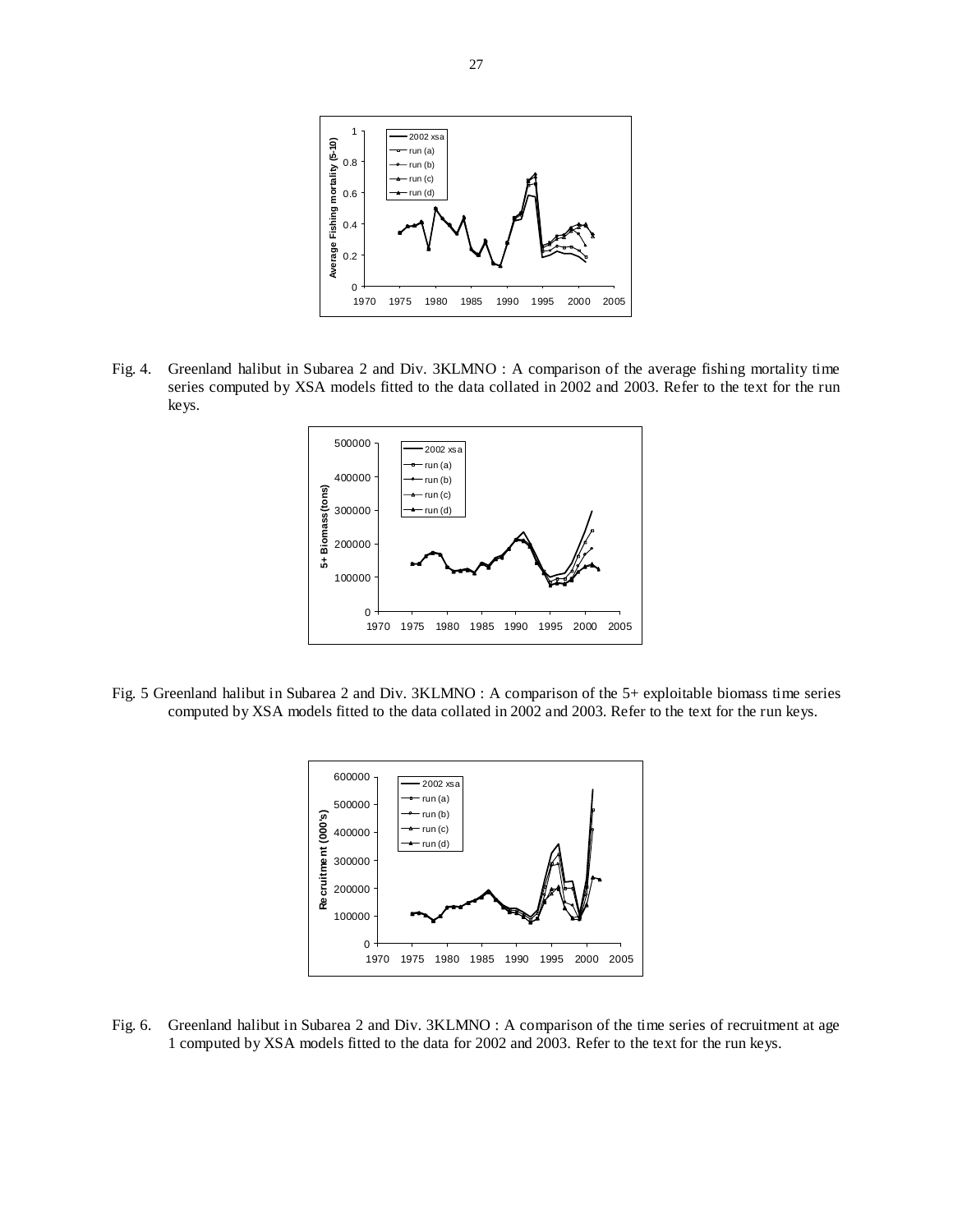Fig. 4. Greenland halibut in Subarea 2 and Div. 3KLMNO : A comparison of the average fishing mortality time series computed by XSA models fitted to the data collated in 2002 and 2003. Refer to the text for the run keys.

Fig. 5 Greenland halibut in Subarea 2 and Div. 3KLMNO : A comparison of the 5+ exploitable biomass time series computed by XSA models fitted to the data collated in 2002 and 2003. Refer to the text for the run keys.

Fig. 6. Greenland halibut in Subarea 2 and Div. 3KLMNO : A comparison of the time series of recruitment at age 1 computed by XSA models fitted to the data for 2002 and 2003. Refer to the text for the run keys.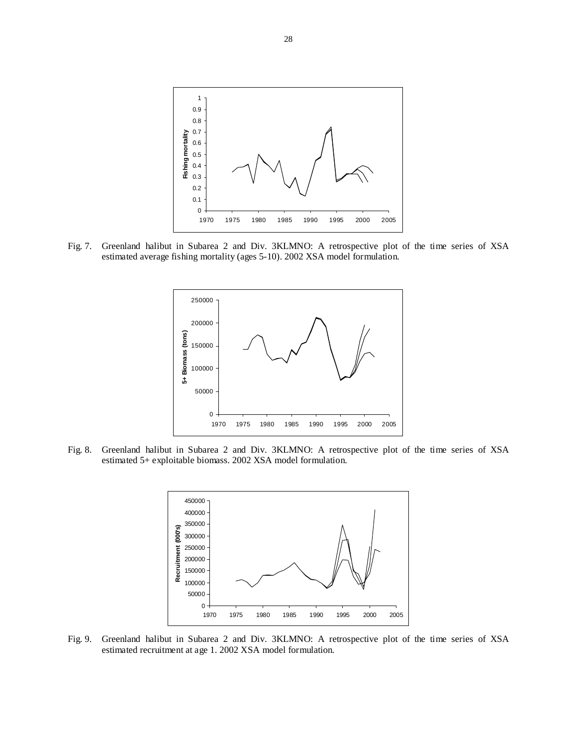Fig. 7. Greenland halibut in Subarea 2 and Div. 3KLMNO: A retrospective plot of the time series of XSA estimated average fishing mortality (ages 5-10). 2002 XSA model formulation.

Fig. 8. Greenland halibut in Subarea 2 and Div. 3KLMNO: A retrospective plot of the time series of XSA estimated 5+ exploitable biomass. 2002 XSA model formulation.

Fig. 9. Greenland halibut in Subarea 2 and Div. 3KLMNO: A retrospective plot of the time series of XSA estimated recruitment at age 1. 2002 XSA model formulation.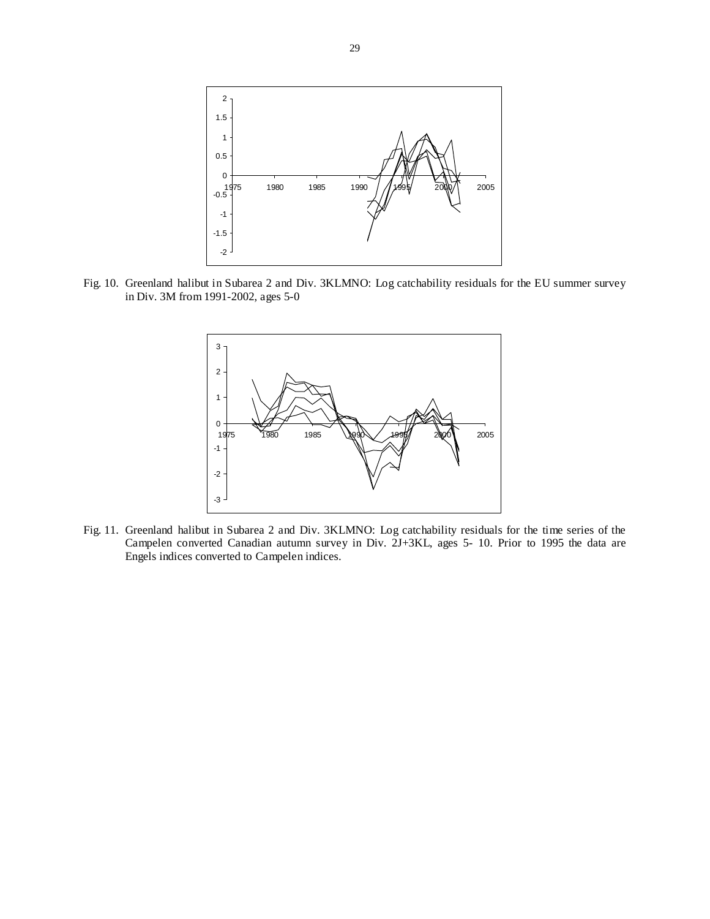Fig. 10. Greenland halibut in Subarea 2 and Div. 3KLMNO: Log catchability residuals for the EU summer survey in Div. 3M from 1991-2002, ages 5-0

Fig. 11. Greenland halibut in Subarea 2 and Div. 3KLMNO: Log catchability residuals for the time series of the Campelen converted Canadian autumn survey in Div. 2J+3KL, ages 5- 10. Prior to 1995 the data are Engels indices converted to Campelen indices.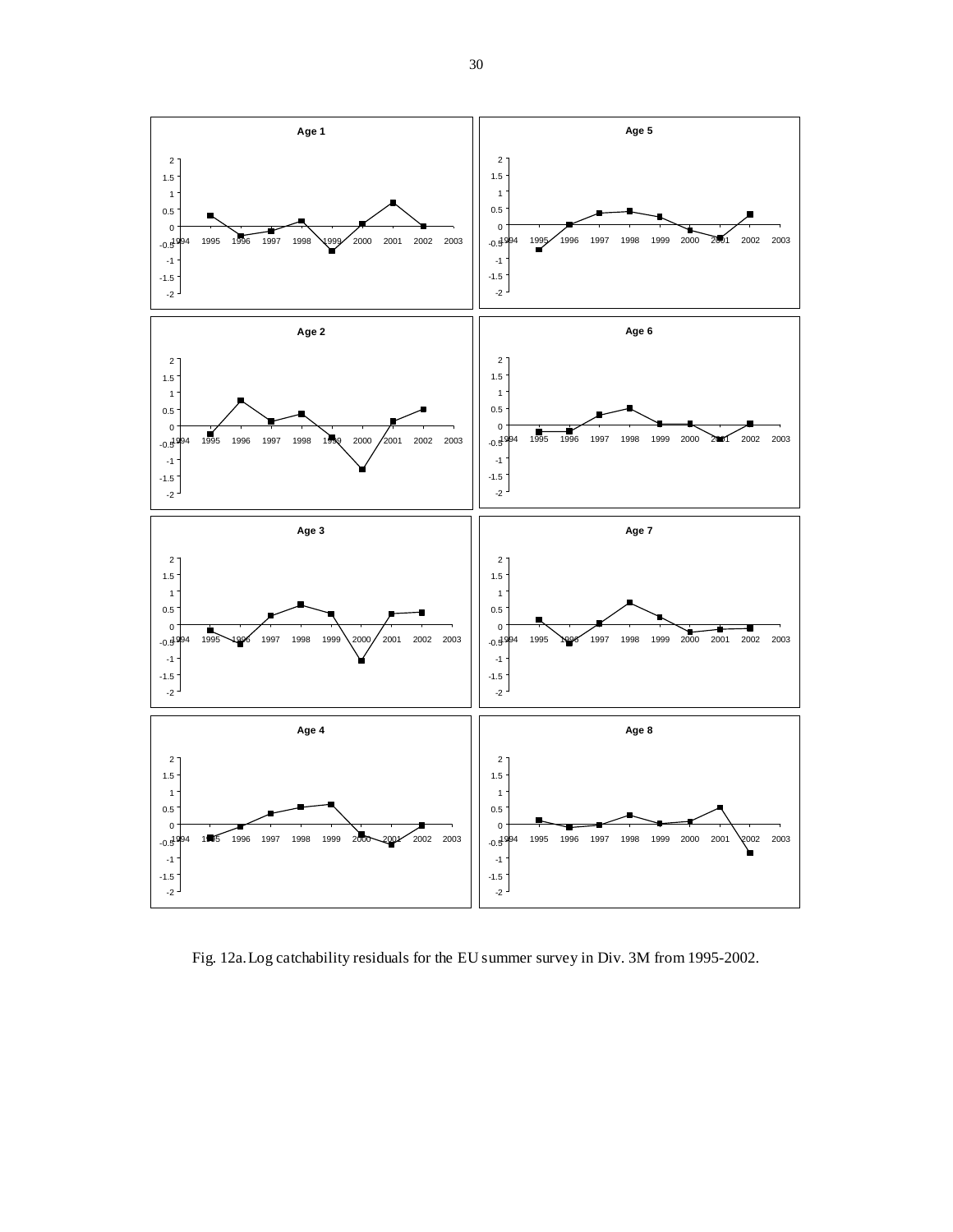Fig. 12a. Log catchability residuals for the EU summer survey in Div. 3M from 1995-2002.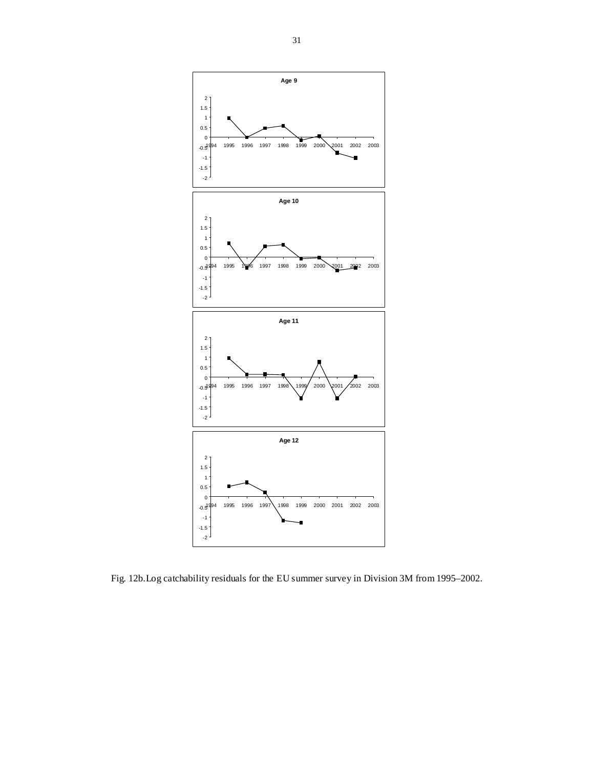Fig. 12b. Log catchability residuals for the EU summer survey in Division 3M from 1995–2002.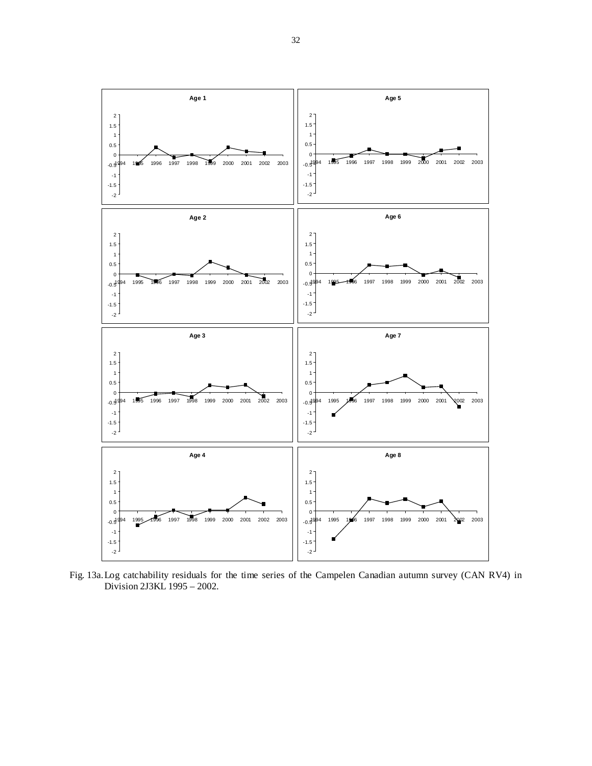Fig. 13a. Log catchability residuals for the time series of the Campelen Canadian autumn survey (CAN RV4) in Division 2J3KL 1995 – 2002.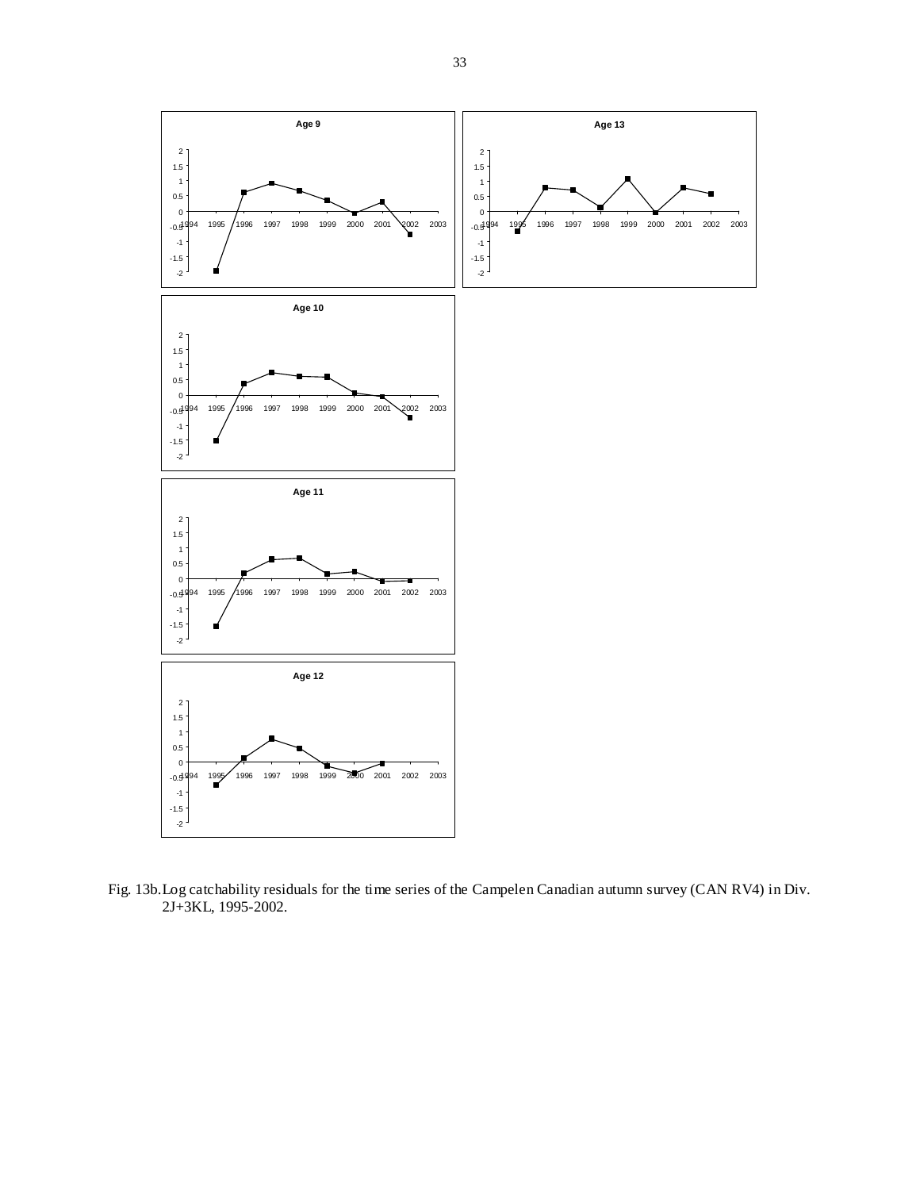Fig. 13b. Log catchability residuals for the time series of the Campelen Canadian autumn survey (CAN RV4) in Div. 2J+3KL, 1995-2002.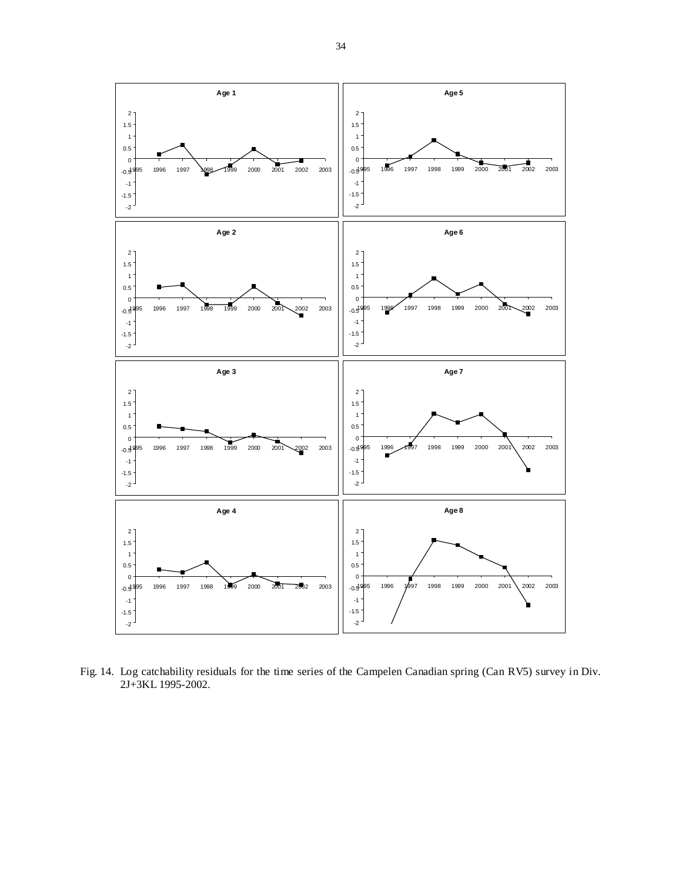Fig. 14. Log catchability residuals for the time series of the Campelen Canadian spring (Can RV5) survey in Div. 2J+3KL 1995-2002.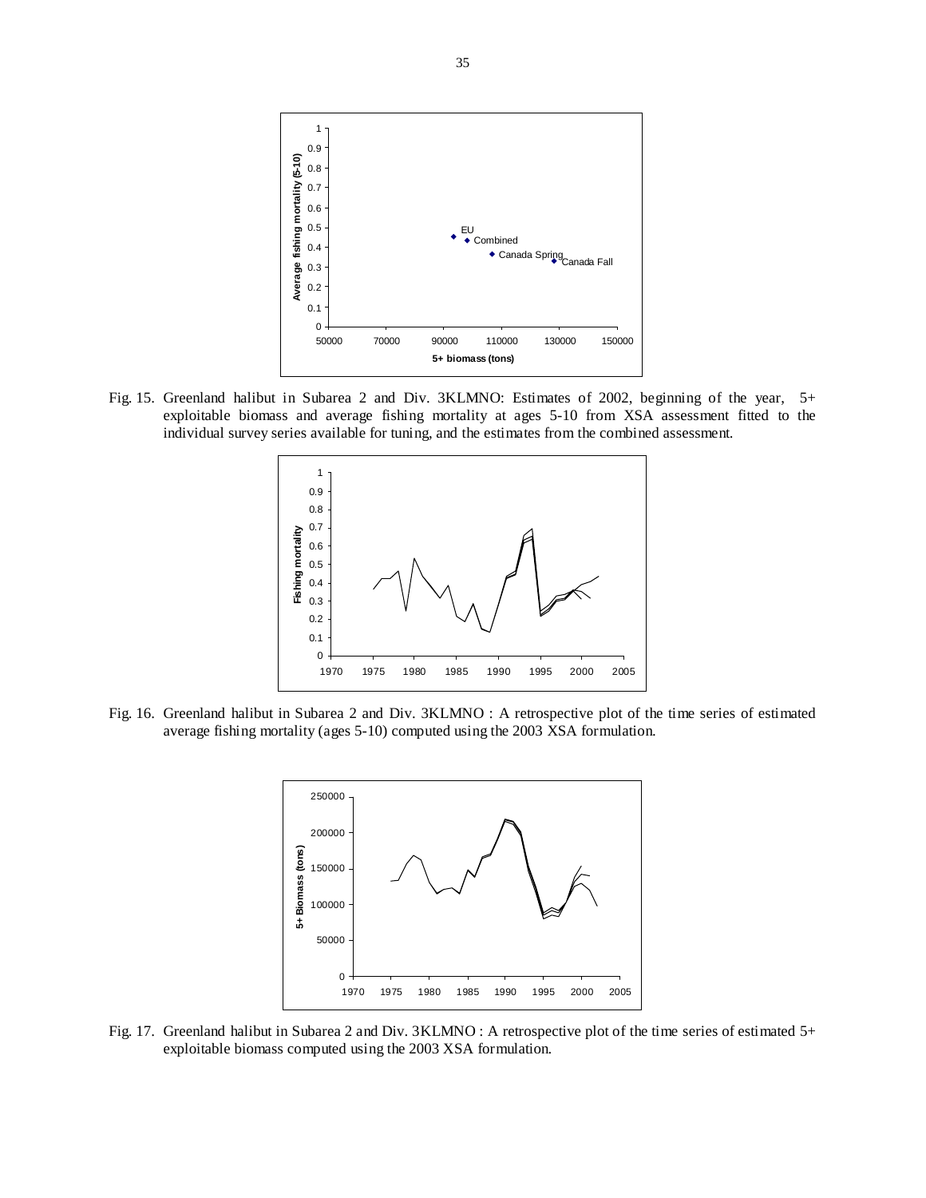Fig. 15. Greenland halibut in Subarea 2 and Div. 3KLMNO: Estimates of 2002, beginning of the year, 5+ exploitable biomass and average fishing mortality at ages 5-10 from XSA assessment fitted to the individual survey series available for tuning, and the estimates from the combined assessment.

Fig. 16. Greenland halibut in Subarea 2 and Div. 3KLMNO : A retrospective plot of the time series of estimated average fishing mortality (ages 5-10) computed using the 2003 XSA formulation.

Fig. 17. Greenland halibut in Subarea 2 and Div. 3KLMNO : A retrospective plot of the time series of estimated 5+ exploitable biomass computed using the 2003 XSA formulation.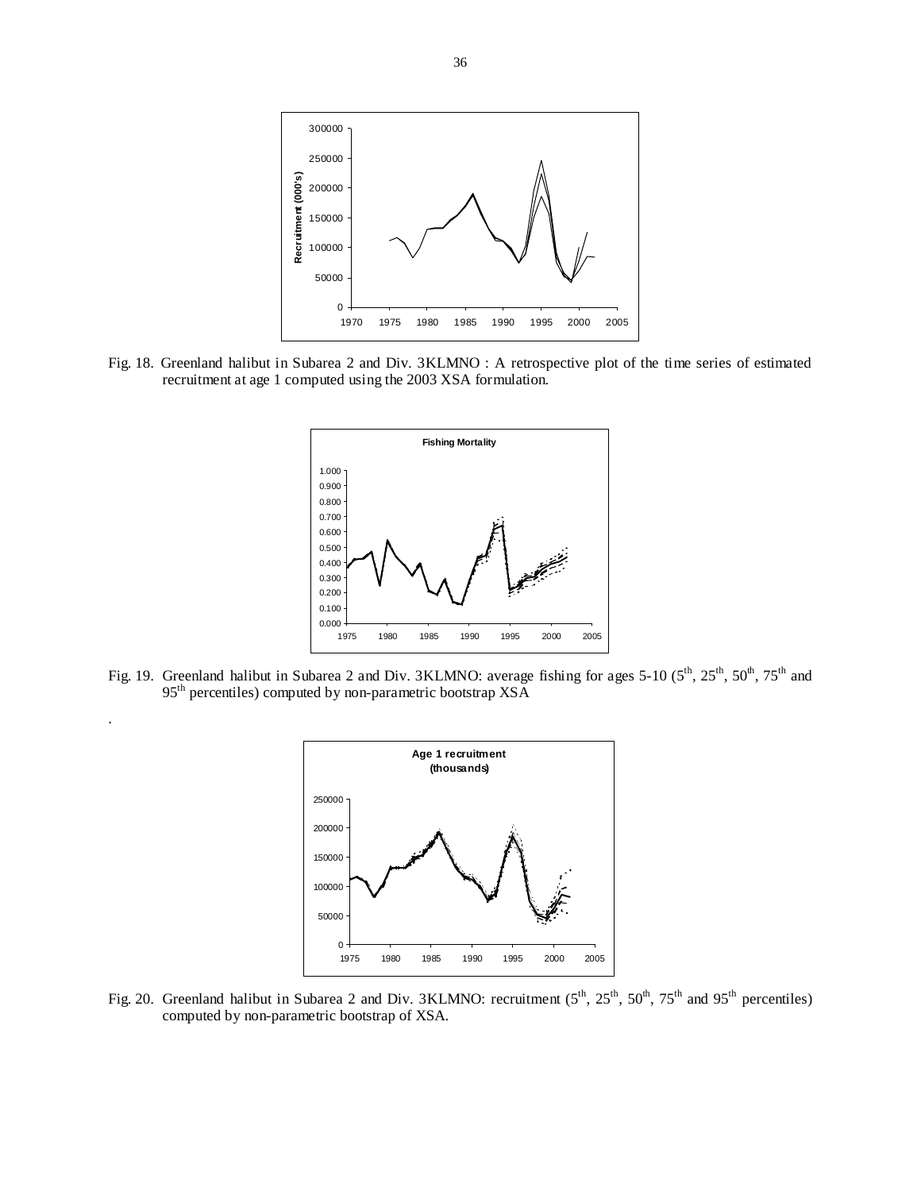Fig. 18. Greenland halibut in Subarea 2 and Div. 3KLMNO : A retrospective plot of the time series of estimated recruitment at age 1 computed using the 2003 XSA formulation.

Fig. 19. Greenland halibut in Subarea 2 and Div. 3KLMNO: average fishing for ages 5-10 (5th, 25th, 50th, 75th and 95th percentiles) computed by non-parametric bootstrap XSA

.

Fig. 20. Greenland halibut in Subarea 2 and Div. 3KLMNO: recruitment (5th, 25th, 50th, 75th and 95th percentiles) computed by non-parametric bootstrap of XSA.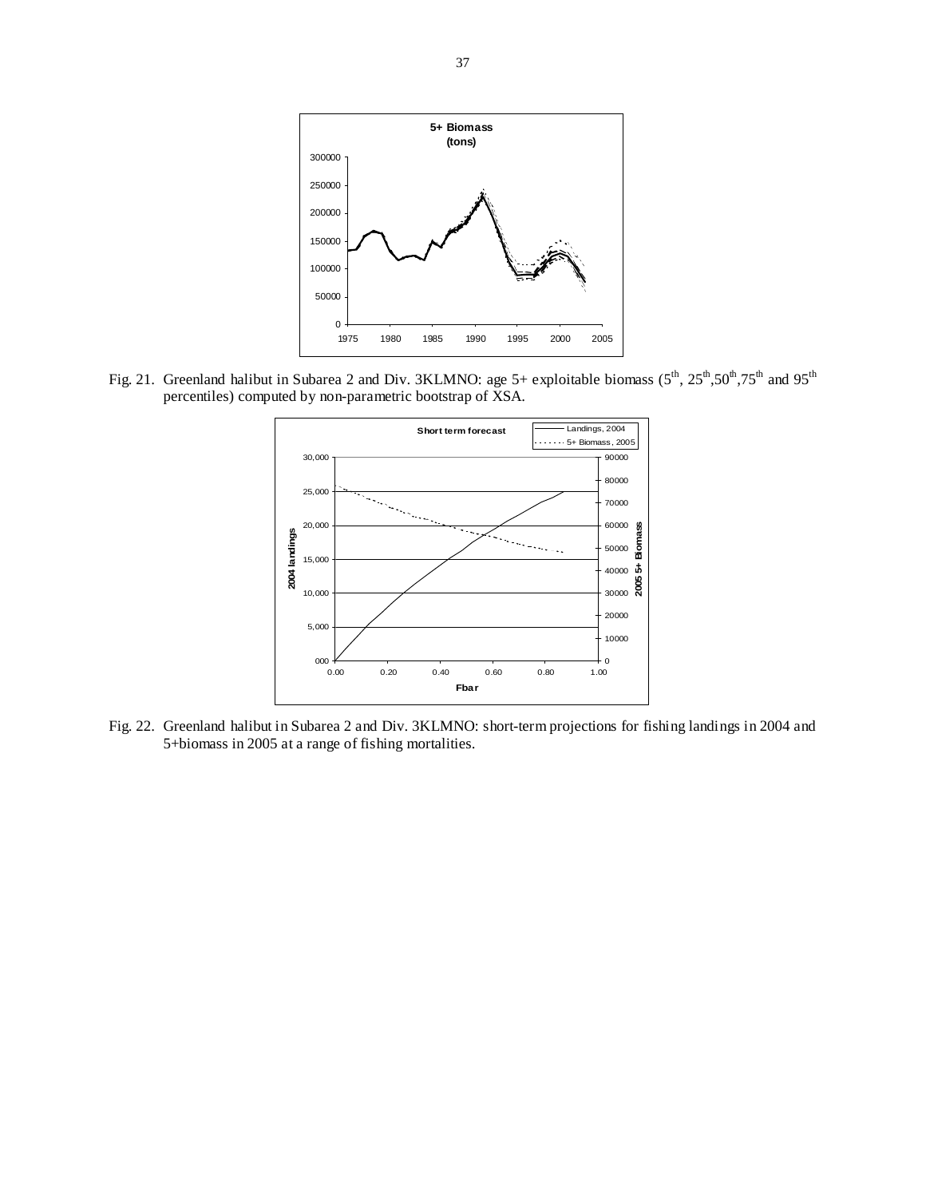Fig. 21. Greenland halibut in Subarea 2 and Div. 3KLMNO: age 5+ exploitable biomass ($5^{th}$, $25^{th}$, $50^{th}$, $75^{th}$ and $95^{th}$ percentiles) computed by non-parametric bootstrap of XSA.

Fig. 22. Greenland halibut in Subarea 2 and Div. 3KLMNO: short-term projections for fishing landings in 2004 and 5+biomass in 2005 at a range of fishing mortalities.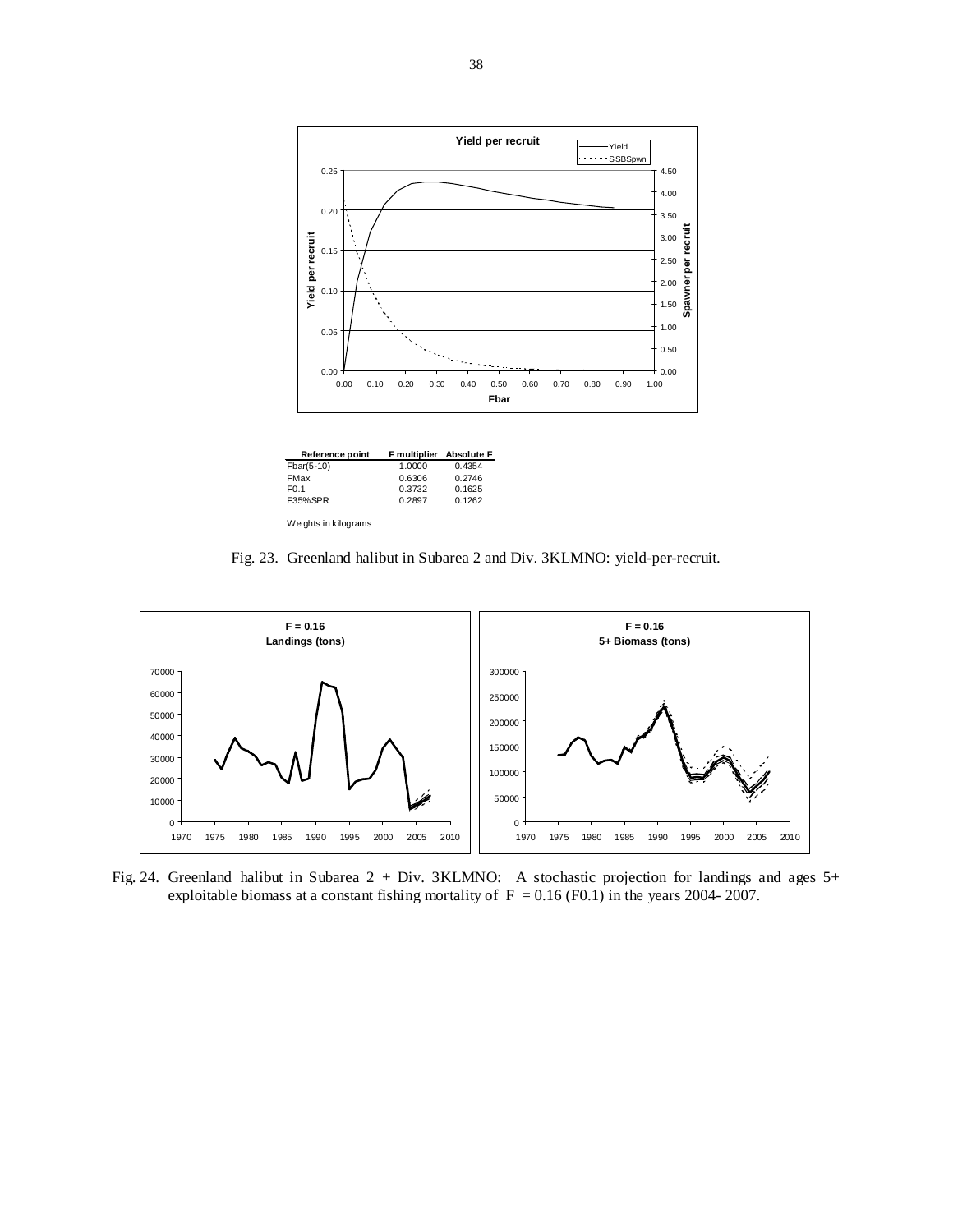| Reference point | F multiplier | Absolute F |
|---|---|---|
| Fbar(5-10) | 1.0000 | 0.4354 |
| FMax | 0.6306 | 0.2746 |
| F0.1 | 0.3732 | 0.1625 |
| F35%SPR | 0.2897 | 0.1262 |

Weights in kilograms

Fig. 23. Greenland halibut in Subarea 2 and Div. 3KLMNO: yield-per-recruit.

Fig. 24. Greenland halibut in Subarea 2 + Div. 3KLMNO: A stochastic projection for landings and ages 5+ exploitable biomass at a constant fishing mortality of $F = 0.16$ (F0.1) in the years 2004- 2007.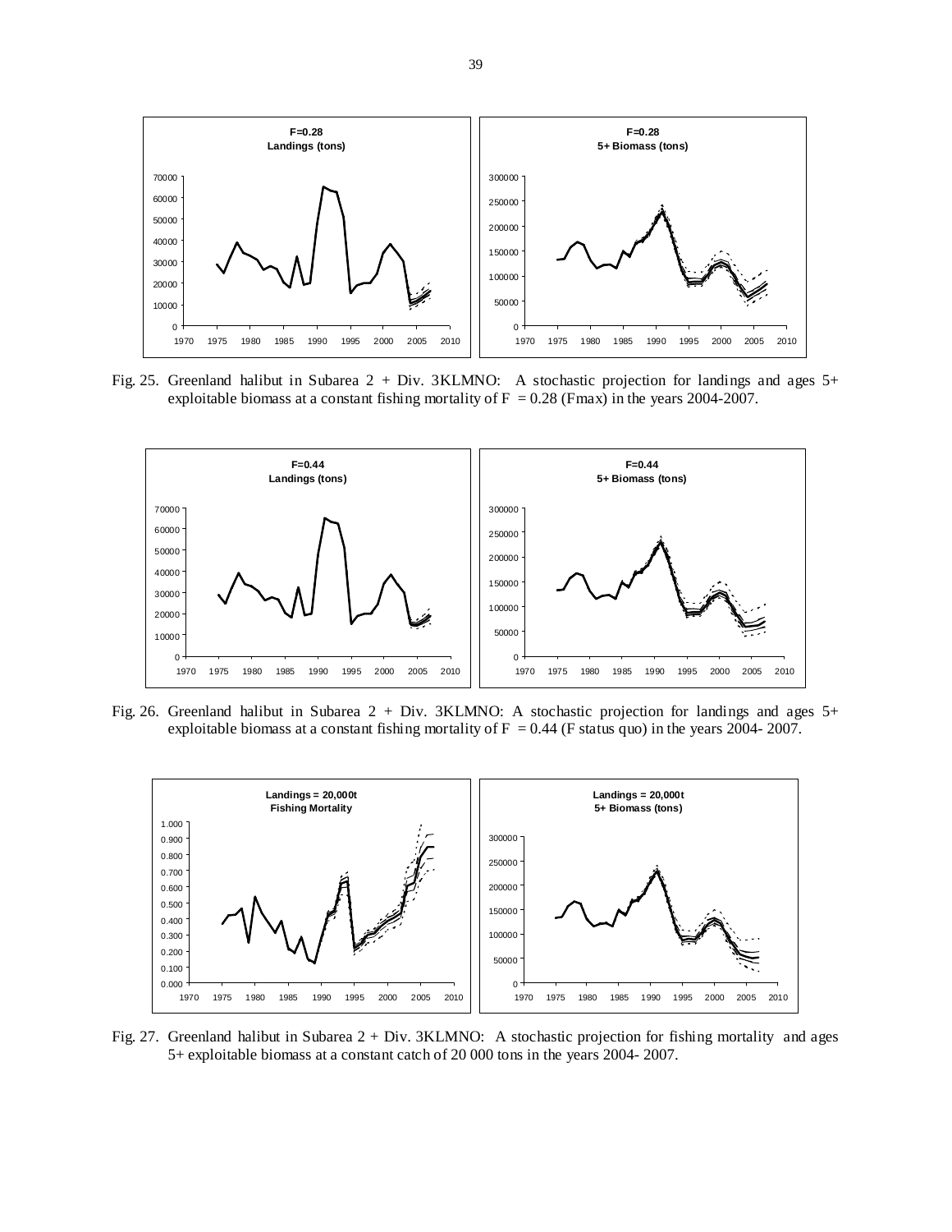Fig. 25. Greenland halibut in Subarea 2 + Div. 3KLMNO: A stochastic projection for landings and ages 5+ exploitable biomass at a constant fishing mortality of F = 0.28 (Fmax) in the years 2004-2007.

Fig. 26. Greenland halibut in Subarea 2 + Div. 3KLMNO: A stochastic projection for landings and ages 5+ exploitable biomass at a constant fishing mortality of F = 0.44 (F status quo) in the years 2004- 2007.

Fig. 27. Greenland halibut in Subarea 2 + Div. 3KLMNO: A stochastic projection for fishing mortality and ages 5+ exploitable biomass at a constant catch of 20 000 tons in the years 2004- 2007.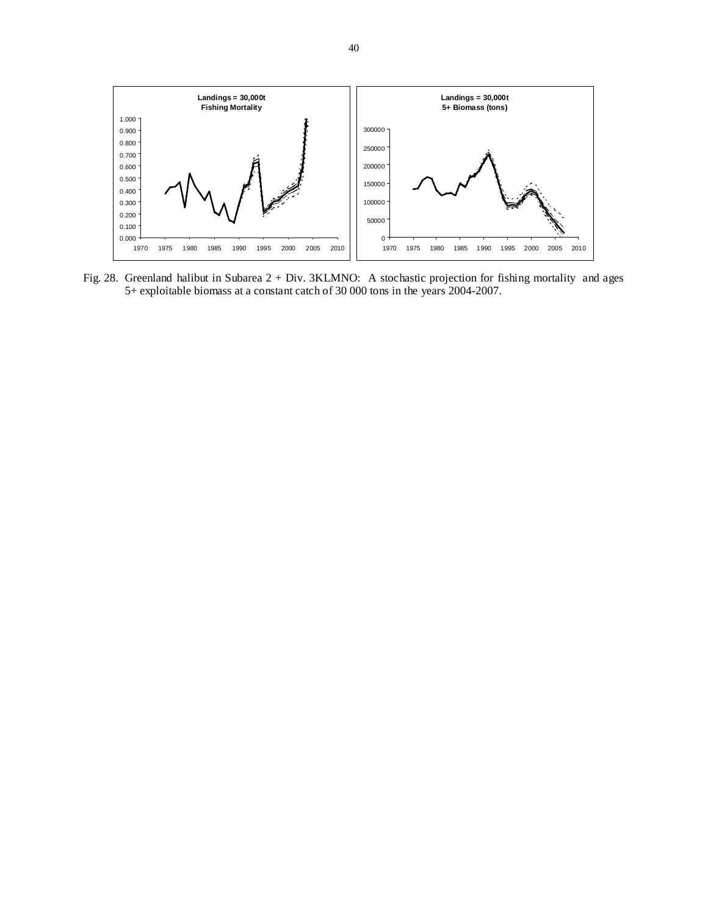Landings = 30,000t
Fishing Mortality

1.000
0.900
0.800
0.700
0.600
0.500
0.400
0.300
0.200
0.100
0.000

1970 1975 1980 1985 1990 1995 2000 2005 2010

Landings = 30,000t
5+ Biomass (tons)

300000
250000
200000
150000
100000
50000
0

1970 1975 1980 1985 1990 1995 2000 2005 2010

Fig. 28. Greenland halibut in Subarea 2 + Div. 3KLMNO: A stochastic projection for fishing mortality and ages 5+ exploitable biomass at a constant catch of 30 000 tons in the years 2004-2007.